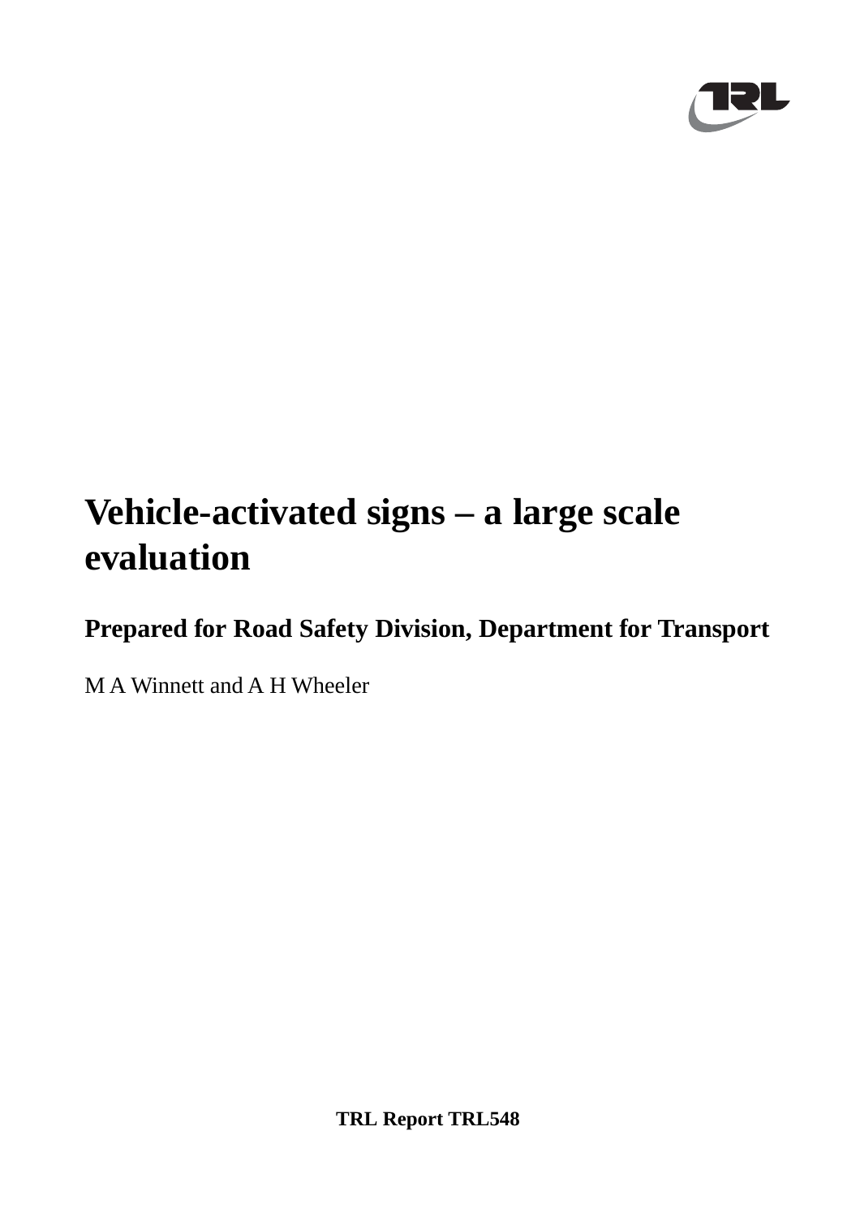# Vehicle-activated signs – a large scale evaluation

## Prepared for Road Safety Division, Department for Transport

M A Winnett and A H Wheeler

**TRL Report TRL548**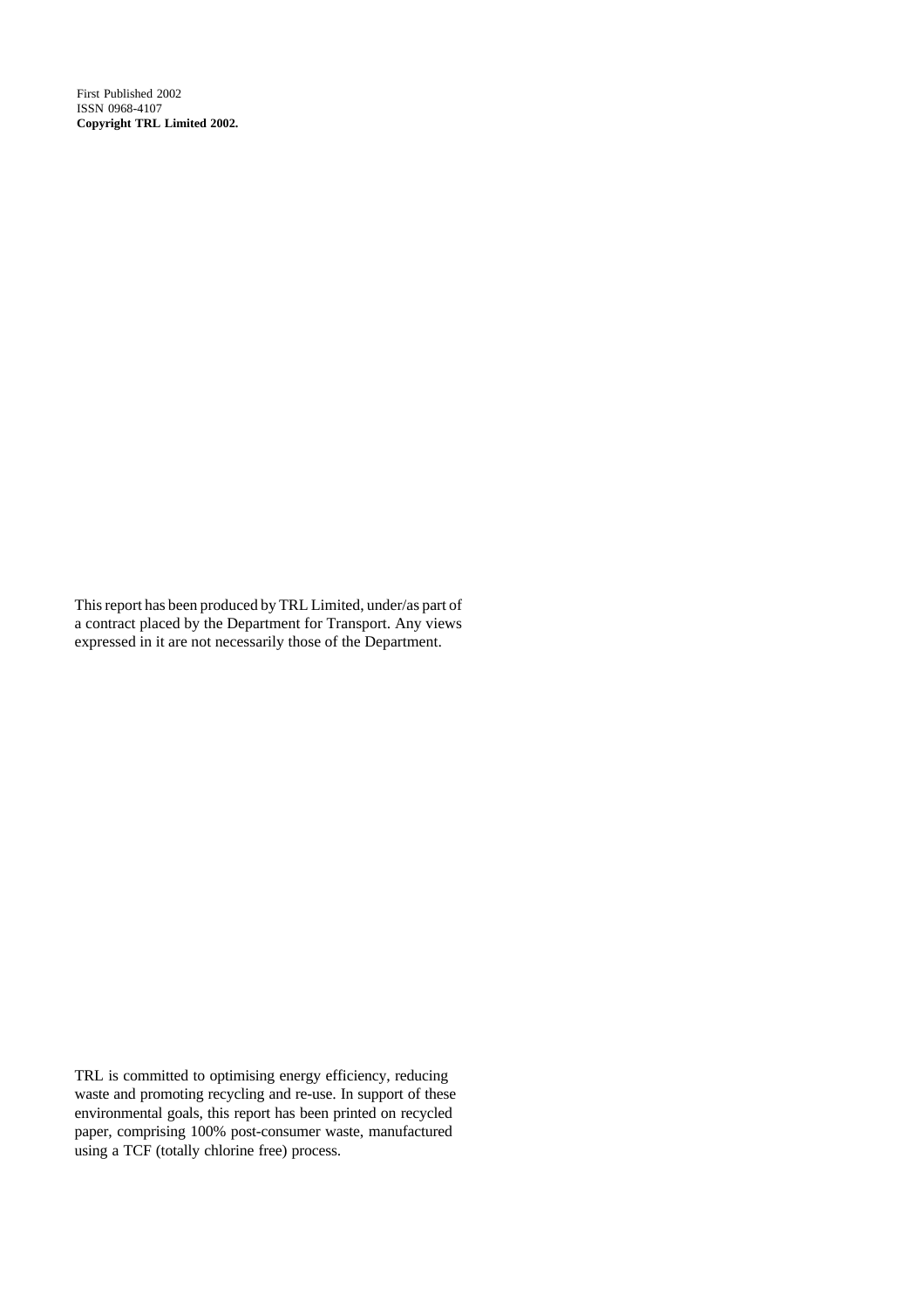First Published 2002
ISSN 0968-4107
**Copyright TRL Limited 2002.**

This report has been produced by TRL Limited, under/as part of a contract placed by the Department for Transport. Any views expressed in it are not necessarily those of the Department.

TRL is committed to optimising energy efficiency, reducing waste and promoting recycling and re-use. In support of these environmental goals, this report has been printed on recycled paper, comprising 100% post-consumer waste, manufactured using a TCF (totally chlorine free) process.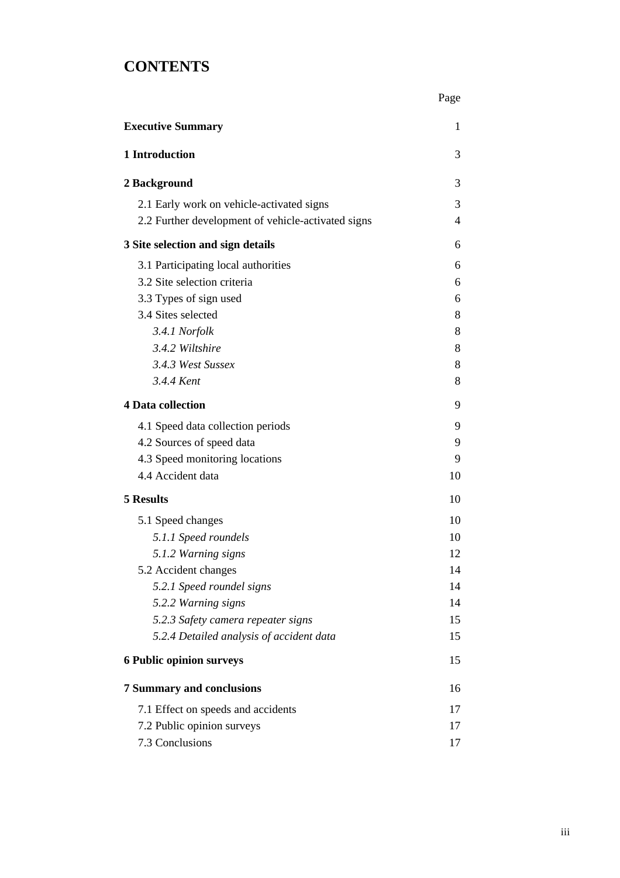# CONTENTS

| | Page |
|---|---|
| **Executive Summary** | 1 |
| **1 Introduction** | 3 |
| **2 Background** | 3 |
| 2.1 Early work on vehicle-activated signs | 3 |
| 2.2 Further development of vehicle-activated signs | 4 |
| **3 Site selection and sign details** | 6 |
| 3.1 Participating local authorities | 6 |
| 3.2 Site selection criteria | 6 |
| 3.3 Types of sign used | 6 |
| 3.4 Sites selected | 8 |
| *3.4.1 Norfolk* | 8 |
| *3.4.2 Wiltshire* | 8 |
| *3.4.3 West Sussex* | 8 |
| *3.4.4 Kent* | 8 |
| **4 Data collection** | 9 |
| 4.1 Speed data collection periods | 9 |
| 4.2 Sources of speed data | 9 |
| 4.3 Speed monitoring locations | 9 |
| 4.4 Accident data | 10 |
| **5 Results** | 10 |
| 5.1 Speed changes | 10 |
| *5.1.1 Speed roundels* | 10 |
| *5.1.2 Warning signs* | 12 |
| 5.2 Accident changes | 14 |
| *5.2.1 Speed roundel signs* | 14 |
| *5.2.2 Warning signs* | 14 |
| *5.2.3 Safety camera repeater signs* | 15 |
| *5.2.4 Detailed analysis of accident data* | 15 |
| **6 Public opinion surveys** | 15 |
| **7 Summary and conclusions** | 16 |
| 7.1 Effect on speeds and accidents | 17 |
| 7.2 Public opinion surveys | 17 |
| 7.3 Conclusions | 17 |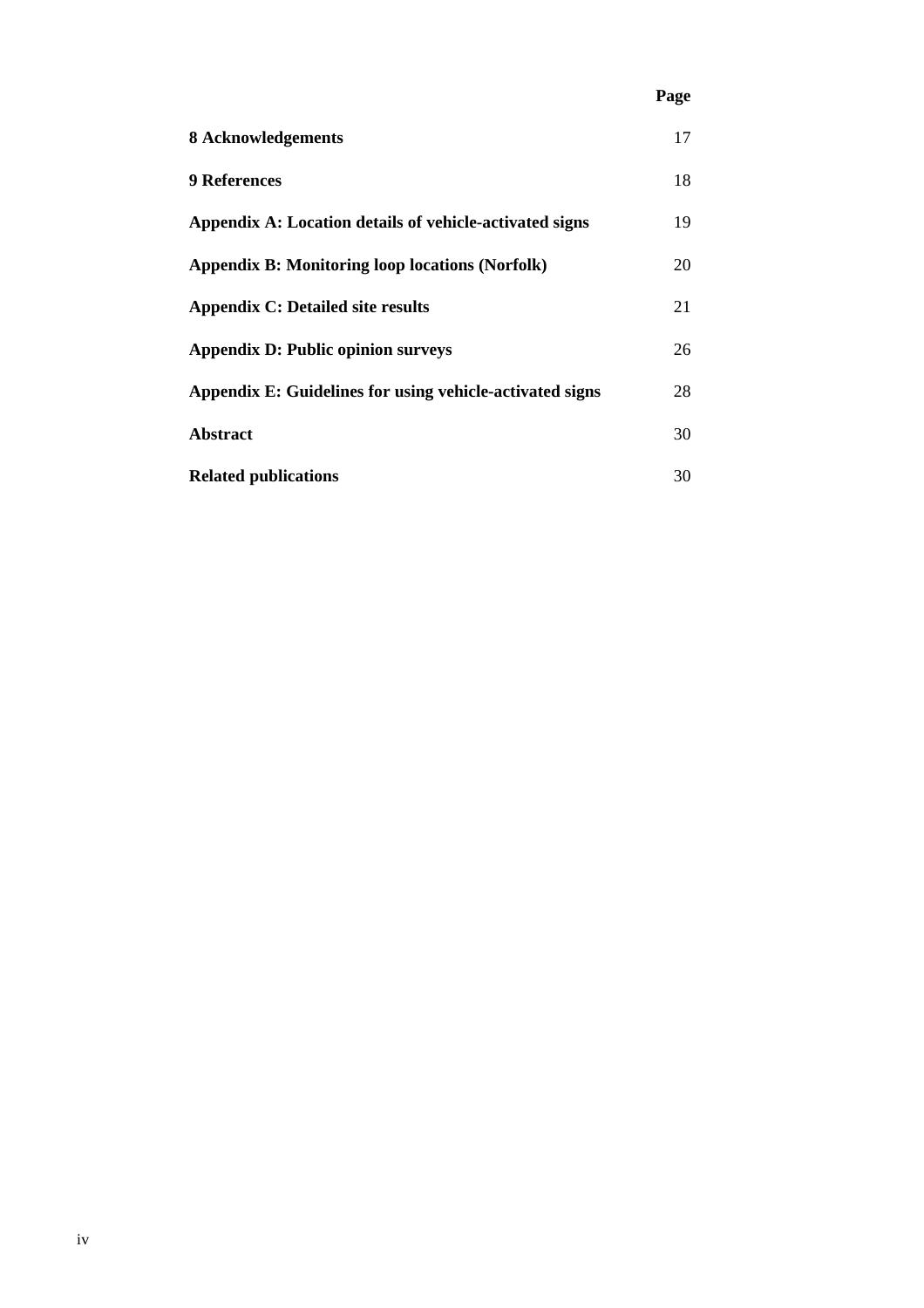| | Page |
|---|---|
| **8 Acknowledgements** | 17 |
| **9 References** | 18 |
| **Appendix A: Location details of vehicle-activated signs** | 19 |
| **Appendix B: Monitoring loop locations (Norfolk)** | 20 |
| **Appendix C: Detailed site results** | 21 |
| **Appendix D: Public opinion surveys** | 26 |
| **Appendix E: Guidelines for using vehicle-activated signs** | 28 |
| **Abstract** | 30 |
| **Related publications** | 30 |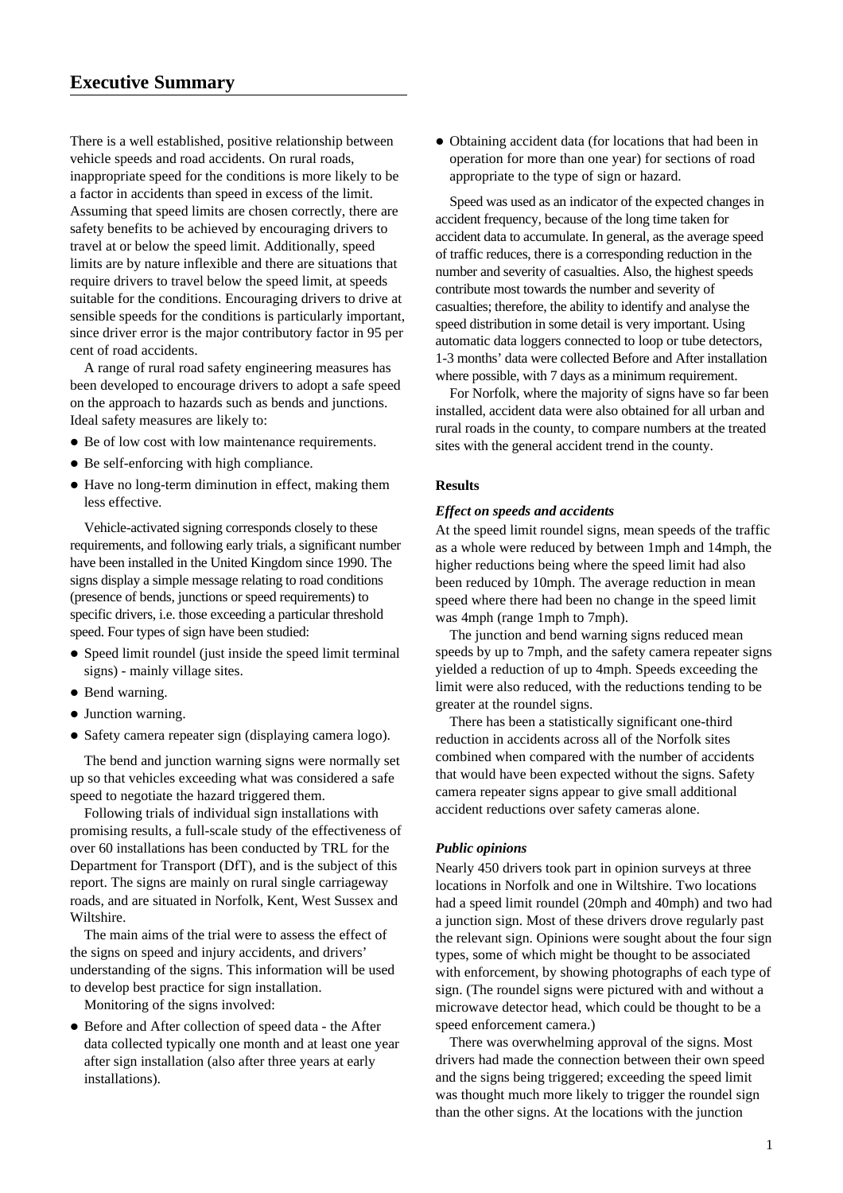## Executive Summary

There is a well established, positive relationship between vehicle speeds and road accidents. On rural roads, inappropriate speed for the conditions is more likely to be a factor in accidents than speed in excess of the limit. Assuming that speed limits are chosen correctly, there are safety benefits to be achieved by encouraging drivers to travel at or below the speed limit. Additionally, speed limits are by nature inflexible and there are situations that require drivers to travel below the speed limit, at speeds suitable for the conditions. Encouraging drivers to drive at sensible speeds for the conditions is particularly important, since driver error is the major contributory factor in 95 per cent of road accidents.

A range of rural road safety engineering measures has been developed to encourage drivers to adopt a safe speed on the approach to hazards such as bends and junctions. Ideal safety measures are likely to:

- Be of low cost with low maintenance requirements.
- Be self-enforcing with high compliance.
- Have no long-term diminution in effect, making them less effective.

Vehicle-activated signing corresponds closely to these requirements, and following early trials, a significant number have been installed in the United Kingdom since 1990. The signs display a simple message relating to road conditions (presence of bends, junctions or speed requirements) to specific drivers, i.e. those exceeding a particular threshold speed. Four types of sign have been studied:

- Speed limit roundel (just inside the speed limit terminal signs) - mainly village sites.
- Bend warning.
- Junction warning.
- Safety camera repeater sign (displaying camera logo).

The bend and junction warning signs were normally set up so that vehicles exceeding what was considered a safe speed to negotiate the hazard triggered them.

Following trials of individual sign installations with promising results, a full-scale study of the effectiveness of over 60 installations has been conducted by TRL for the Department for Transport (DfT), and is the subject of this report. The signs are mainly on rural single carriageway roads, and are situated in Norfolk, Kent, West Sussex and Wiltshire.

The main aims of the trial were to assess the effect of the signs on speed and injury accidents, and drivers' understanding of the signs. This information will be used to develop best practice for sign installation.

Monitoring of the signs involved:

- Before and After collection of speed data - the After data collected typically one month and at least one year after sign installation (also after three years at early installations).
- Obtaining accident data (for locations that had been in operation for more than one year) for sections of road appropriate to the type of sign or hazard.

Speed was used as an indicator of the expected changes in accident frequency, because of the long time taken for accident data to accumulate. In general, as the average speed of traffic reduces, there is a corresponding reduction in the number and severity of casualties. Also, the highest speeds contribute most towards the number and severity of casualties; therefore, the ability to identify and analyse the speed distribution in some detail is very important. Using automatic data loggers connected to loop or tube detectors, 1-3 months' data were collected Before and After installation where possible, with 7 days as a minimum requirement.

For Norfolk, where the majority of signs have so far been installed, accident data were also obtained for all urban and rural roads in the county, to compare numbers at the treated sites with the general accident trend in the county.

**Results**

***Effect on speeds and accidents***

At the speed limit roundel signs, mean speeds of the traffic as a whole were reduced by between 1mph and 14mph, the higher reductions being where the speed limit had also been reduced by 10mph. The average reduction in mean speed where there had been no change in the speed limit was 4mph (range 1mph to 7mph).

The junction and bend warning signs reduced mean speeds by up to 7mph, and the safety camera repeater signs yielded a reduction of up to 4mph. Speeds exceeding the limit were also reduced, with the reductions tending to be greater at the roundel signs.

There has been a statistically significant one-third reduction in accidents across all of the Norfolk sites combined when compared with the number of accidents that would have been expected without the signs. Safety camera repeater signs appear to give small additional accident reductions over safety cameras alone.

***Public opinions***

Nearly 450 drivers took part in opinion surveys at three locations in Norfolk and one in Wiltshire. Two locations had a speed limit roundel (20mph and 40mph) and two had a junction sign. Most of these drivers drove regularly past the relevant sign. Opinions were sought about the four sign types, some of which might be thought to be associated with enforcement, by showing photographs of each type of sign. (The roundel signs were pictured with and without a microwave detector head, which could be thought to be a speed enforcement camera.)

There was overwhelming approval of the signs. Most drivers had made the connection between their own speed and the signs being triggered; exceeding the speed limit was thought much more likely to trigger the roundel sign than the other signs. At the locations with the junction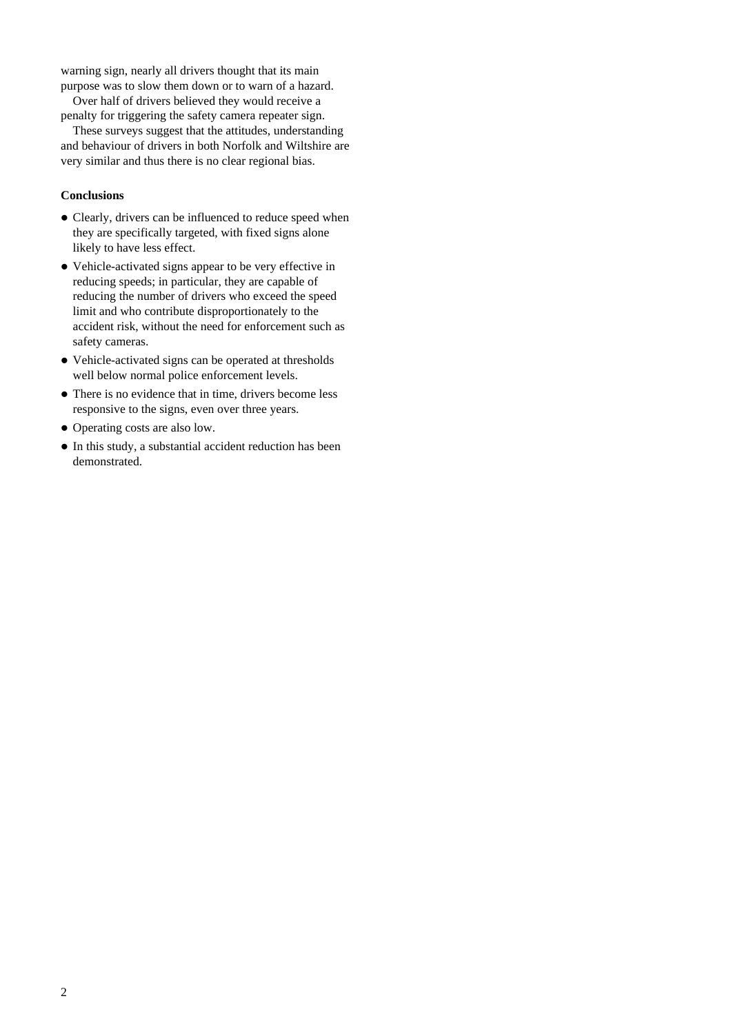warning sign, nearly all drivers thought that its main purpose was to slow them down or to warn of a hazard.

Over half of drivers believed they would receive a penalty for triggering the safety camera repeater sign.

These surveys suggest that the attitudes, understanding and behaviour of drivers in both Norfolk and Wiltshire are very similar and thus there is no clear regional bias.

**Conclusions**

- Clearly, drivers can be influenced to reduce speed when they are specifically targeted, with fixed signs alone likely to have less effect.
- Vehicle-activated signs appear to be very effective in reducing speeds; in particular, they are capable of reducing the number of drivers who exceed the speed limit and who contribute disproportionately to the accident risk, without the need for enforcement such as safety cameras.
- Vehicle-activated signs can be operated at thresholds well below normal police enforcement levels.
- There is no evidence that in time, drivers become less responsive to the signs, even over three years.
- Operating costs are also low.
- In this study, a substantial accident reduction has been demonstrated.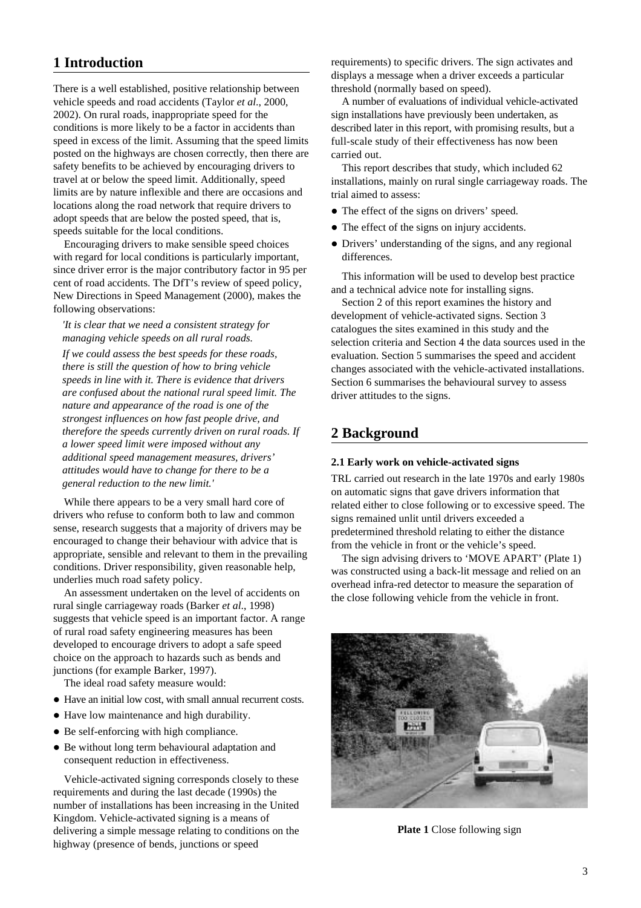# 1 Introduction

There is a well established, positive relationship between vehicle speeds and road accidents (Taylor *et al*., 2000, 2002). On rural roads, inappropriate speed for the conditions is more likely to be a factor in accidents than speed in excess of the limit. Assuming that the speed limits posted on the highways are chosen correctly, then there are safety benefits to be achieved by encouraging drivers to travel at or below the speed limit. Additionally, speed limits are by nature inflexible and there are occasions and locations along the road network that require drivers to adopt speeds that are below the posted speed, that is, speeds suitable for the local conditions.

Encouraging drivers to make sensible speed choices with regard for local conditions is particularly important, since driver error is the major contributory factor in 95 per cent of road accidents. The DfT's review of speed policy, New Directions in Speed Management (2000), makes the following observations:

> *'It is clear that we need a consistent strategy for managing vehicle speeds on all rural roads.*
>
> *If we could assess the best speeds for these roads, there is still the question of how to bring vehicle speeds in line with it. There is evidence that drivers are confused about the national rural speed limit. The nature and appearance of the road is one of the strongest influences on how fast people drive, and therefore the speeds currently driven on rural roads. If a lower speed limit were imposed without any additional speed management measures, drivers' attitudes would have to change for there to be a general reduction to the new limit.'*

While there appears to be a very small hard core of drivers who refuse to conform both to law and common sense, research suggests that a majority of drivers may be encouraged to change their behaviour with advice that is appropriate, sensible and relevant to them in the prevailing conditions. Driver responsibility, given reasonable help, underlies much road safety policy.

An assessment undertaken on the level of accidents on rural single carriageway roads (Barker *et al*., 1998) suggests that vehicle speed is an important factor. A range of rural road safety engineering measures has been developed to encourage drivers to adopt a safe speed choice on the approach to hazards such as bends and junctions (for example Barker, 1997).

The ideal road safety measure would:

- Have an initial low cost, with small annual recurrent costs.
- Have low maintenance and high durability.
- Be self-enforcing with high compliance.
- Be without long term behavioural adaptation and consequent reduction in effectiveness.

Vehicle-activated signing corresponds closely to these requirements and during the last decade (1990s) the number of installations has been increasing in the United Kingdom. Vehicle-activated signing is a means of delivering a simple message relating to conditions on the highway (presence of bends, junctions or speed requirements) to specific drivers. The sign activates and displays a message when a driver exceeds a particular threshold (normally based on speed).

A number of evaluations of individual vehicle-activated sign installations have previously been undertaken, as described later in this report, with promising results, but a full-scale study of their effectiveness has now been carried out.

This report describes that study, which included 62 installations, mainly on rural single carriageway roads. The trial aimed to assess:

- The effect of the signs on drivers' speed.
- The effect of the signs on injury accidents.
- Drivers' understanding of the signs, and any regional differences.

This information will be used to develop best practice and a technical advice note for installing signs.

Section 2 of this report examines the history and development of vehicle-activated signs. Section 3 catalogues the sites examined in this study and the selection criteria and Section 4 the data sources used in the evaluation. Section 5 summarises the speed and accident changes associated with the vehicle-activated installations. Section 6 summarises the behavioural survey to assess driver attitudes to the signs.

# 2 Background

### 2.1 Early work on vehicle-activated signs

TRL carried out research in the late 1970s and early 1980s on automatic signs that gave drivers information that related either to close following or to excessive speed. The signs remained unlit until drivers exceeded a predetermined threshold relating to either the distance from the vehicle in front or the vehicle's speed.

The sign advising drivers to 'MOVE APART' (Plate 1) was constructed using a back-lit message and relied on an overhead infra-red detector to measure the separation of the close following vehicle from the vehicle in front.

**Plate 1** Close following sign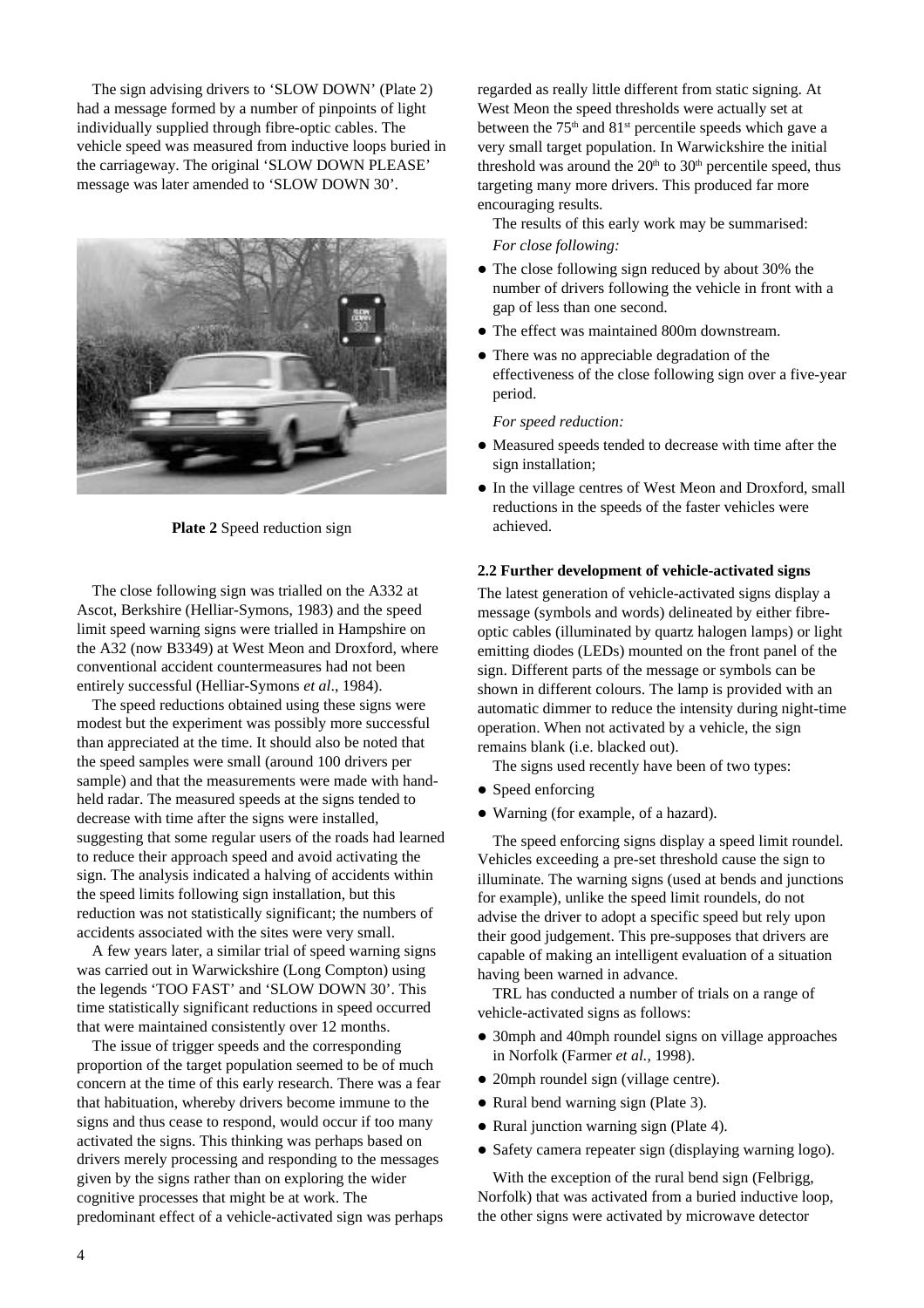The sign advising drivers to 'SLOW DOWN' (Plate 2) had a message formed by a number of pinpoints of light individually supplied through fibre-optic cables. The vehicle speed was measured from inductive loops buried in the carriageway. The original 'SLOW DOWN PLEASE' message was later amended to 'SLOW DOWN 30'.

**Plate 2** Speed reduction sign

The close following sign was trialled on the A332 at Ascot, Berkshire (Helliar-Symons, 1983) and the speed limit speed warning signs were trialled in Hampshire on the A32 (now B3349) at West Meon and Droxford, where conventional accident countermeasures had not been entirely successful (Helliar-Symons *et al*., 1984).

The speed reductions obtained using these signs were modest but the experiment was possibly more successful than appreciated at the time. It should also be noted that the speed samples were small (around 100 drivers per sample) and that the measurements were made with hand-held radar. The measured speeds at the signs tended to decrease with time after the signs were installed, suggesting that some regular users of the roads had learned to reduce their approach speed and avoid activating the sign. The analysis indicated a halving of accidents within the speed limits following sign installation, but this reduction was not statistically significant; the numbers of accidents associated with the sites were very small.

A few years later, a similar trial of speed warning signs was carried out in Warwickshire (Long Compton) using the legends 'TOO FAST' and 'SLOW DOWN 30'. This time statistically significant reductions in speed occurred that were maintained consistently over 12 months.

The issue of trigger speeds and the corresponding proportion of the target population seemed to be of much concern at the time of this early research. There was a fear that habituation, whereby drivers become immune to the signs and thus cease to respond, would occur if too many activated the signs. This thinking was perhaps based on drivers merely processing and responding to the messages given by the signs rather than on exploring the wider cognitive processes that might be at work. The predominant effect of a vehicle-activated sign was perhaps regarded as really little different from static signing. At West Meon the speed thresholds were actually set at between the 75th and 81st percentile speeds which gave a very small target population. In Warwickshire the initial threshold was around the 20th to 30th percentile speed, thus targeting many more drivers. This produced far more encouraging results.

The results of this early work may be summarised:

*For close following:*

- The close following sign reduced by about 30% the number of drivers following the vehicle in front with a gap of less than one second.
- The effect was maintained 800m downstream.
- There was no appreciable degradation of the effectiveness of the close following sign over a five-year period.

*For speed reduction:*

- Measured speeds tended to decrease with time after the sign installation;
- In the village centres of West Meon and Droxford, small reductions in the speeds of the faster vehicles were achieved.

### 2.2 Further development of vehicle-activated signs

The latest generation of vehicle-activated signs display a message (symbols and words) delineated by either fibre-optic cables (illuminated by quartz halogen lamps) or light emitting diodes (LEDs) mounted on the front panel of the sign. Different parts of the message or symbols can be shown in different colours. The lamp is provided with an automatic dimmer to reduce the intensity during night-time operation. When not activated by a vehicle, the sign remains blank (i.e. blacked out).

The signs used recently have been of two types:

- Speed enforcing
- Warning (for example, of a hazard).

The speed enforcing signs display a speed limit roundel. Vehicles exceeding a pre-set threshold cause the sign to illuminate. The warning signs (used at bends and junctions for example), unlike the speed limit roundels, do not advise the driver to adopt a specific speed but rely upon their good judgement. This pre-supposes that drivers are capable of making an intelligent evaluation of a situation having been warned in advance.

TRL has conducted a number of trials on a range of vehicle-activated signs as follows:

- 30mph and 40mph roundel signs on village approaches in Norfolk (Farmer *et al.*, 1998).
- 20mph roundel sign (village centre).
- Rural bend warning sign (Plate 3).
- Rural junction warning sign (Plate 4).
- Safety camera repeater sign (displaying warning logo).

With the exception of the rural bend sign (Felbrigg, Norfolk) that was activated from a buried inductive loop, the other signs were activated by microwave detector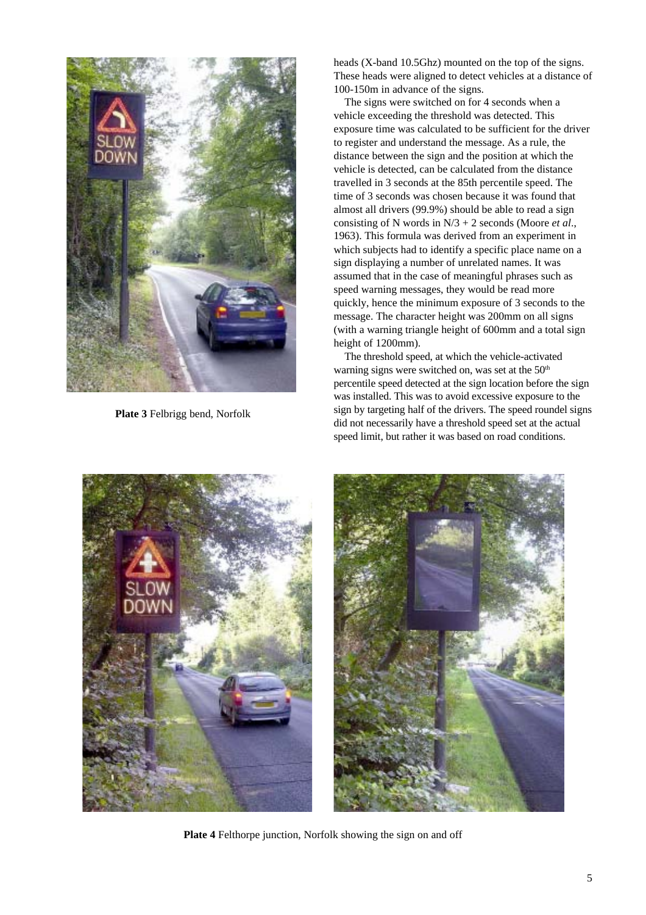**Plate 3** Felbrigg bend, Norfolk

heads (X-band 10.5Ghz) mounted on the top of the signs. These heads were aligned to detect vehicles at a distance of 100-150m in advance of the signs.

The signs were switched on for 4 seconds when a vehicle exceeding the threshold was detected. This exposure time was calculated to be sufficient for the driver to register and understand the message. As a rule, the distance between the sign and the position at which the vehicle is detected, can be calculated from the distance travelled in 3 seconds at the 85th percentile speed. The time of 3 seconds was chosen because it was found that almost all drivers (99.9%) should be able to read a sign consisting of N words in N/3 + 2 seconds (Moore *et al*., 1963). This formula was derived from an experiment in which subjects had to identify a specific place name on a sign displaying a number of unrelated names. It was assumed that in the case of meaningful phrases such as speed warning messages, they would be read more quickly, hence the minimum exposure of 3 seconds to the message. The character height was 200mm on all signs (with a warning triangle height of 600mm and a total sign height of 1200mm).

The threshold speed, at which the vehicle-activated warning signs were switched on, was set at the 50th percentile speed detected at the sign location before the sign was installed. This was to avoid excessive exposure to the sign by targeting half of the drivers. The speed roundel signs did not necessarily have a threshold speed set at the actual speed limit, but rather it was based on road conditions.

**Plate 4** Felthorpe junction, Norfolk showing the sign on and off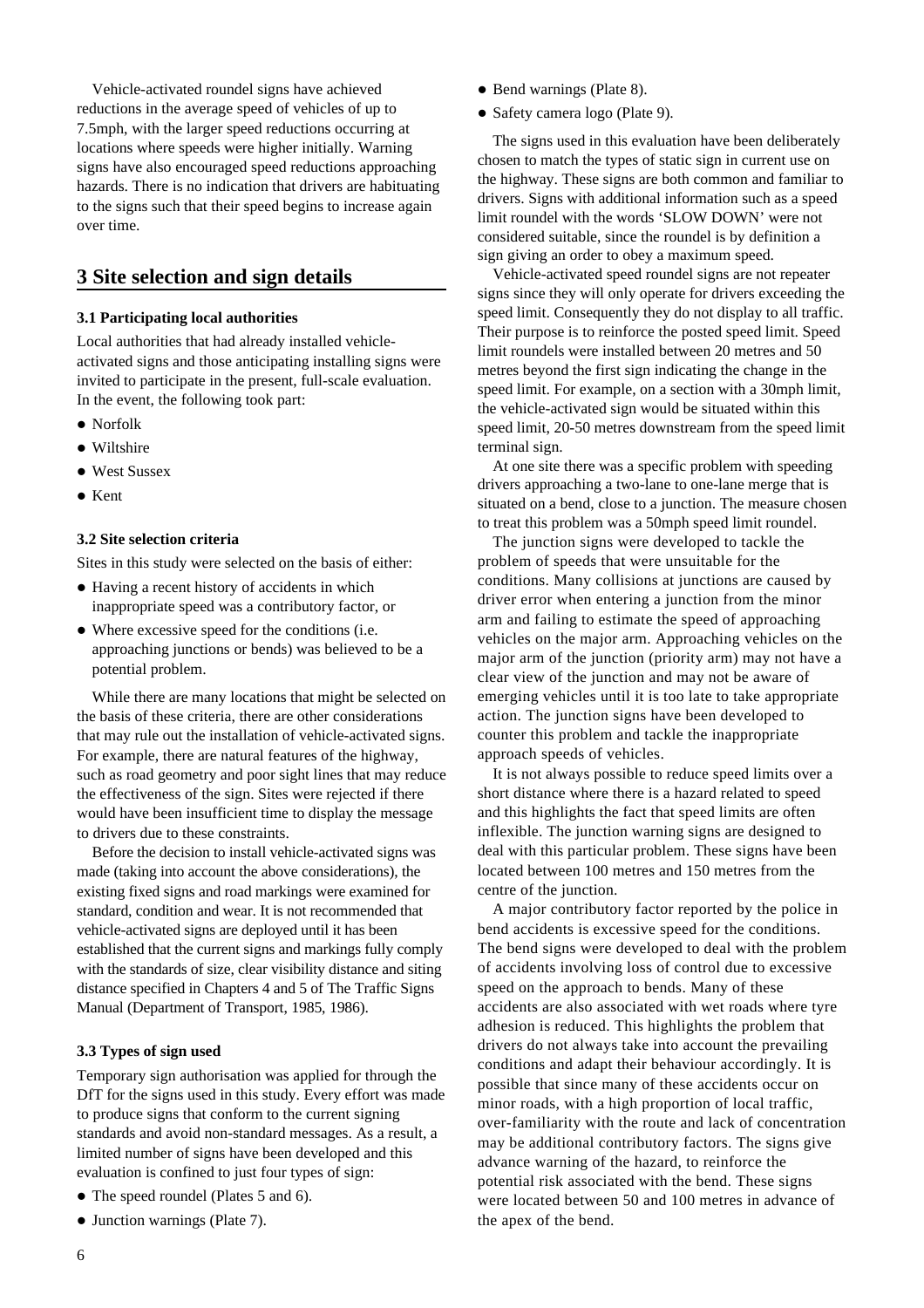Vehicle-activated roundel signs have achieved reductions in the average speed of vehicles of up to 7.5mph, with the larger speed reductions occurring at locations where speeds were higher initially. Warning signs have also encouraged speed reductions approaching hazards. There is no indication that drivers are habituating to the signs such that their speed begins to increase again over time.

## 3 Site selection and sign details

### 3.1 Participating local authorities

Local authorities that had already installed vehicle-activated signs and those anticipating installing signs were invited to participate in the present, full-scale evaluation. In the event, the following took part:

- Norfolk
- Wiltshire
- West Sussex
- Kent

### 3.2 Site selection criteria

Sites in this study were selected on the basis of either:

- Having a recent history of accidents in which inappropriate speed was a contributory factor, or
- Where excessive speed for the conditions (i.e. approaching junctions or bends) was believed to be a potential problem.

While there are many locations that might be selected on the basis of these criteria, there are other considerations that may rule out the installation of vehicle-activated signs. For example, there are natural features of the highway, such as road geometry and poor sight lines that may reduce the effectiveness of the sign. Sites were rejected if there would have been insufficient time to display the message to drivers due to these constraints.

Before the decision to install vehicle-activated signs was made (taking into account the above considerations), the existing fixed signs and road markings were examined for standard, condition and wear. It is not recommended that vehicle-activated signs are deployed until it has been established that the current signs and markings fully comply with the standards of size, clear visibility distance and siting distance specified in Chapters 4 and 5 of The Traffic Signs Manual (Department of Transport, 1985, 1986).

### 3.3 Types of sign used

Temporary sign authorisation was applied for through the DfT for the signs used in this study. Every effort was made to produce signs that conform to the current signing standards and avoid non-standard messages. As a result, a limited number of signs have been developed and this evaluation is confined to just four types of sign:

- The speed roundel (Plates 5 and 6).
- Junction warnings (Plate 7).
- Bend warnings (Plate 8).
- Safety camera logo (Plate 9).

The signs used in this evaluation have been deliberately chosen to match the types of static sign in current use on the highway. These signs are both common and familiar to drivers. Signs with additional information such as a speed limit roundel with the words 'SLOW DOWN' were not considered suitable, since the roundel is by definition a sign giving an order to obey a maximum speed.

Vehicle-activated speed roundel signs are not repeater signs since they will only operate for drivers exceeding the speed limit. Consequently they do not display to all traffic. Their purpose is to reinforce the posted speed limit. Speed limit roundels were installed between 20 metres and 50 metres beyond the first sign indicating the change in the speed limit. For example, on a section with a 30mph limit, the vehicle-activated sign would be situated within this speed limit, 20-50 metres downstream from the speed limit terminal sign.

At one site there was a specific problem with speeding drivers approaching a two-lane to one-lane merge that is situated on a bend, close to a junction. The measure chosen to treat this problem was a 50mph speed limit roundel.

The junction signs were developed to tackle the problem of speeds that were unsuitable for the conditions. Many collisions at junctions are caused by driver error when entering a junction from the minor arm and failing to estimate the speed of approaching vehicles on the major arm. Approaching vehicles on the major arm of the junction (priority arm) may not have a clear view of the junction and may not be aware of emerging vehicles until it is too late to take appropriate action. The junction signs have been developed to counter this problem and tackle the inappropriate approach speeds of vehicles.

It is not always possible to reduce speed limits over a short distance where there is a hazard related to speed and this highlights the fact that speed limits are often inflexible. The junction warning signs are designed to deal with this particular problem. These signs have been located between 100 metres and 150 metres from the centre of the junction.

A major contributory factor reported by the police in bend accidents is excessive speed for the conditions. The bend signs were developed to deal with the problem of accidents involving loss of control due to excessive speed on the approach to bends. Many of these accidents are also associated with wet roads where tyre adhesion is reduced. This highlights the problem that drivers do not always take into account the prevailing conditions and adapt their behaviour accordingly. It is possible that since many of these accidents occur on minor roads, with a high proportion of local traffic, over-familiarity with the route and lack of concentration may be additional contributory factors. The signs give advance warning of the hazard, to reinforce the potential risk associated with the bend. These signs were located between 50 and 100 metres in advance of the apex of the bend.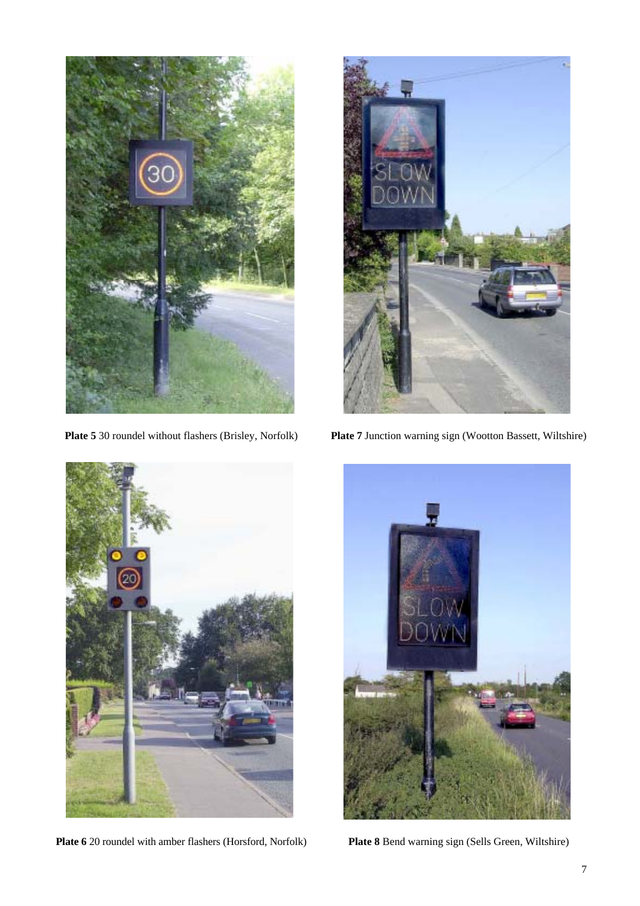**Plate 5** 30 roundel without flashers (Brisley, Norfolk)

**Plate 7** Junction warning sign (Wootton Bassett, Wiltshire)

**Plate 6** 20 roundel with amber flashers (Horsford, Norfolk)

**Plate 8** Bend warning sign (Sells Green, Wiltshire)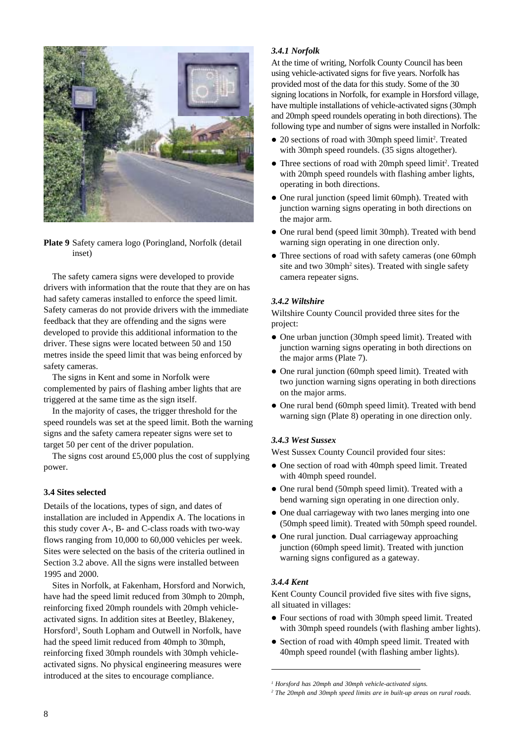**Plate 9** Safety camera logo (Poringland, Norfolk (detail inset)

The safety camera signs were developed to provide drivers with information that the route that they are on has had safety cameras installed to enforce the speed limit. Safety cameras do not provide drivers with the immediate feedback that they are offending and the signs were developed to provide this additional information to the driver. These signs were located between 50 and 150 metres inside the speed limit that was being enforced by safety cameras.

The signs in Kent and some in Norfolk were complemented by pairs of flashing amber lights that are triggered at the same time as the sign itself.

In the majority of cases, the trigger threshold for the speed roundels was set at the speed limit. Both the warning signs and the safety camera repeater signs were set to target 50 per cent of the driver population.

The signs cost around £5,000 plus the cost of supplying power.

### 3.4 Sites selected

Details of the locations, types of sign, and dates of installation are included in Appendix A. The locations in this study cover A-, B- and C-class roads with two-way flows ranging from 10,000 to 60,000 vehicles per week. Sites were selected on the basis of the criteria outlined in Section 3.2 above. All the signs were installed between 1995 and 2000.

Sites in Norfolk, at Fakenham, Horsford and Norwich, have had the speed limit reduced from 30mph to 20mph, reinforcing fixed 20mph roundels with 20mph vehicle-activated signs. In addition sites at Beetley, Blakeney, Horsford[1], South Lopham and Outwell in Norfolk, have had the speed limit reduced from 40mph to 30mph, reinforcing fixed 30mph roundels with 30mph vehicle-activated signs. No physical engineering measures were introduced at the sites to encourage compliance.

#### *3.4.1 Norfolk*

At the time of writing, Norfolk County Council has been using vehicle-activated signs for five years. Norfolk has provided most of the data for this study. Some of the 30 signing locations in Norfolk, for example in Horsford village, have multiple installations of vehicle-activated signs (30mph and 20mph speed roundels operating in both directions). The following type and number of signs were installed in Norfolk:

- 20 sections of road with 30mph speed limit[2]. Treated with 30mph speed roundels. (35 signs altogether).
- Three sections of road with 20mph speed limit[2]. Treated with 20mph speed roundels with flashing amber lights, operating in both directions.
- One rural junction (speed limit 60mph). Treated with junction warning signs operating in both directions on the major arm.
- One rural bend (speed limit 30mph). Treated with bend warning sign operating in one direction only.
- Three sections of road with safety cameras (one 60mph site and two 30mph[2] sites). Treated with single safety camera repeater signs.

#### *3.4.2 Wiltshire*

Wiltshire County Council provided three sites for the project:

- One urban junction (30mph speed limit). Treated with junction warning signs operating in both directions on the major arms (Plate 7).
- One rural junction (60mph speed limit). Treated with two junction warning signs operating in both directions on the major arms.
- One rural bend (60mph speed limit). Treated with bend warning sign (Plate 8) operating in one direction only.

#### *3.4.3 West Sussex*

West Sussex County Council provided four sites:

- One section of road with 40mph speed limit. Treated with 40mph speed roundel.
- One rural bend (50mph speed limit). Treated with a bend warning sign operating in one direction only.
- One dual carriageway with two lanes merging into one (50mph speed limit). Treated with 50mph speed roundel.
- One rural junction. Dual carriageway approaching junction (60mph speed limit). Treated with junction warning signs configured as a gateway.

#### *3.4.4 Kent*

Kent County Council provided five sites with five signs, all situated in villages:

- Four sections of road with 30mph speed limit. Treated with 30mph speed roundels (with flashing amber lights).
- Section of road with 40mph speed limit. Treated with 40mph speed roundel (with flashing amber lights).

---

*[1] Horsford has 20mph and 30mph vehicle-activated signs.*

*[2] The 20mph and 30mph speed limits are in built-up areas on rural roads.*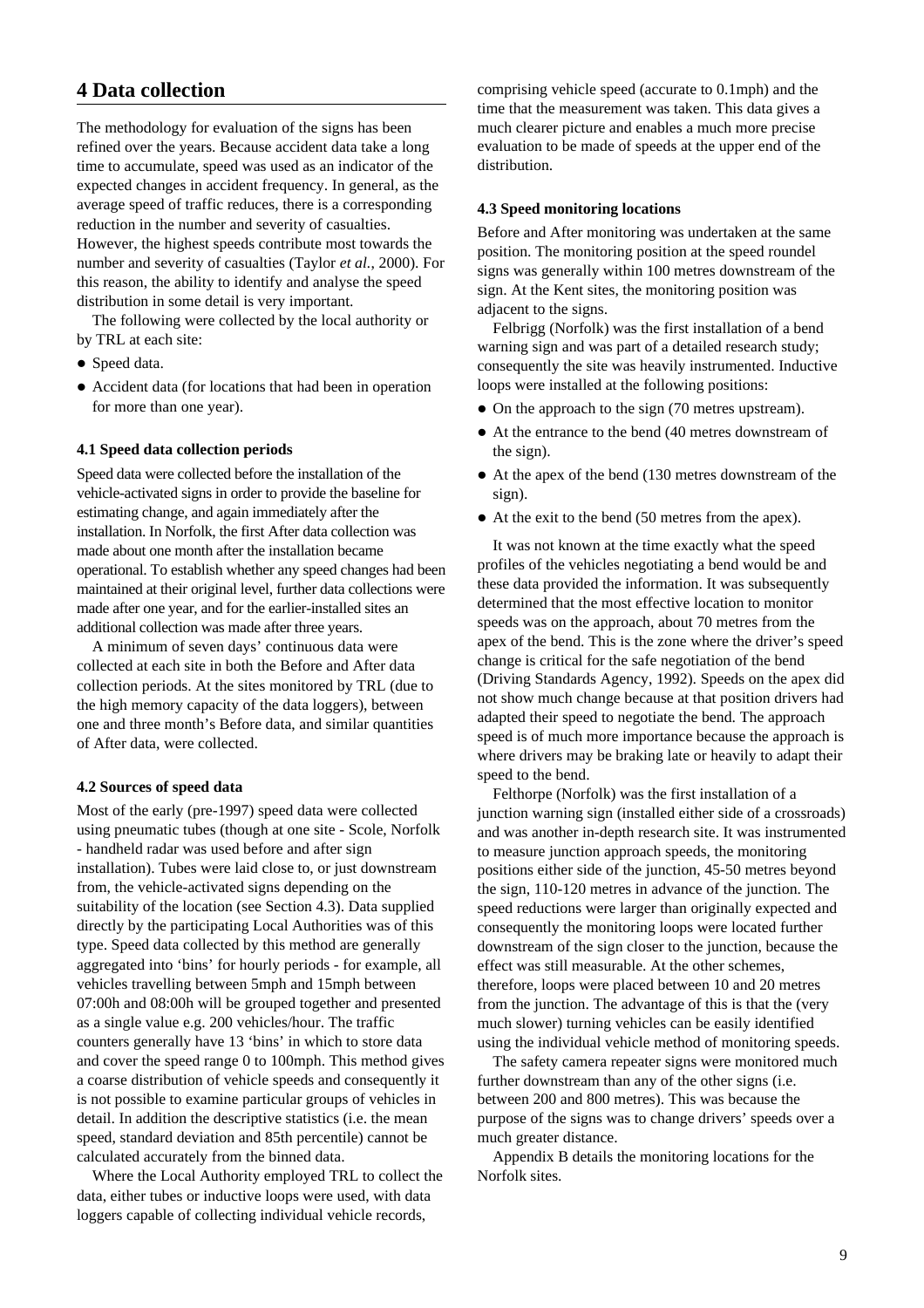# 4 Data collection

The methodology for evaluation of the signs has been refined over the years. Because accident data take a long time to accumulate, speed was used as an indicator of the expected changes in accident frequency. In general, as the average speed of traffic reduces, there is a corresponding reduction in the number and severity of casualties. However, the highest speeds contribute most towards the number and severity of casualties (Taylor *et al.*, 2000). For this reason, the ability to identify and analyse the speed distribution in some detail is very important.

The following were collected by the local authority or by TRL at each site:

- Speed data.
- Accident data (for locations that had been in operation for more than one year).

### 4.1 Speed data collection periods

Speed data were collected before the installation of the vehicle-activated signs in order to provide the baseline for estimating change, and again immediately after the installation. In Norfolk, the first After data collection was made about one month after the installation became operational. To establish whether any speed changes had been maintained at their original level, further data collections were made after one year, and for the earlier-installed sites an additional collection was made after three years.

A minimum of seven days' continuous data were collected at each site in both the Before and After data collection periods. At the sites monitored by TRL (due to the high memory capacity of the data loggers), between one and three month's Before data, and similar quantities of After data, were collected.

### 4.2 Sources of speed data

Most of the early (pre-1997) speed data were collected using pneumatic tubes (though at one site - Scole, Norfolk - handheld radar was used before and after sign installation). Tubes were laid close to, or just downstream from, the vehicle-activated signs depending on the suitability of the location (see Section 4.3). Data supplied directly by the participating Local Authorities was of this type. Speed data collected by this method are generally aggregated into 'bins' for hourly periods - for example, all vehicles travelling between 5mph and 15mph between 07:00h and 08:00h will be grouped together and presented as a single value e.g. 200 vehicles/hour. The traffic counters generally have 13 'bins' in which to store data and cover the speed range 0 to 100mph. This method gives a coarse distribution of vehicle speeds and consequently it is not possible to examine particular groups of vehicles in detail. In addition the descriptive statistics (i.e. the mean speed, standard deviation and 85th percentile) cannot be calculated accurately from the binned data.

Where the Local Authority employed TRL to collect the data, either tubes or inductive loops were used, with data loggers capable of collecting individual vehicle records, comprising vehicle speed (accurate to 0.1mph) and the time that the measurement was taken. This data gives a much clearer picture and enables a much more precise evaluation to be made of speeds at the upper end of the distribution.

### 4.3 Speed monitoring locations

Before and After monitoring was undertaken at the same position. The monitoring position at the speed roundel signs was generally within 100 metres downstream of the sign. At the Kent sites, the monitoring position was adjacent to the signs.

Felbrigg (Norfolk) was the first installation of a bend warning sign and was part of a detailed research study; consequently the site was heavily instrumented. Inductive loops were installed at the following positions:

- On the approach to the sign (70 metres upstream).
- At the entrance to the bend (40 metres downstream of the sign).
- At the apex of the bend (130 metres downstream of the sign).
- At the exit to the bend (50 metres from the apex).

It was not known at the time exactly what the speed profiles of the vehicles negotiating a bend would be and these data provided the information. It was subsequently determined that the most effective location to monitor speeds was on the approach, about 70 metres from the apex of the bend. This is the zone where the driver's speed change is critical for the safe negotiation of the bend (Driving Standards Agency, 1992). Speeds on the apex did not show much change because at that position drivers had adapted their speed to negotiate the bend. The approach speed is of much more importance because the approach is where drivers may be braking late or heavily to adapt their speed to the bend.

Felthorpe (Norfolk) was the first installation of a junction warning sign (installed either side of a crossroads) and was another in-depth research site. It was instrumented to measure junction approach speeds, the monitoring positions either side of the junction, 45-50 metres beyond the sign, 110-120 metres in advance of the junction. The speed reductions were larger than originally expected and consequently the monitoring loops were located further downstream of the sign closer to the junction, because the effect was still measurable. At the other schemes, therefore, loops were placed between 10 and 20 metres from the junction. The advantage of this is that the (very much slower) turning vehicles can be easily identified using the individual vehicle method of monitoring speeds.

The safety camera repeater signs were monitored much further downstream than any of the other signs (i.e. between 200 and 800 metres). This was because the purpose of the signs was to change drivers' speeds over a much greater distance.

Appendix B details the monitoring locations for the Norfolk sites.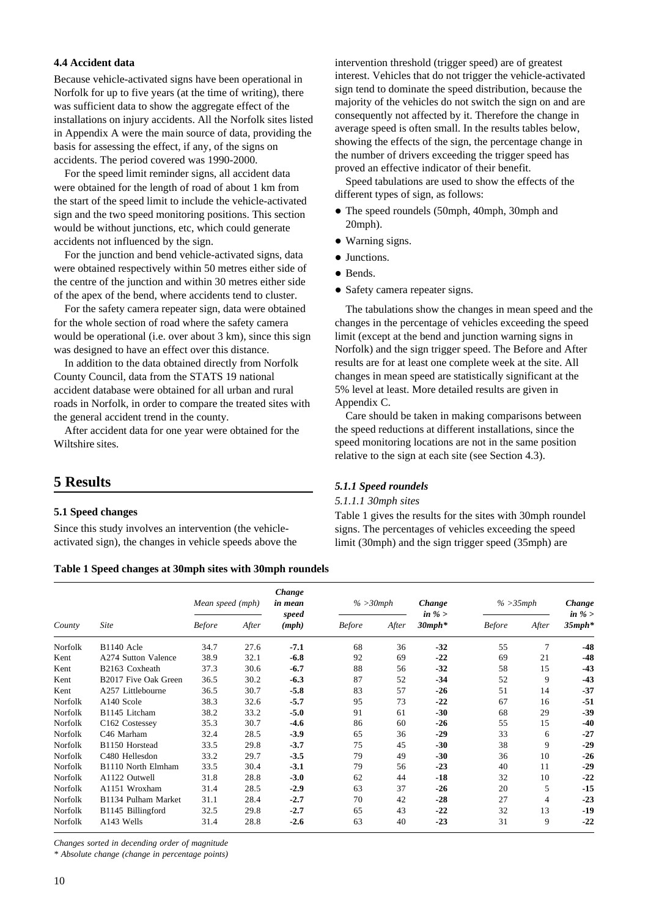**4.4 Accident data**

Because vehicle-activated signs have been operational in Norfolk for up to five years (at the time of writing), there was sufficient data to show the aggregate effect of the installations on injury accidents. All the Norfolk sites listed in Appendix A were the main source of data, providing the basis for assessing the effect, if any, of the signs on accidents. The period covered was 1990-2000.

For the speed limit reminder signs, all accident data were obtained for the length of road of about 1 km from the start of the speed limit to include the vehicle-activated sign and the two speed monitoring positions. This section would be without junctions, etc, which could generate accidents not influenced by the sign.

For the junction and bend vehicle-activated signs, data were obtained respectively within 50 metres either side of the centre of the junction and within 30 metres either side of the apex of the bend, where accidents tend to cluster.

For the safety camera repeater sign, data were obtained for the whole section of road where the safety camera would be operational (i.e. over about 3 km), since this sign was designed to have an effect over this distance.

In addition to the data obtained directly from Norfolk County Council, data from the STATS 19 national accident database were obtained for all urban and rural roads in Norfolk, in order to compare the treated sites with the general accident trend in the county.

After accident data for one year were obtained for the Wiltshire sites.

# 5 Results

**5.1 Speed changes**

Since this study involves an intervention (the vehicle-activated sign), the changes in vehicle speeds above the intervention threshold (trigger speed) are of greatest interest. Vehicles that do not trigger the vehicle-activated sign tend to dominate the speed distribution, because the majority of the vehicles do not switch the sign on and are consequently not affected by it. Therefore the change in average speed is often small. In the results tables below, showing the effects of the sign, the percentage change in the number of drivers exceeding the trigger speed has proved an effective indicator of their benefit.

Speed tabulations are used to show the effects of the different types of sign, as follows:

- The speed roundels (50mph, 40mph, 30mph and 20mph).
- Warning signs.
- Junctions.
- Bends.
- Safety camera repeater signs.

The tabulations show the changes in mean speed and the changes in the percentage of vehicles exceeding the speed limit (except at the bend and junction warning signs in Norfolk) and the sign trigger speed. The Before and After results are for at least one complete week at the site. All changes in mean speed are statistically significant at the 5% level at least. More detailed results are given in Appendix C.

Care should be taken in making comparisons between the speed reductions at different installations, since the speed monitoring locations are not in the same position relative to the sign at each site (see Section 4.3).

***5.1.1 Speed roundels***

*5.1.1.1 30mph sites*

Table 1 gives the results for the sites with 30mph roundel signs. The percentages of vehicles exceeding the speed limit (30mph) and the sign trigger speed (35mph) are

**Table 1 Speed changes at 30mph sites with 30mph roundels**

| County | Site | *Mean speed (mph)* | | ***Change in mean speed (mph)*** | *% >30mph* | | ***Change in % > 30mph**** | *% >35mph* | | ***Change in % > 35mph**** |
|---|---|---|---|---|---|---|---|---|---|---|
| | | *Before* | *After* | | *Before* | *After* | | *Before* | *After* | |
| Norfolk | B1140 Acle | 34.7 | 27.6 | **-7.1** | 68 | 36 | **-32** | 55 | 7 | **-48** |
| Kent | A274 Sutton Valence | 38.9 | 32.1 | **-6.8** | 92 | 69 | **-22** | 69 | 21 | **-48** |
| Kent | B2163 Coxheath | 37.3 | 30.6 | **-6.7** | 88 | 56 | **-32** | 58 | 15 | **-43** |
| Kent | B2017 Five Oak Green | 36.5 | 30.2 | **-6.3** | 87 | 52 | **-34** | 52 | 9 | **-43** |
| Kent | A257 Littlebourne | 36.5 | 30.7 | **-5.8** | 83 | 57 | **-26** | 51 | 14 | **-37** |
| Norfolk | A140 Scole | 38.3 | 32.6 | **-5.7** | 95 | 73 | **-22** | 67 | 16 | **-51** |
| Norfolk | B1145 Litcham | 38.2 | 33.2 | **-5.0** | 91 | 61 | **-30** | 68 | 29 | **-39** |
| Norfolk | C162 Costessey | 35.3 | 30.7 | **-4.6** | 86 | 60 | **-26** | 55 | 15 | **-40** |
| Norfolk | C46 Marham | 32.4 | 28.5 | **-3.9** | 65 | 36 | **-29** | 33 | 6 | **-27** |
| Norfolk | B1150 Horstead | 33.5 | 29.8 | **-3.7** | 75 | 45 | **-30** | 38 | 9 | **-29** |
| Norfolk | C480 Hellesdon | 33.2 | 29.7 | **-3.5** | 79 | 49 | **-30** | 36 | 10 | **-26** |
| Norfolk | B1110 North Elmham | 33.5 | 30.4 | **-3.1** | 79 | 56 | **-23** | 40 | 11 | **-29** |
| Norfolk | A1122 Outwell | 31.8 | 28.8 | **-3.0** | 62 | 44 | **-18** | 32 | 10 | **-22** |
| Norfolk | A1151 Wroxham | 31.4 | 28.5 | **-2.9** | 63 | 37 | **-26** | 20 | 5 | **-15** |
| Norfolk | B1134 Pulham Market | 31.1 | 28.4 | **-2.7** | 70 | 42 | **-28** | 27 | 4 | **-23** |
| Norfolk | B1145 Billingford | 32.5 | 29.8 | **-2.7** | 65 | 43 | **-22** | 32 | 13 | **-19** |
| Norfolk | A143 Wells | 31.4 | 28.8 | **-2.6** | 63 | 40 | **-23** | 31 | 9 | **-22** |

*Changes sorted in decending order of magnitude*

*\* Absolute change (change in percentage points)*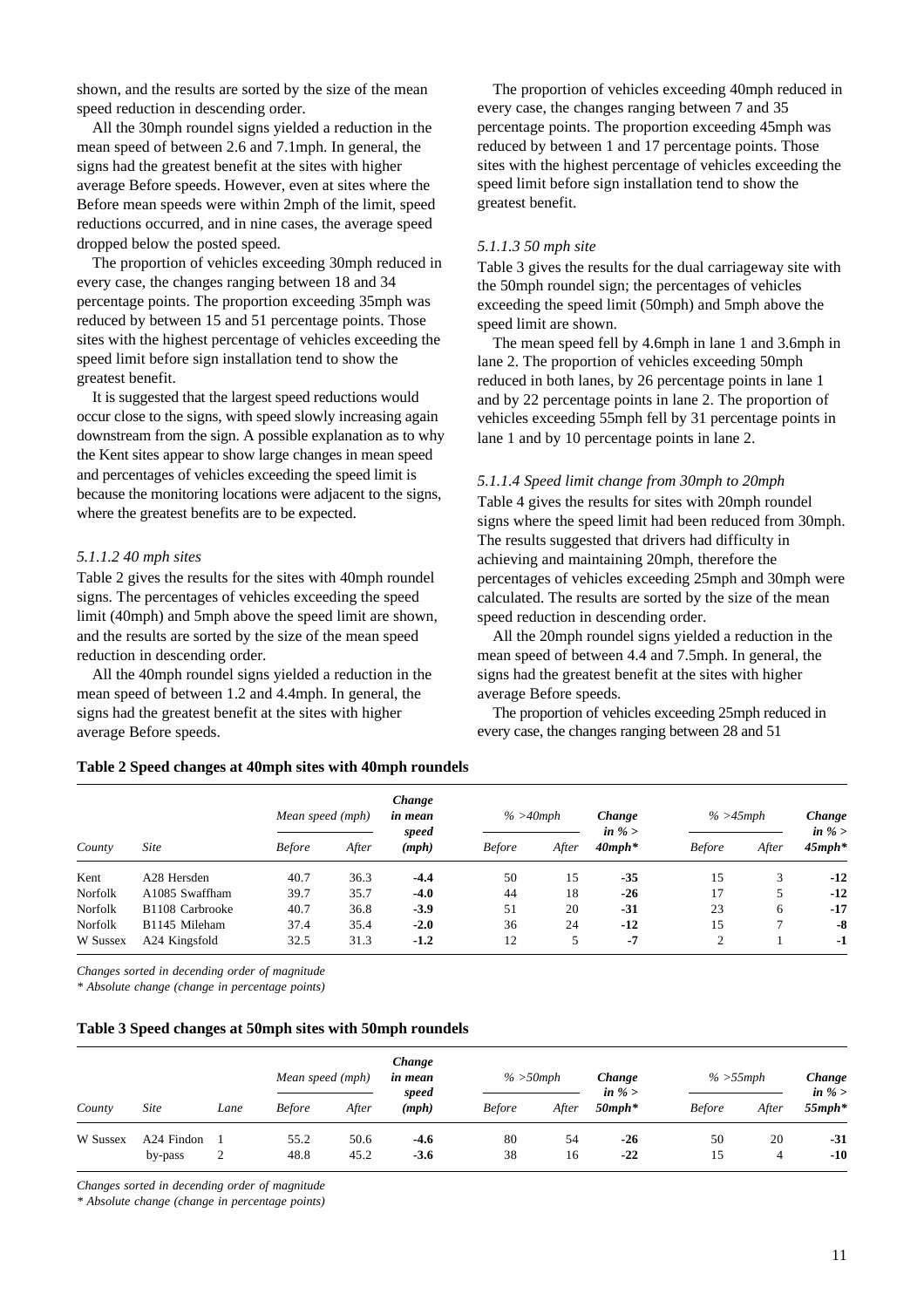shown, and the results are sorted by the size of the mean speed reduction in descending order.

All the 30mph roundel signs yielded a reduction in the mean speed of between 2.6 and 7.1mph. In general, the signs had the greatest benefit at the sites with higher average Before speeds. However, even at sites where the Before mean speeds were within 2mph of the limit, speed reductions occurred, and in nine cases, the average speed dropped below the posted speed.

The proportion of vehicles exceeding 30mph reduced in every case, the changes ranging between 18 and 34 percentage points. The proportion exceeding 35mph was reduced by between 15 and 51 percentage points. Those sites with the highest percentage of vehicles exceeding the speed limit before sign installation tend to show the greatest benefit.

It is suggested that the largest speed reductions would occur close to the signs, with speed slowly increasing again downstream from the sign. A possible explanation as to why the Kent sites appear to show large changes in mean speed and percentages of vehicles exceeding the speed limit is because the monitoring locations were adjacent to the signs, where the greatest benefits are to be expected.

*5.1.1.2 40 mph sites*

Table 2 gives the results for the sites with 40mph roundel signs. The percentages of vehicles exceeding the speed limit (40mph) and 5mph above the speed limit are shown, and the results are sorted by the size of the mean speed reduction in descending order.

All the 40mph roundel signs yielded a reduction in the mean speed of between 1.2 and 4.4mph. In general, the signs had the greatest benefit at the sites with higher average Before speeds.

The proportion of vehicles exceeding 40mph reduced in every case, the changes ranging between 7 and 35 percentage points. The proportion exceeding 45mph was reduced by between 1 and 17 percentage points. Those sites with the highest percentage of vehicles exceeding the speed limit before sign installation tend to show the greatest benefit.

*5.1.1.3 50 mph site*

Table 3 gives the results for the dual carriageway site with the 50mph roundel sign; the percentages of vehicles exceeding the speed limit (50mph) and 5mph above the speed limit are shown.

The mean speed fell by 4.6mph in lane 1 and 3.6mph in lane 2. The proportion of vehicles exceeding 50mph reduced in both lanes, by 26 percentage points in lane 1 and by 22 percentage points in lane 2. The proportion of vehicles exceeding 55mph fell by 31 percentage points in lane 1 and by 10 percentage points in lane 2.

*5.1.1.4 Speed limit change from 30mph to 20mph*

Table 4 gives the results for sites with 20mph roundel signs where the speed limit had been reduced from 30mph. The results suggested that drivers had difficulty in achieving and maintaining 20mph, therefore the percentages of vehicles exceeding 25mph and 30mph were calculated. The results are sorted by the size of the mean speed reduction in descending order.

All the 20mph roundel signs yielded a reduction in the mean speed of between 4.4 and 7.5mph. In general, the signs had the greatest benefit at the sites with higher average Before speeds.

The proportion of vehicles exceeding 25mph reduced in every case, the changes ranging between 28 and 51

**Table 2 Speed changes at 40mph sites with 40mph roundels**

| County | Site | Mean speed (mph) | | Change in mean speed (mph) | % >40mph | | Change in % > 40mph* | % >45mph | | Change in % > 45mph* |
|---|---|---|---|---|---|---|---|---|---|---|
| | | Before | After | | Before | After | | Before | After | |
| Kent | A28 Hersden | 40.7 | 36.3 | **-4.4** | 50 | 15 | **-35** | 15 | 3 | **-12** |
| Norfolk | A1085 Swaffham | 39.7 | 35.7 | **-4.0** | 44 | 18 | **-26** | 17 | 5 | **-12** |
| Norfolk | B1108 Carbrooke | 40.7 | 36.8 | **-3.9** | 51 | 20 | **-31** | 23 | 6 | **-17** |
| Norfolk | B1145 Mileham | 37.4 | 35.4 | **-2.0** | 36 | 24 | **-12** | 15 | 7 | **-8** |
| W Sussex | A24 Kingsfold | 32.5 | 31.3 | **-1.2** | 12 | 5 | **-7** | 2 | 1 | **-1** |

*Changes sorted in decending order of magnitude*
*\* Absolute change (change in percentage points)*

**Table 3 Speed changes at 50mph sites with 50mph roundels**

| County | Site | Lane | Mean speed (mph) | | Change in mean speed (mph) | % >50mph | | Change in % > 50mph* | % >55mph | | Change in % > 55mph* |
|---|---|---|---|---|---|---|---|---|---|---|---|
| | | | Before | After | | Before | After | | Before | After | |
| W Sussex | A24 Findon by-pass | 1 | 55.2 | 50.6 | **-4.6** | 80 | 54 | **-26** | 50 | 20 | **-31** |
| | | 2 | 48.8 | 45.2 | **-3.6** | 38 | 16 | **-22** | 15 | 4 | **-10** |

*Changes sorted in decending order of magnitude*
*\* Absolute change (change in percentage points)*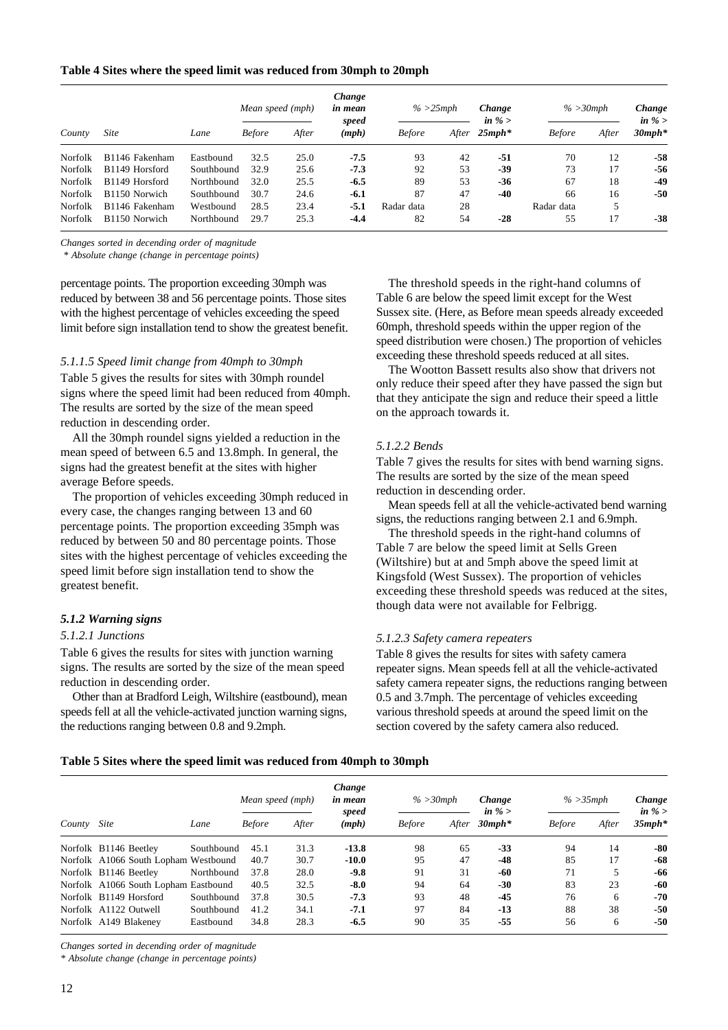**Table 4 Sites where the speed limit was reduced from 30mph to 20mph**

| County | Site | Lane | Mean speed (mph) | | Change in mean speed (mph) | % >25mph | | Change in % > 25mph* | % >30mph | | Change in % > 30mph* |
|---|---|---|---|---|---|---|---|---|---|---|---|
| | | | Before | After | | Before | After | | Before | After | |
| Norfolk | B1146 Fakenham | Eastbound | 32.5 | 25.0 | **-7.5** | 93 | 42 | **-51** | 70 | 12 | **-58** |
| Norfolk | B1149 Horsford | Southbound | 32.9 | 25.6 | **-7.3** | 92 | 53 | **-39** | 73 | 17 | **-56** |
| Norfolk | B1149 Horsford | Northbound | 32.0 | 25.5 | **-6.5** | 89 | 53 | **-36** | 67 | 18 | **-49** |
| Norfolk | B1150 Norwich | Southbound | 30.7 | 24.6 | **-6.1** | 87 | 47 | **-40** | 66 | 16 | **-50** |
| Norfolk | B1146 Fakenham | Westbound | 28.5 | 23.4 | **-5.1** | Radar data | 28 | | Radar data | 5 | |
| Norfolk | B1150 Norwich | Northbound | 29.7 | 25.3 | **-4.4** | 82 | 54 | **-28** | 55 | 17 | **-38** |

*Changes sorted in decending order of magnitude*

*\* Absolute change (change in percentage points)*

percentage points. The proportion exceeding 30mph was reduced by between 38 and 56 percentage points. Those sites with the highest percentage of vehicles exceeding the speed limit before sign installation tend to show the greatest benefit.

*5.1.1.5 Speed limit change from 40mph to 30mph*

Table 5 gives the results for sites with 30mph roundel signs where the speed limit had been reduced from 40mph. The results are sorted by the size of the mean speed reduction in descending order.

All the 30mph roundel signs yielded a reduction in the mean speed of between 6.5 and 13.8mph. In general, the signs had the greatest benefit at the sites with higher average Before speeds.

The proportion of vehicles exceeding 30mph reduced in every case, the changes ranging between 13 and 60 percentage points. The proportion exceeding 35mph was reduced by between 50 and 80 percentage points. Those sites with the highest percentage of vehicles exceeding the speed limit before sign installation tend to show the greatest benefit.

### *5.1.2 Warning signs*

*5.1.2.1 Junctions*

Table 6 gives the results for sites with junction warning signs. The results are sorted by the size of the mean speed reduction in descending order.

Other than at Bradford Leigh, Wiltshire (eastbound), mean speeds fell at all the vehicle-activated junction warning signs, the reductions ranging between 0.8 and 9.2mph.

The threshold speeds in the right-hand columns of Table 6 are below the speed limit except for the West Sussex site. (Here, as Before mean speeds already exceeded 60mph, threshold speeds within the upper region of the speed distribution were chosen.) The proportion of vehicles exceeding these threshold speeds reduced at all sites.

The Wootton Bassett results also show that drivers not only reduce their speed after they have passed the sign but that they anticipate the sign and reduce their speed a little on the approach towards it.

*5.1.2.2 Bends*

Table 7 gives the results for sites with bend warning signs. The results are sorted by the size of the mean speed reduction in descending order.

Mean speeds fell at all the vehicle-activated bend warning signs, the reductions ranging between 2.1 and 6.9mph.

The threshold speeds in the right-hand columns of Table 7 are below the speed limit at Sells Green (Wiltshire) but at and 5mph above the speed limit at Kingsfold (West Sussex). The proportion of vehicles exceeding these threshold speeds was reduced at the sites, though data were not available for Felbrigg.

*5.1.2.3 Safety camera repeaters*

Table 8 gives the results for sites with safety camera repeater signs. Mean speeds fell at all the vehicle-activated safety camera repeater signs, the reductions ranging between 0.5 and 3.7mph. The percentage of vehicles exceeding various threshold speeds at around the speed limit on the section covered by the safety camera also reduced.

**Table 5 Sites where the speed limit was reduced from 40mph to 30mph**

| County | Site | Lane | Mean speed (mph) | | Change in mean speed (mph) | % >30mph | | Change in % > 30mph* | % >35mph | | Change in % > 35mph* |
|---|---|---|---|---|---|---|---|---|---|---|---|
| | | | Before | After | | Before | After | | Before | After | |
| Norfolk | B1146 Beetley | Southbound | 45.1 | 31.3 | **-13.8** | 98 | 65 | **-33** | 94 | 14 | **-80** |
| Norfolk | A1066 South Lopham | Westbound | 40.7 | 30.7 | **-10.0** | 95 | 47 | **-48** | 85 | 17 | **-68** |
| Norfolk | B1146 Beetley | Northbound | 37.8 | 28.0 | **-9.8** | 91 | 31 | **-60** | 71 | 5 | **-66** |
| Norfolk | A1066 South Lopham | Eastbound | 40.5 | 32.5 | **-8.0** | 94 | 64 | **-30** | 83 | 23 | **-60** |
| Norfolk | B1149 Horsford | Southbound | 37.8 | 30.5 | **-7.3** | 93 | 48 | **-45** | 76 | 6 | **-70** |
| Norfolk | A1122 Outwell | Southbound | 41.2 | 34.1 | **-7.1** | 97 | 84 | **-13** | 88 | 38 | **-50** |
| Norfolk | A149 Blakeney | Eastbound | 34.8 | 28.3 | **-6.5** | 90 | 35 | **-55** | 56 | 6 | **-50** |

*Changes sorted in decending order of magnitude*

*\* Absolute change (change in percentage points)*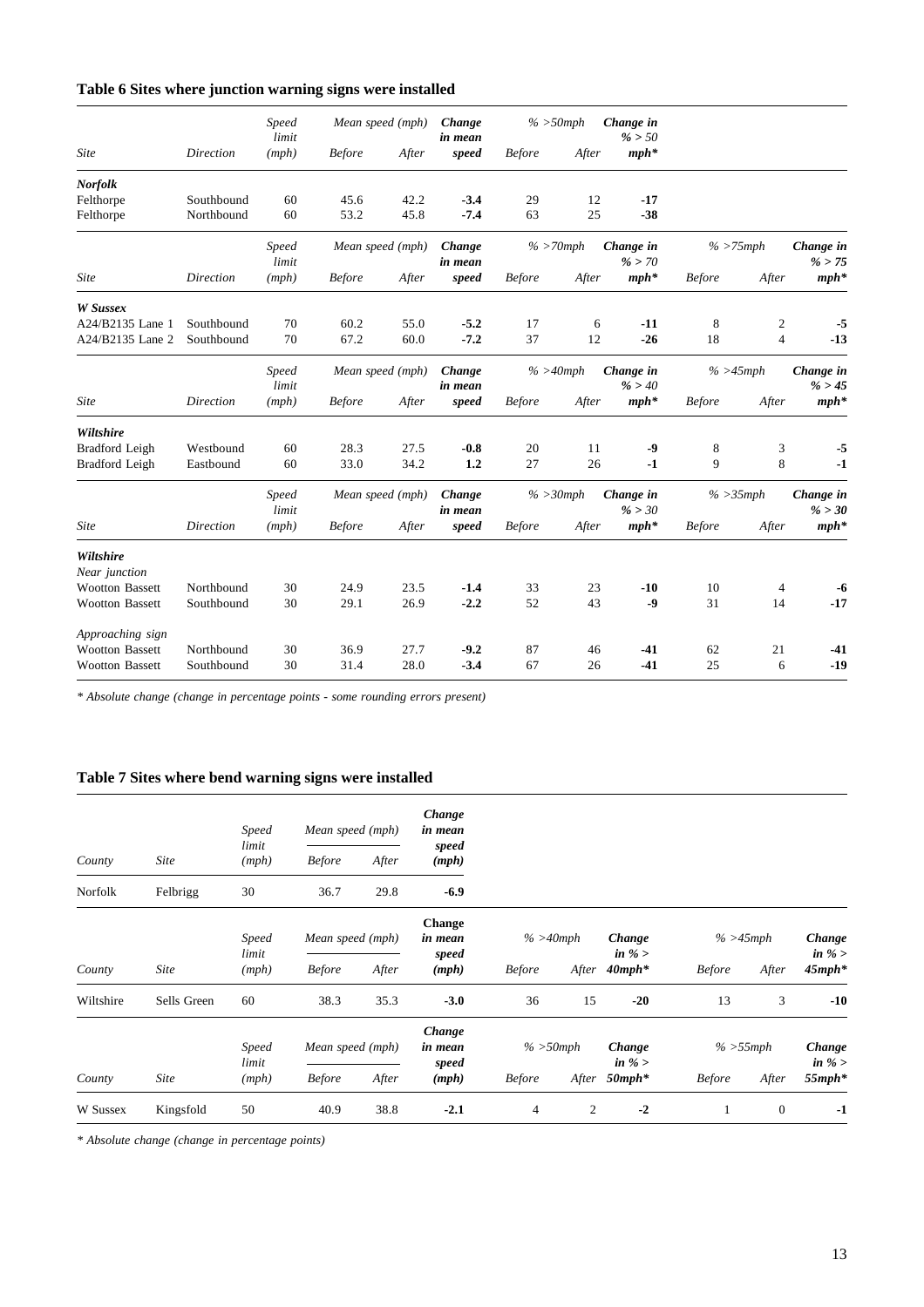## Table 6 Sites where junction warning signs were installed

| *Site* | *Direction* | *Speed limit (mph)* | *Mean speed (mph)* | | ***Change in mean speed*** | *% >50mph* | | ***Change in % > 50 mph**** | | | |
|---|---|---|---|---|---|---|---|---|---|---|---|
| | | | *Before* | *After* | | *Before* | *After* | | | | |
| ***Norfolk*** | | | | | | | | | | | |
| Felthorpe | Southbound | 60 | 45.6 | 42.2 | **-3.4** | 29 | 12 | **-17** | | | |
| Felthorpe | Northbound | 60 | 53.2 | 45.8 | **-7.4** | 63 | 25 | **-38** | | | |
| *Site* | *Direction* | *Speed limit (mph)* | *Mean speed (mph)* | | ***Change in mean speed*** | *% >70mph* | | ***Change in % > 70 mph**** | *% >75mph* | | ***Change in % > 75 mph**** |
| | | | *Before* | *After* | | *Before* | *After* | | *Before* | *After* | |
| ***W Sussex*** | | | | | | | | | | | |
| A24/B2135 Lane 1 | Southbound | 70 | 60.2 | 55.0 | **-5.2** | 17 | 6 | **-11** | 8 | 2 | **-5** |
| A24/B2135 Lane 2 | Southbound | 70 | 67.2 | 60.0 | **-7.2** | 37 | 12 | **-26** | 18 | 4 | **-13** |
| *Site* | *Direction* | *Speed limit (mph)* | *Mean speed (mph)* | | ***Change in mean speed*** | *% >40mph* | | ***Change in % > 40 mph**** | *% >45mph* | | ***Change in % > 45 mph**** |
| | | | *Before* | *After* | | *Before* | *After* | | *Before* | *After* | |
| ***Wiltshire*** | | | | | | | | | | | |
| Bradford Leigh | Westbound | 60 | 28.3 | 27.5 | **-0.8** | 20 | 11 | **-9** | 8 | 3 | **-5** |
| Bradford Leigh | Eastbound | 60 | 33.0 | 34.2 | **1.2** | 27 | 26 | **-1** | 9 | 8 | **-1** |
| *Site* | *Direction* | *Speed limit (mph)* | *Mean speed (mph)* | | ***Change in mean speed*** | *% >30mph* | | ***Change in % > 30 mph**** | *% >35mph* | | ***Change in % > 30 mph**** |
| | | | *Before* | *After* | | *Before* | *After* | | *Before* | *After* | |
| ***Wiltshire*** | | | | | | | | | | | |
| *Near junction* | | | | | | | | | | | |
| Wootton Bassett | Northbound | 30 | 24.9 | 23.5 | **-1.4** | 33 | 23 | **-10** | 10 | 4 | **-6** |
| Wootton Bassett | Southbound | 30 | 29.1 | 26.9 | **-2.2** | 52 | 43 | **-9** | 31 | 14 | **-17** |
| *Approaching sign* | | | | | | | | | | | |
| Wootton Bassett | Northbound | 30 | 36.9 | 27.7 | **-9.2** | 87 | 46 | **-41** | 62 | 21 | **-41** |
| Wootton Bassett | Southbound | 30 | 31.4 | 28.0 | **-3.4** | 67 | 26 | **-41** | 25 | 6 | **-19** |

*\* Absolute change (change in percentage points - some rounding errors present)*

## Table 7 Sites where bend warning signs were installed

| *County* | *Site* | *Speed limit (mph)* | *Mean speed (mph)* | | ***Change in mean speed (mph)*** | | | | | | |
|---|---|---|---|---|---|---|---|---|---|---|---|
| | | | *Before* | *After* | | | | | | | |
| Norfolk | Felbrigg | 30 | 36.7 | 29.8 | **-6.9** | | | | | | |
| *County* | *Site* | *Speed limit (mph)* | *Mean speed (mph)* | | **Change in mean speed (mph)** | *% >40mph* | | ***Change in % > 40mph**** | *% >45mph* | | ***Change in % > 45mph**** |
| | | | *Before* | *After* | | *Before* | *After* | | *Before* | *After* | |
| Wiltshire | Sells Green | 60 | 38.3 | 35.3 | **-3.0** | 36 | 15 | **-20** | 13 | 3 | **-10** |
| *County* | *Site* | *Speed limit (mph)* | *Mean speed (mph)* | | ***Change in mean speed (mph)*** | *% >50mph* | | ***Change in % > 50mph**** | *% >55mph* | | ***Change in % > 55mph**** |
| | | | *Before* | *After* | | *Before* | *After* | | *Before* | *After* | |
| W Sussex | Kingsfold | 50 | 40.9 | 38.8 | **-2.1** | 4 | 2 | **-2** | 1 | 0 | **-1** |

*\* Absolute change (change in percentage points)*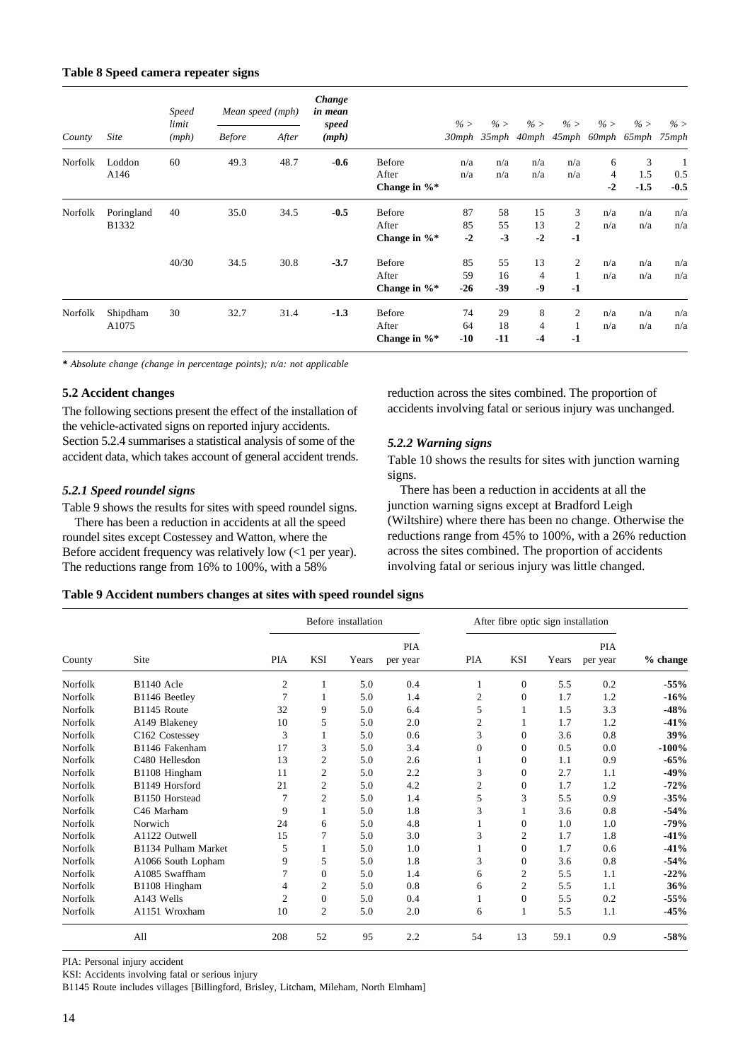**Table 8 Speed camera repeater signs**

| County | Site | Speed limit (mph) | Mean speed (mph) Before | After | Change in mean speed (mph) | | % > 30mph | % > 35mph | % > 40mph | % > 45mph | % > 60mph | % > 65mph | % > 75mph |
|---|---|---|---|---|---|---|---|---|---|---|---|---|---|
| Norfolk | Loddon A146 | 60 | 49.3 | 48.7 | **-0.6** | Before | n/a | n/a | n/a | n/a | 6 | 3 | 1 |
| | | | | | | After | n/a | n/a | n/a | n/a | 4 | 1.5 | 0.5 |
| | | | | | | **Change in %*** | | | | | **-2** | **-1.5** | **-0.5** |
| Norfolk | Poringland B1332 | 40 | 35.0 | 34.5 | **-0.5** | Before | 87 | 58 | 15 | 3 | n/a | n/a | n/a |
| | | | | | | After | 85 | 55 | 13 | 2 | n/a | n/a | n/a |
| | | | | | | **Change in %*** | **-2** | **-3** | **-2** | **-1** | | | |
| | | 40/30 | 34.5 | 30.8 | **-3.7** | Before | 85 | 55 | 13 | 2 | n/a | n/a | n/a |
| | | | | | | After | 59 | 16 | 4 | 1 | n/a | n/a | n/a |
| | | | | | | **Change in %*** | **-26** | **-39** | **-9** | **-1** | | | |
| Norfolk | Shipdham A1075 | 30 | 32.7 | 31.4 | **-1.3** | Before | 74 | 29 | 8 | 2 | n/a | n/a | n/a |
| | | | | | | After | 64 | 18 | 4 | 1 | n/a | n/a | n/a |
| | | | | | | **Change in %*** | **-10** | **-11** | **-4** | **-1** | | | |

*\* Absolute change (change in percentage points); n/a: not applicable*

### 5.2 Accident changes

The following sections present the effect of the installation of the vehicle-activated signs on reported injury accidents. Section 5.2.4 summarises a statistical analysis of some of the accident data, which takes account of general accident trends.

#### *5.2.1 Speed roundel signs*

Table 9 shows the results for sites with speed roundel signs.

There has been a reduction in accidents at all the speed roundel sites except Costessey and Watton, where the Before accident frequency was relatively low (<1 per year). The reductions range from 16% to 100%, with a 58% reduction across the sites combined. The proportion of accidents involving fatal or serious injury was unchanged.

#### *5.2.2 Warning signs*

Table 10 shows the results for sites with junction warning signs.

There has been a reduction in accidents at all the junction warning signs except at Bradford Leigh (Wiltshire) where there has been no change. Otherwise the reductions range from 45% to 100%, with a 26% reduction across the sites combined. The proportion of accidents involving fatal or serious injury was little changed.

**Table 9 Accident numbers changes at sites with speed roundel signs**

| County | Site | Before installation PIA | KSI | Years | PIA per year | After fibre optic sign installation PIA | KSI | Years | PIA per year | % change |
|---|---|---|---|---|---|---|---|---|---|---|
| Norfolk | B1140 Acle | 2 | 1 | 5.0 | 0.4 | 1 | 0 | 5.5 | 0.2 | **-55%** |
| Norfolk | B1146 Beetley | 7 | 1 | 5.0 | 1.4 | 2 | 0 | 1.7 | 1.2 | **-16%** |
| Norfolk | B1145 Route | 32 | 9 | 5.0 | 6.4 | 5 | 1 | 1.5 | 3.3 | **-48%** |
| Norfolk | A149 Blakeney | 10 | 5 | 5.0 | 2.0 | 2 | 1 | 1.7 | 1.2 | **-41%** |
| Norfolk | C162 Costessey | 3 | 1 | 5.0 | 0.6 | 3 | 0 | 3.6 | 0.8 | **39%** |
| Norfolk | B1146 Fakenham | 17 | 3 | 5.0 | 3.4 | 0 | 0 | 0.5 | 0.0 | **-100%** |
| Norfolk | C480 Hellesdon | 13 | 2 | 5.0 | 2.6 | 1 | 0 | 1.1 | 0.9 | **-65%** |
| Norfolk | B1108 Hingham | 11 | 2 | 5.0 | 2.2 | 3 | 0 | 2.7 | 1.1 | **-49%** |
| Norfolk | B1149 Horsford | 21 | 2 | 5.0 | 4.2 | 2 | 0 | 1.7 | 1.2 | **-72%** |
| Norfolk | B1150 Horstead | 7 | 2 | 5.0 | 1.4 | 5 | 3 | 5.5 | 0.9 | **-35%** |
| Norfolk | C46 Marham | 9 | 1 | 5.0 | 1.8 | 3 | 1 | 3.6 | 0.8 | **-54%** |
| Norfolk | Norwich | 24 | 6 | 5.0 | 4.8 | 1 | 0 | 1.0 | 1.0 | **-79%** |
| Norfolk | A1122 Outwell | 15 | 7 | 5.0 | 3.0 | 3 | 2 | 1.7 | 1.8 | **-41%** |
| Norfolk | B1134 Pulham Market | 5 | 1 | 5.0 | 1.0 | 1 | 0 | 1.7 | 0.6 | **-41%** |
| Norfolk | A1066 South Lopham | 9 | 5 | 5.0 | 1.8 | 3 | 0 | 3.6 | 0.8 | **-54%** |
| Norfolk | A1085 Swaffham | 7 | 0 | 5.0 | 1.4 | 6 | 2 | 5.5 | 1.1 | **-22%** |
| Norfolk | B1108 Hingham | 4 | 2 | 5.0 | 0.8 | 6 | 2 | 5.5 | 1.1 | **36%** |
| Norfolk | A143 Wells | 2 | 0 | 5.0 | 0.4 | 1 | 0 | 5.5 | 0.2 | **-55%** |
| Norfolk | A1151 Wroxham | 10 | 2 | 5.0 | 2.0 | 6 | 1 | 5.5 | 1.1 | **-45%** |
| | All | 208 | 52 | 95 | 2.2 | 54 | 13 | 59.1 | 0.9 | **-58%** |

PIA: Personal injury accident

KSI: Accidents involving fatal or serious injury

B1145 Route includes villages [Billingford, Brisley, Litcham, Mileham, North Elmham]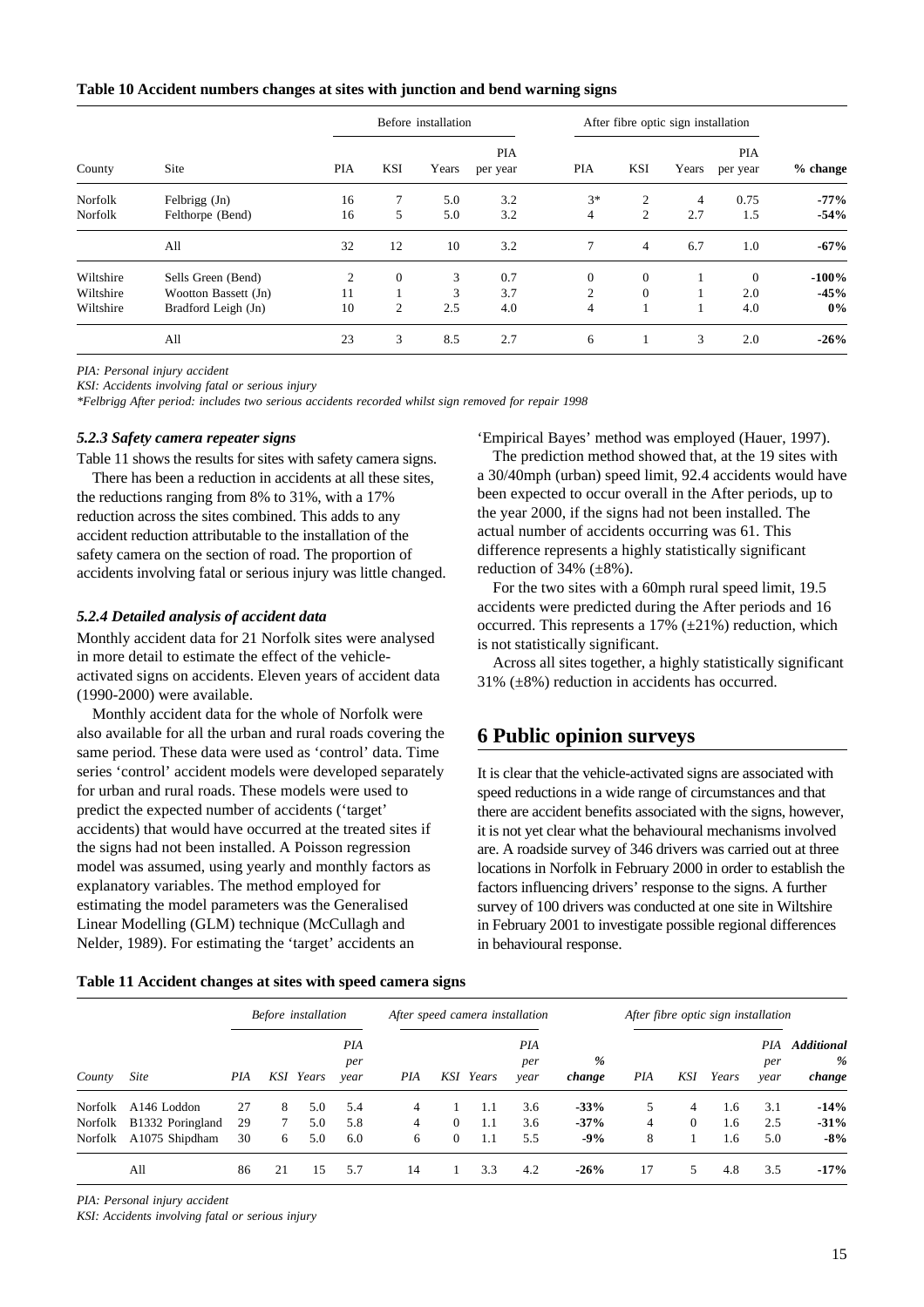**Table 10 Accident numbers changes at sites with junction and bend warning signs**

| County | Site | Before installation | | | | After fibre optic sign installation | | | | |
|---|---|---|---|---|---|---|---|---|---|---|
| | | PIA | KSI | Years | PIA per year | PIA | KSI | Years | PIA per year | % change |
| Norfolk | Felbrigg (Jn) | 16 | 7 | 5.0 | 3.2 | 3* | 2 | 4 | 0.75 | **-77%** |
| Norfolk | Felthorpe (Bend) | 16 | 5 | 5.0 | 3.2 | 4 | 2 | 2.7 | 1.5 | **-54%** |
| | All | 32 | 12 | 10 | 3.2 | 7 | 4 | 6.7 | 1.0 | **-67%** |
| Wiltshire | Sells Green (Bend) | 2 | 0 | 3 | 0.7 | 0 | 0 | 1 | 0 | **-100%** |
| Wiltshire | Wootton Bassett (Jn) | 11 | 1 | 3 | 3.7 | 2 | 0 | 1 | 2.0 | **-45%** |
| Wiltshire | Bradford Leigh (Jn) | 10 | 2 | 2.5 | 4.0 | 4 | 1 | 1 | 4.0 | **0%** |
| | All | 23 | 3 | 8.5 | 2.7 | 6 | 1 | 3 | 2.0 | **-26%** |

*PIA: Personal injury accident*

*KSI: Accidents involving fatal or serious injury*

*\*Felbrigg After period: includes two serious accidents recorded whilst sign removed for repair 1998*

### *5.2.3 Safety camera repeater signs*

Table 11 shows the results for sites with safety camera signs.

There has been a reduction in accidents at all these sites, the reductions ranging from 8% to 31%, with a 17% reduction across the sites combined. This adds to any accident reduction attributable to the installation of the safety camera on the section of road. The proportion of accidents involving fatal or serious injury was little changed.

### *5.2.4 Detailed analysis of accident data*

Monthly accident data for 21 Norfolk sites were analysed in more detail to estimate the effect of the vehicle-activated signs on accidents. Eleven years of accident data (1990-2000) were available.

Monthly accident data for the whole of Norfolk were also available for all the urban and rural roads covering the same period. These data were used as 'control' data. Time series 'control' accident models were developed separately for urban and rural roads. These models were used to predict the expected number of accidents ('target' accidents) that would have occurred at the treated sites if the signs had not been installed. A Poisson regression model was assumed, using yearly and monthly factors as explanatory variables. The method employed for estimating the model parameters was the Generalised Linear Modelling (GLM) technique (McCullagh and Nelder, 1989). For estimating the 'target' accidents an 'Empirical Bayes' method was employed (Hauer, 1997).

The prediction method showed that, at the 19 sites with a 30/40mph (urban) speed limit, 92.4 accidents would have been expected to occur overall in the After periods, up to the year 2000, if the signs had not been installed. The actual number of accidents occurring was 61. This difference represents a highly statistically significant reduction of 34% (±8%).

For the two sites with a 60mph rural speed limit, 19.5 accidents were predicted during the After periods and 16 occurred. This represents a 17% (±21%) reduction, which is not statistically significant.

Across all sites together, a highly statistically significant 31% (±8%) reduction in accidents has occurred.

## 6 Public opinion surveys

It is clear that the vehicle-activated signs are associated with speed reductions in a wide range of circumstances and that there are accident benefits associated with the signs, however, it is not yet clear what the behavioural mechanisms involved are. A roadside survey of 346 drivers was carried out at three locations in Norfolk in February 2000 in order to establish the factors influencing drivers' response to the signs. A further survey of 100 drivers was conducted at one site in Wiltshire in February 2001 to investigate possible regional differences in behavioural response.

**Table 11 Accident changes at sites with speed camera signs**

| *County* | *Site* | *Before installation* | | | | *After speed camera installation* | | | | | *After fibre optic sign installation* | | | | |
|---|---|---|---|---|---|---|---|---|---|---|---|---|---|---|---|
| | | *PIA* | *KSI* | *Years* | *PIA per year* | *PIA* | *KSI* | *Years* | *PIA per year* | *% change* | *PIA* | *KSI* | *Years* | *PIA per year* | ***Additional % change*** |
| Norfolk | A146 Loddon | 27 | 8 | 5.0 | 5.4 | 4 | 1 | 1.1 | 3.6 | **-33%** | 5 | 4 | 1.6 | 3.1 | **-14%** |
| Norfolk | B1332 Poringland | 29 | 7 | 5.0 | 5.8 | 4 | 0 | 1.1 | 3.6 | **-37%** | 4 | 0 | 1.6 | 2.5 | **-31%** |
| Norfolk | A1075 Shipdham | 30 | 6 | 5.0 | 6.0 | 6 | 0 | 1.1 | 5.5 | **-9%** | 8 | 1 | 1.6 | 5.0 | **-8%** |
| | All | 86 | 21 | 15 | 5.7 | 14 | 1 | 3.3 | 4.2 | **-26%** | 17 | 5 | 4.8 | 3.5 | **-17%** |

*PIA: Personal injury accident*

*KSI: Accidents involving fatal or serious injury*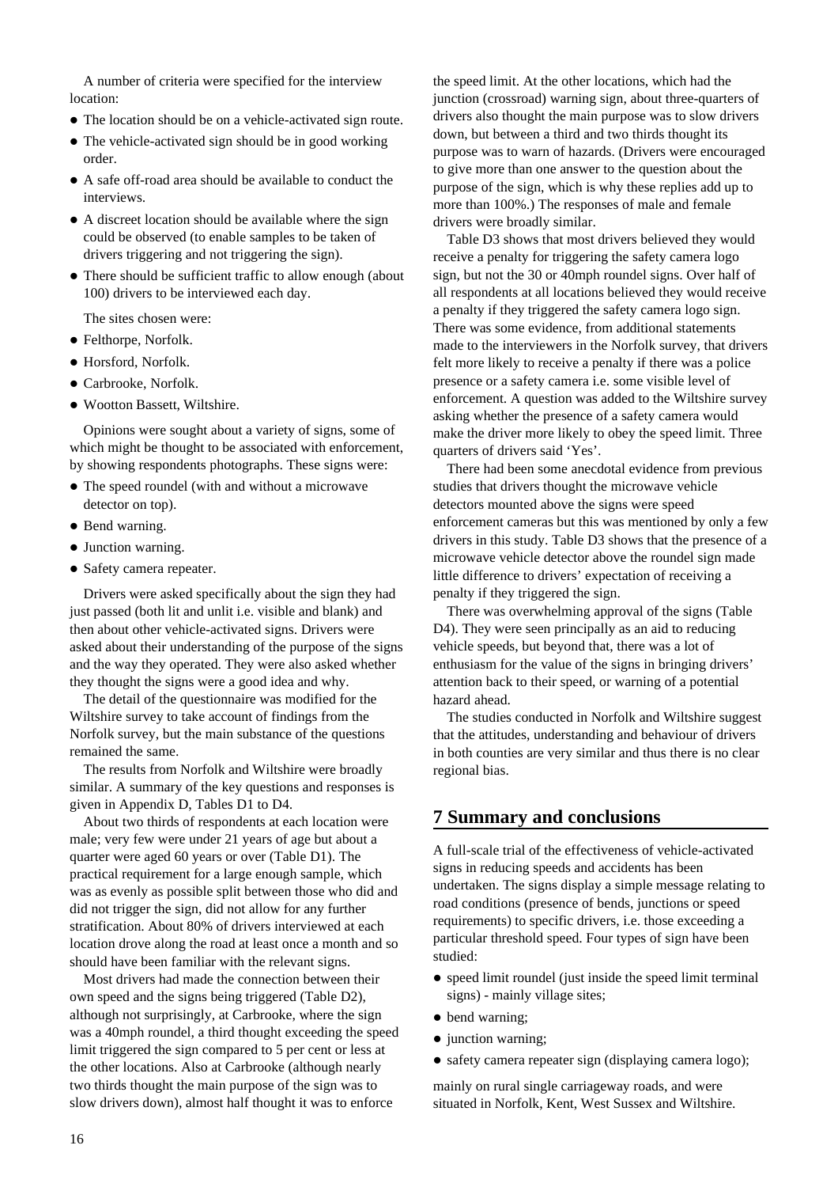A number of criteria were specified for the interview location:

- The location should be on a vehicle-activated sign route.
- The vehicle-activated sign should be in good working order.
- A safe off-road area should be available to conduct the interviews.
- A discreet location should be available where the sign could be observed (to enable samples to be taken of drivers triggering and not triggering the sign).
- There should be sufficient traffic to allow enough (about 100) drivers to be interviewed each day.

The sites chosen were:

- Felthorpe, Norfolk.
- Horsford, Norfolk.
- Carbrooke, Norfolk.
- Wootton Bassett, Wiltshire.

Opinions were sought about a variety of signs, some of which might be thought to be associated with enforcement, by showing respondents photographs. These signs were:

- The speed roundel (with and without a microwave detector on top).
- Bend warning.
- Junction warning.
- Safety camera repeater.

Drivers were asked specifically about the sign they had just passed (both lit and unlit i.e. visible and blank) and then about other vehicle-activated signs. Drivers were asked about their understanding of the purpose of the signs and the way they operated. They were also asked whether they thought the signs were a good idea and why.

The detail of the questionnaire was modified for the Wiltshire survey to take account of findings from the Norfolk survey, but the main substance of the questions remained the same.

The results from Norfolk and Wiltshire were broadly similar. A summary of the key questions and responses is given in Appendix D, Tables D1 to D4.

About two thirds of respondents at each location were male; very few were under 21 years of age but about a quarter were aged 60 years or over (Table D1). The practical requirement for a large enough sample, which was as evenly as possible split between those who did and did not trigger the sign, did not allow for any further stratification. About 80% of drivers interviewed at each location drove along the road at least once a month and so should have been familiar with the relevant signs.

Most drivers had made the connection between their own speed and the signs being triggered (Table D2), although not surprisingly, at Carbrooke, where the sign was a 40mph roundel, a third thought exceeding the speed limit triggered the sign compared to 5 per cent or less at the other locations. Also at Carbrooke (although nearly two thirds thought the main purpose of the sign was to slow drivers down), almost half thought it was to enforce the speed limit. At the other locations, which had the junction (crossroad) warning sign, about three-quarters of drivers also thought the main purpose was to slow drivers down, but between a third and two thirds thought its purpose was to warn of hazards. (Drivers were encouraged to give more than one answer to the question about the purpose of the sign, which is why these replies add up to more than 100%.) The responses of male and female drivers were broadly similar.

Table D3 shows that most drivers believed they would receive a penalty for triggering the safety camera logo sign, but not the 30 or 40mph roundel signs. Over half of all respondents at all locations believed they would receive a penalty if they triggered the safety camera logo sign. There was some evidence, from additional statements made to the interviewers in the Norfolk survey, that drivers felt more likely to receive a penalty if there was a police presence or a safety camera i.e. some visible level of enforcement. A question was added to the Wiltshire survey asking whether the presence of a safety camera would make the driver more likely to obey the speed limit. Three quarters of drivers said 'Yes'.

There had been some anecdotal evidence from previous studies that drivers thought the microwave vehicle detectors mounted above the signs were speed enforcement cameras but this was mentioned by only a few drivers in this study. Table D3 shows that the presence of a microwave vehicle detector above the roundel sign made little difference to drivers' expectation of receiving a penalty if they triggered the sign.

There was overwhelming approval of the signs (Table D4). They were seen principally as an aid to reducing vehicle speeds, but beyond that, there was a lot of enthusiasm for the value of the signs in bringing drivers' attention back to their speed, or warning of a potential hazard ahead.

The studies conducted in Norfolk and Wiltshire suggest that the attitudes, understanding and behaviour of drivers in both counties are very similar and thus there is no clear regional bias.

## 7 Summary and conclusions

A full-scale trial of the effectiveness of vehicle-activated signs in reducing speeds and accidents has been undertaken. The signs display a simple message relating to road conditions (presence of bends, junctions or speed requirements) to specific drivers, i.e. those exceeding a particular threshold speed. Four types of sign have been studied:

- speed limit roundel (just inside the speed limit terminal signs) - mainly village sites;
- bend warning;
- junction warning;
- safety camera repeater sign (displaying camera logo);

mainly on rural single carriageway roads, and were situated in Norfolk, Kent, West Sussex and Wiltshire.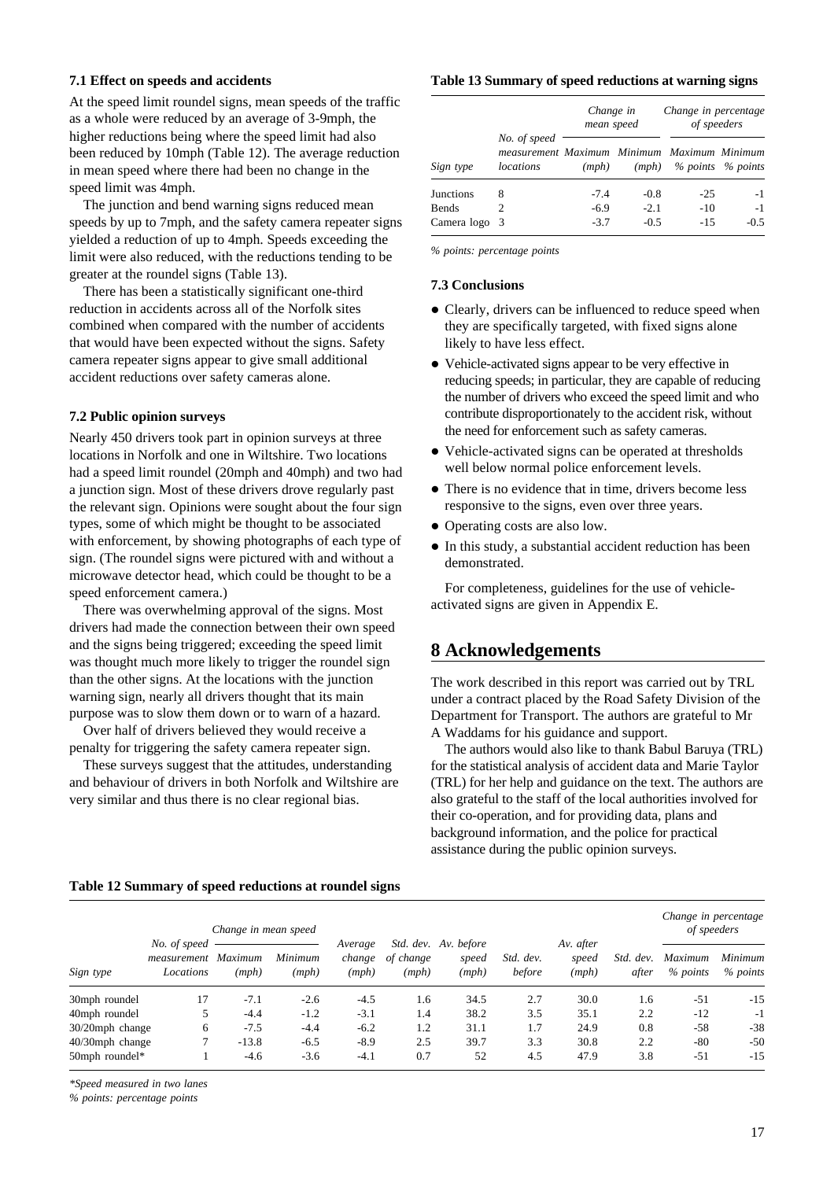### 7.1 Effect on speeds and accidents

At the speed limit roundel signs, mean speeds of the traffic as a whole were reduced by an average of 3-9mph, the higher reductions being where the speed limit had also been reduced by 10mph (Table 12). The average reduction in mean speed where there had been no change in the speed limit was 4mph.

The junction and bend warning signs reduced mean speeds by up to 7mph, and the safety camera repeater signs yielded a reduction of up to 4mph. Speeds exceeding the limit were also reduced, with the reductions tending to be greater at the roundel signs (Table 13).

There has been a statistically significant one-third reduction in accidents across all of the Norfolk sites combined when compared with the number of accidents that would have been expected without the signs. Safety camera repeater signs appear to give small additional accident reductions over safety cameras alone.

### 7.2 Public opinion surveys

Nearly 450 drivers took part in opinion surveys at three locations in Norfolk and one in Wiltshire. Two locations had a speed limit roundel (20mph and 40mph) and two had a junction sign. Most of these drivers drove regularly past the relevant sign. Opinions were sought about the four sign types, some of which might be thought to be associated with enforcement, by showing photographs of each type of sign. (The roundel signs were pictured with and without a microwave detector head, which could be thought to be a speed enforcement camera.)

There was overwhelming approval of the signs. Most drivers had made the connection between their own speed and the signs being triggered; exceeding the speed limit was thought much more likely to trigger the roundel sign than the other signs. At the locations with the junction warning sign, nearly all drivers thought that its main purpose was to slow them down or to warn of a hazard.

Over half of drivers believed they would receive a penalty for triggering the safety camera repeater sign.

These surveys suggest that the attitudes, understanding and behaviour of drivers in both Norfolk and Wiltshire are very similar and thus there is no clear regional bias.

**Table 13 Summary of speed reductions at warning signs**

| Sign type | No. of speed measurement locations | Change in mean speed | | Change in percentage of speeders | |
|---|---|---|---|---|---|
| | | Maximum (mph) | Minimum (mph) | Maximum % points | Minimum % points |
| Junctions | 8 | -7.4 | -0.8 | -25 | -1 |
| Bends | 2 | -6.9 | -2.1 | -10 | -1 |
| Camera logo | 3 | -3.7 | -0.5 | -15 | -0.5 |

*% points: percentage points*

### 7.3 Conclusions

- Clearly, drivers can be influenced to reduce speed when they are specifically targeted, with fixed signs alone likely to have less effect.
- Vehicle-activated signs appear to be very effective in reducing speeds; in particular, they are capable of reducing the number of drivers who exceed the speed limit and who contribute disproportionately to the accident risk, without the need for enforcement such as safety cameras.
- Vehicle-activated signs can be operated at thresholds well below normal police enforcement levels.
- There is no evidence that in time, drivers become less responsive to the signs, even over three years.
- Operating costs are also low.
- In this study, a substantial accident reduction has been demonstrated.

For completeness, guidelines for the use of vehicle-activated signs are given in Appendix E.

## 8 Acknowledgements

The work described in this report was carried out by TRL under a contract placed by the Road Safety Division of the Department for Transport. The authors are grateful to Mr A Waddams for his guidance and support.

The authors would also like to thank Babul Baruya (TRL) for the statistical analysis of accident data and Marie Taylor (TRL) for her help and guidance on the text. The authors are also grateful to the staff of the local authorities involved for their co-operation, and for providing data, plans and background information, and the police for practical assistance during the public opinion surveys.

**Table 12 Summary of speed reductions at roundel signs**

| Sign type | No. of speed measurement Locations | Change in mean speed | | Average change (mph) | Std. dev. of change (mph) | Av. before speed (mph) | Std. dev. before | Av. after speed (mph) | Std. dev. after | Change in percentage of speeders | |
|---|---|---|---|---|---|---|---|---|---|---|---|
| | | Maximum (mph) | Minimum (mph) | | | | | | | Maximum % points | Minimum % points |
| 30mph roundel | 17 | -7.1 | -2.6 | -4.5 | 1.6 | 34.5 | 2.7 | 30.0 | 1.6 | -51 | -15 |
| 40mph roundel | 5 | -4.4 | -1.2 | -3.1 | 1.4 | 38.2 | 3.5 | 35.1 | 2.2 | -12 | -1 |
| 30/20mph change | 6 | -7.5 | -4.4 | -6.2 | 1.2 | 31.1 | 1.7 | 24.9 | 0.8 | -58 | -38 |
| 40/30mph change | 7 | -13.8 | -6.5 | -8.9 | 2.5 | 39.7 | 3.3 | 30.8 | 2.2 | -80 | -50 |
| 50mph roundel* | 1 | -4.6 | -3.6 | -4.1 | 0.7 | 52 | 4.5 | 47.9 | 3.8 | -51 | -15 |

*\*Speed measured in two lanes*

*% points: percentage points*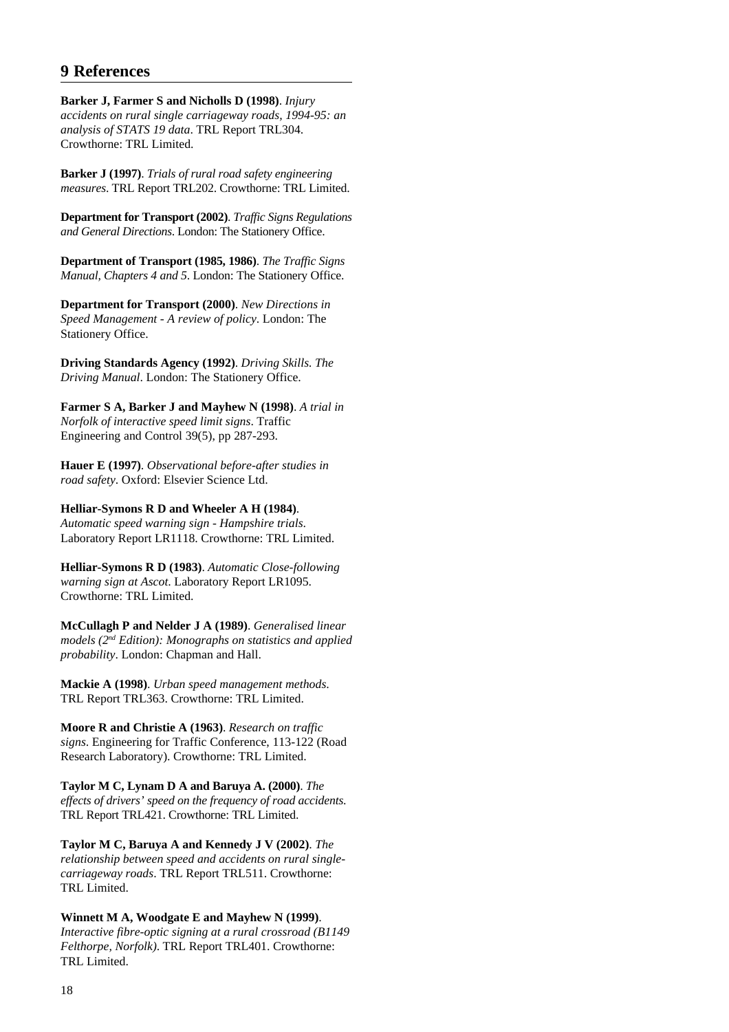# 9 References

**Barker J, Farmer S and Nicholls D (1998)**. *Injury accidents on rural single carriageway roads, 1994-95: an analysis of STATS 19 data*. TRL Report TRL304. Crowthorne: TRL Limited.

**Barker J (1997)**. *Trials of rural road safety engineering measures*. TRL Report TRL202. Crowthorne: TRL Limited.

**Department for Transport (2002)**. *Traffic Signs Regulations and General Directions*. London: The Stationery Office.

**Department of Transport (1985, 1986)**. *The Traffic Signs Manual, Chapters 4 and 5*. London: The Stationery Office.

**Department for Transport (2000)**. *New Directions in Speed Management - A review of policy*. London: The Stationery Office.

**Driving Standards Agency (1992)**. *Driving Skills. The Driving Manual*. London: The Stationery Office.

**Farmer S A, Barker J and Mayhew N (1998)**. *A trial in Norfolk of interactive speed limit signs*. Traffic Engineering and Control 39(5), pp 287-293.

**Hauer E (1997)**. *Observational before-after studies in road safety*. Oxford: Elsevier Science Ltd.

**Helliar-Symons R D and Wheeler A H (1984)**. *Automatic speed warning sign - Hampshire trials*. Laboratory Report LR1118. Crowthorne: TRL Limited.

**Helliar-Symons R D (1983)**. *Automatic Close-following warning sign at Ascot*. Laboratory Report LR1095. Crowthorne: TRL Limited.

**McCullagh P and Nelder J A (1989)**. *Generalised linear models (2nd Edition): Monographs on statistics and applied probability*. London: Chapman and Hall.

**Mackie A (1998)**. *Urban speed management methods*. TRL Report TRL363. Crowthorne: TRL Limited.

**Moore R and Christie A (1963)**. *Research on traffic signs*. Engineering for Traffic Conference, 113-122 (Road Research Laboratory). Crowthorne: TRL Limited.

**Taylor M C, Lynam D A and Baruya A. (2000)**. *The effects of drivers' speed on the frequency of road accidents*. TRL Report TRL421. Crowthorne: TRL Limited.

**Taylor M C, Baruya A and Kennedy J V (2002)**. *The relationship between speed and accidents on rural single-carriageway roads*. TRL Report TRL511. Crowthorne: TRL Limited.

**Winnett M A, Woodgate E and Mayhew N (1999)**. *Interactive fibre-optic signing at a rural crossroad (B1149 Felthorpe, Norfolk)*. TRL Report TRL401. Crowthorne: TRL Limited.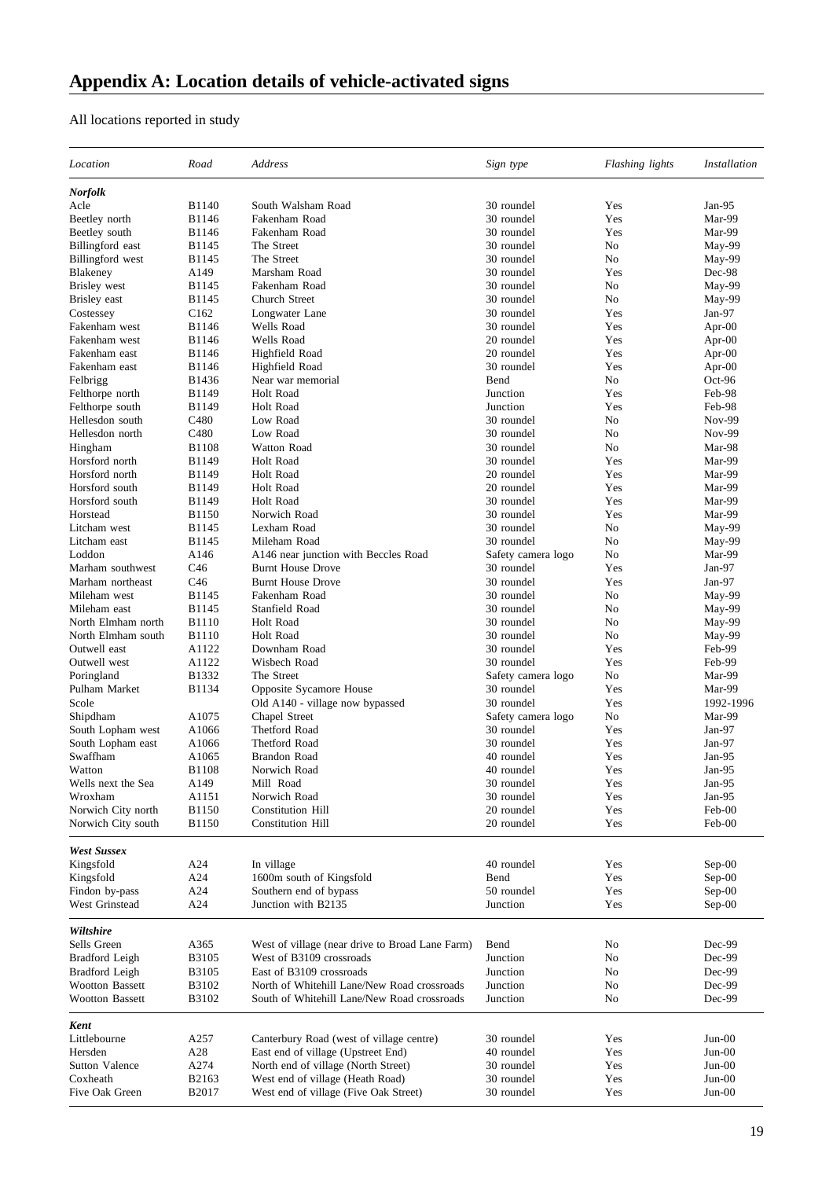# Appendix A: Location details of vehicle-activated signs

All locations reported in study

| *Location* | *Road* | *Address* | *Sign type* | *Flashing lights* | *Installation* |
|---|---|---|---|---|---|
| ***Norfolk*** | | | | | |
| Acle | B1140 | South Walsham Road | 30 roundel | Yes | Jan-95 |
| Beetley north | B1146 | Fakenham Road | 30 roundel | Yes | Mar-99 |
| Beetley south | B1146 | Fakenham Road | 30 roundel | Yes | Mar-99 |
| Billingford east | B1145 | The Street | 30 roundel | No | May-99 |
| Billingford west | B1145 | The Street | 30 roundel | No | May-99 |
| Blakeney | A149 | Marsham Road | 30 roundel | Yes | Dec-98 |
| Brisley west | B1145 | Fakenham Road | 30 roundel | No | May-99 |
| Brisley east | B1145 | Church Street | 30 roundel | No | May-99 |
| Costessey | C162 | Longwater Lane | 30 roundel | Yes | Jan-97 |
| Fakenham west | B1146 | Wells Road | 30 roundel | Yes | Apr-00 |
| Fakenham west | B1146 | Wells Road | 20 roundel | Yes | Apr-00 |
| Fakenham east | B1146 | Highfield Road | 20 roundel | Yes | Apr-00 |
| Fakenham east | B1146 | Highfield Road | 30 roundel | Yes | Apr-00 |
| Felbrigg | B1436 | Near war memorial | Bend | No | Oct-96 |
| Felthorpe north | B1149 | Holt Road | Junction | Yes | Feb-98 |
| Felthorpe south | B1149 | Holt Road | Junction | Yes | Feb-98 |
| Hellesdon south | C480 | Low Road | 30 roundel | No | Nov-99 |
| Hellesdon north | C480 | Low Road | 30 roundel | No | Nov-99 |
| Hingham | B1108 | Watton Road | 30 roundel | No | Mar-98 |
| Horsford north | B1149 | Holt Road | 30 roundel | Yes | Mar-99 |
| Horsford north | B1149 | Holt Road | 20 roundel | Yes | Mar-99 |
| Horsford south | B1149 | Holt Road | 20 roundel | Yes | Mar-99 |
| Horsford south | B1149 | Holt Road | 30 roundel | Yes | Mar-99 |
| Horstead | B1150 | Norwich Road | 30 roundel | Yes | Mar-99 |
| Litcham west | B1145 | Lexham Road | 30 roundel | No | May-99 |
| Litcham east | B1145 | Mileham Road | 30 roundel | No | May-99 |
| Loddon | A146 | A146 near junction with Beccles Road | Safety camera logo | No | Mar-99 |
| Marham southwest | C46 | Burnt House Drove | 30 roundel | Yes | Jan-97 |
| Marham northeast | C46 | Burnt House Drove | 30 roundel | Yes | Jan-97 |
| Mileham west | B1145 | Fakenham Road | 30 roundel | No | May-99 |
| Mileham east | B1145 | Stanfield Road | 30 roundel | No | May-99 |
| North Elmham north | B1110 | Holt Road | 30 roundel | No | May-99 |
| North Elmham south | B1110 | Holt Road | 30 roundel | No | May-99 |
| Outwell east | A1122 | Downham Road | 30 roundel | Yes | Feb-99 |
| Outwell west | A1122 | Wisbech Road | 30 roundel | Yes | Feb-99 |
| Poringland | B1332 | The Street | Safety camera logo | No | Mar-99 |
| Pulham Market | B1134 | Opposite Sycamore House | 30 roundel | Yes | Mar-99 |
| Scole | | Old A140 - village now bypassed | 30 roundel | Yes | 1992-1996 |
| Shipdham | A1075 | Chapel Street | Safety camera logo | No | Mar-99 |
| South Lopham west | A1066 | Thetford Road | 30 roundel | Yes | Jan-97 |
| South Lopham east | A1066 | Thetford Road | 30 roundel | Yes | Jan-97 |
| Swaffham | A1065 | Brandon Road | 40 roundel | Yes | Jan-95 |
| Watton | B1108 | Norwich Road | 40 roundel | Yes | Jan-95 |
| Wells next the Sea | A149 | Mill Road | 30 roundel | Yes | Jan-95 |
| Wroxham | A1151 | Norwich Road | 30 roundel | Yes | Jan-95 |
| Norwich City north | B1150 | Constitution Hill | 20 roundel | Yes | Feb-00 |
| Norwich City south | B1150 | Constitution Hill | 20 roundel | Yes | Feb-00 |
| ***West Sussex*** | | | | | |
| Kingsfold | A24 | In village | 40 roundel | Yes | Sep-00 |
| Kingsfold | A24 | 1600m south of Kingsfold | Bend | Yes | Sep-00 |
| Findon by-pass | A24 | Southern end of bypass | 50 roundel | Yes | Sep-00 |
| West Grinstead | A24 | Junction with B2135 | Junction | Yes | Sep-00 |
| ***Wiltshire*** | | | | | |
| Sells Green | A365 | West of village (near drive to Broad Lane Farm) | Bend | No | Dec-99 |
| Bradford Leigh | B3105 | West of B3109 crossroads | Junction | No | Dec-99 |
| Bradford Leigh | B3105 | East of B3109 crossroads | Junction | No | Dec-99 |
| Wootton Bassett | B3102 | North of Whitehill Lane/New Road crossroads | Junction | No | Dec-99 |
| Wootton Bassett | B3102 | South of Whitehill Lane/New Road crossroads | Junction | No | Dec-99 |
| ***Kent*** | | | | | |
| Littlebourne | A257 | Canterbury Road (west of village centre) | 30 roundel | Yes | Jun-00 |
| Hersden | A28 | East end of village (Upstreet End) | 40 roundel | Yes | Jun-00 |
| Sutton Valence | A274 | North end of village (North Street) | 30 roundel | Yes | Jun-00 |
| Coxheath | B2163 | West end of village (Heath Road) | 30 roundel | Yes | Jun-00 |
| Five Oak Green | B2017 | West end of village (Five Oak Street) | 30 roundel | Yes | Jun-00 |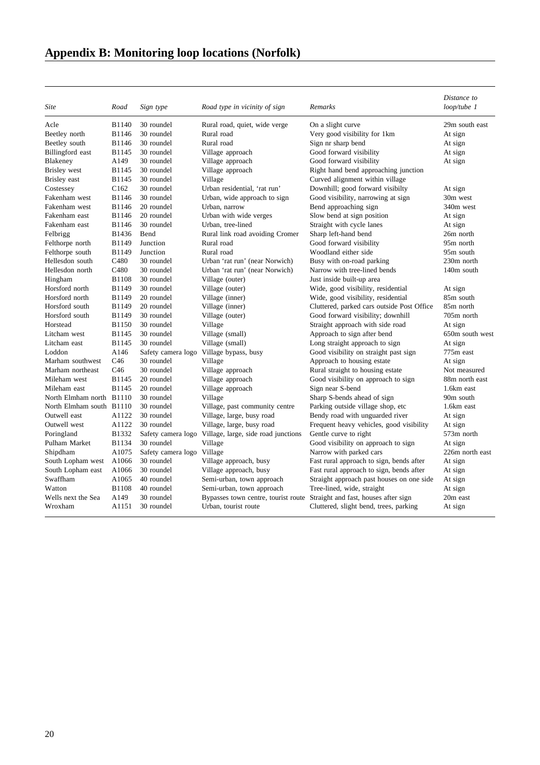# Appendix B: Monitoring loop locations (Norfolk)

| *Site* | *Road* | *Sign type* | *Road type in vicinity of sign* | *Remarks* | *Distance to loop/tube 1* |
|---|---|---|---|---|---|
| Acle | B1140 | 30 roundel | Rural road, quiet, wide verge | On a slight curve | 29m south east |
| Beetley north | B1146 | 30 roundel | Rural road | Very good visibility for 1km | At sign |
| Beetley south | B1146 | 30 roundel | Rural road | Sign nr sharp bend | At sign |
| Billingford east | B1145 | 30 roundel | Village approach | Good forward visibility | At sign |
| Blakeney | A149 | 30 roundel | Village approach | Good forward visibility | At sign |
| Brisley west | B1145 | 30 roundel | Village approach | Right hand bend approaching junction | |
| Brisley east | B1145 | 30 roundel | Village | Curved alignment within village | |
| Costessey | C162 | 30 roundel | Urban residential, 'rat run' | Downhill; good forward visibilty | At sign |
| Fakenham west | B1146 | 30 roundel | Urban, wide approach to sign | Good visibility, narrowing at sign | 30m west |
| Fakenham west | B1146 | 20 roundel | Urban, narrow | Bend approaching sign | 340m west |
| Fakenham east | B1146 | 20 roundel | Urban with wide verges | Slow bend at sign position | At sign |
| Fakenham east | B1146 | 30 roundel | Urban, tree-lined | Straight with cycle lanes | At sign |
| Felbrigg | B1436 | Bend | Rural link road avoiding Cromer | Sharp left-hand bend | 26m north |
| Felthorpe north | B1149 | Junction | Rural road | Good forward visibility | 95m north |
| Felthorpe south | B1149 | Junction | Rural road | Woodland either side | 95m south |
| Hellesdon south | C480 | 30 roundel | Urban 'rat run' (near Norwich) | Busy with on-road parking | 230m north |
| Hellesdon north | C480 | 30 roundel | Urban 'rat run' (near Norwich) | Narrow with tree-lined bends | 140m south |
| Hingham | B1108 | 30 roundel | Village (outer) | Just inside built-up area | |
| Horsford north | B1149 | 30 roundel | Village (outer) | Wide, good visibility, residential | At sign |
| Horsford north | B1149 | 20 roundel | Village (inner) | Wide, good visibility, residential | 85m south |
| Horsford south | B1149 | 20 roundel | Village (inner) | Cluttered, parked cars outside Post Office | 85m north |
| Horsford south | B1149 | 30 roundel | Village (outer) | Good forward visibility; downhill | 705m north |
| Horstead | B1150 | 30 roundel | Village | Straight approach with side road | At sign |
| Litcham west | B1145 | 30 roundel | Village (small) | Approach to sign after bend | 650m south west |
| Litcham east | B1145 | 30 roundel | Village (small) | Long straight approach to sign | At sign |
| Loddon | A146 | Safety camera logo | Village bypass, busy | Good visibility on straight past sign | 775m east |
| Marham southwest | C46 | 30 roundel | Village | Approach to housing estate | At sign |
| Marham northeast | C46 | 30 roundel | Village approach | Rural straight to housing estate | Not measured |
| Mileham west | B1145 | 20 roundel | Village approach | Good visibility on approach to sign | 88m north east |
| Mileham east | B1145 | 20 roundel | Village approach | Sign near S-bend | 1.6km east |
| North Elmham north | B1110 | 30 roundel | Village | Sharp S-bends ahead of sign | 90m south |
| North Elmham south | B1110 | 30 roundel | Village, past community centre | Parking outside village shop, etc | 1.6km east |
| Outwell east | A1122 | 30 roundel | Village, large, busy road | Bendy road with unguarded river | At sign |
| Outwell west | A1122 | 30 roundel | Village, large, busy road | Frequent heavy vehicles, good visibility | At sign |
| Poringland | B1332 | Safety camera logo | Village, large, side road junctions | Gentle curve to right | 573m north |
| Pulham Market | B1134 | 30 roundel | Village | Good visibility on approach to sign | At sign |
| Shipdham | A1075 | Safety camera logo | Village | Narrow with parked cars | 226m north east |
| South Lopham west | A1066 | 30 roundel | Village approach, busy | Fast rural approach to sign, bends after | At sign |
| South Lopham east | A1066 | 30 roundel | Village approach, busy | Fast rural approach to sign, bends after | At sign |
| Swaffham | A1065 | 40 roundel | Semi-urban, town approach | Straight approach past houses on one side | At sign |
| Watton | B1108 | 40 roundel | Semi-urban, town approach | Tree-lined, wide, straight | At sign |
| Wells next the Sea | A149 | 30 roundel | Bypasses town centre, tourist route | Straight and fast, houses after sign | 20m east |
| Wroxham | A1151 | 30 roundel | Urban, tourist route | Cluttered, slight bend, trees, parking | At sign |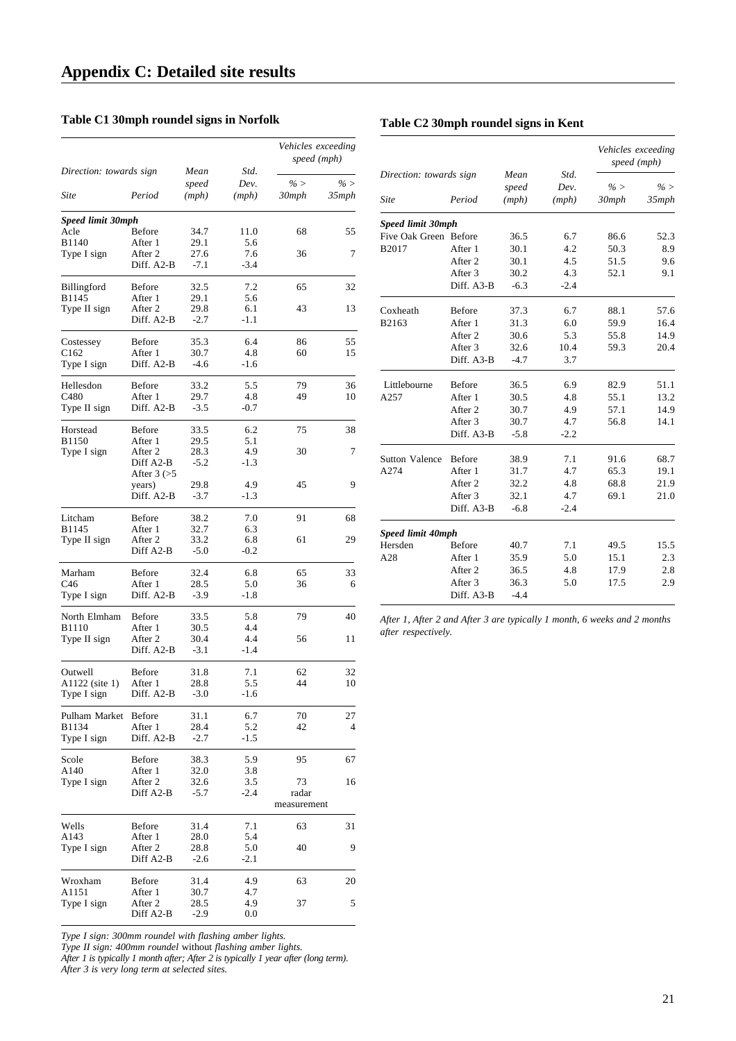# Appendix C: Detailed site results

### Table C1 30mph roundel signs in Norfolk

| Direction: towards sign | | Mean | Std. | Vehicles exceeding speed (mph) | |
|---|---|---|---|---|---|
| Site | Period | speed (mph) | Dev. (mph) | % > 30mph | % > 35mph |
| ***Speed limit 30mph*** | | | | | |
| Acle | Before | 34.7 | 11.0 | 68 | 55 |
| B1140 | After 1 | 29.1 | 5.6 | | |
| Type I sign | After 2 | 27.6 | 7.6 | 36 | 7 |
| | Diff. A2-B | -7.1 | -3.4 | | |
| Billingford | Before | 32.5 | 7.2 | 65 | 32 |
| B1145 | After 1 | 29.1 | 5.6 | | |
| Type II sign | After 2 | 29.8 | 6.1 | 43 | 13 |
| | Diff. A2-B | -2.7 | -1.1 | | |
| Costessey | Before | 35.3 | 6.4 | 86 | 55 |
| C162 | After 1 | 30.7 | 4.8 | 60 | 15 |
| Type I sign | Diff. A2-B | -4.6 | -1.6 | | |
| Hellesdon | Before | 33.2 | 5.5 | 79 | 36 |
| C480 | After 1 | 29.7 | 4.8 | 49 | 10 |
| Type II sign | Diff. A2-B | -3.5 | -0.7 | | |
| Horstead | Before | 33.5 | 6.2 | 75 | 38 |
| B1150 | After 1 | 29.5 | 5.1 | | |
| Type I sign | After 2 | 28.3 | 4.9 | 30 | 7 |
| | Diff A2-B | -5.2 | -1.3 | | |
| | After 3 (>5 years) | 29.8 | 4.9 | 45 | 9 |
| | Diff. A2-B | -3.7 | -1.3 | | |
| Litcham | Before | 38.2 | 7.0 | 91 | 68 |
| B1145 | After 1 | 32.7 | 6.3 | | |
| Type II sign | After 2 | 33.2 | 6.8 | 61 | 29 |
| | Diff A2-B | -5.0 | -0.2 | | |
| Marham | Before | 32.4 | 6.8 | 65 | 33 |
| C46 | After 1 | 28.5 | 5.0 | 36 | 6 |
| Type I sign | Diff. A2-B | -3.9 | -1.8 | | |
| North Elmham | Before | 33.5 | 5.8 | 79 | 40 |
| B1110 | After 1 | 30.5 | 4.4 | | |
| Type II sign | After 2 | 30.4 | 4.4 | 56 | 11 |
| | Diff. A2-B | -3.1 | -1.4 | | |
| Outwell | Before | 31.8 | 7.1 | 62 | 32 |
| A1122 (site 1) | After 1 | 28.8 | 5.5 | 44 | 10 |
| Type I sign | Diff. A2-B | -3.0 | -1.6 | | |
| Pulham Market | Before | 31.1 | 6.7 | 70 | 27 |
| B1134 | After 1 | 28.4 | 5.2 | 42 | 4 |
| Type I sign | Diff. A2-B | -2.7 | -1.5 | | |
| Scole | Before | 38.3 | 5.9 | 95 | 67 |
| A140 | After 1 | 32.0 | 3.8 | | |
| Type I sign | After 2 | 32.6 | 3.5 | 73 | 16 |
| | Diff A2-B | -5.7 | -2.4 | radar measurement | |
| Wells | Before | 31.4 | 7.1 | 63 | 31 |
| A143 | After 1 | 28.0 | 5.4 | | |
| Type I sign | After 2 | 28.8 | 5.0 | 40 | 9 |
| | Diff A2-B | -2.6 | -2.1 | | |
| Wroxham | Before | 31.4 | 4.9 | 63 | 20 |
| A1151 | After 1 | 30.7 | 4.7 | | |
| Type I sign | After 2 | 28.5 | 4.9 | 37 | 5 |
| | Diff A2-B | -2.9 | 0.0 | | |

*Type I sign: 300mm roundel with flashing amber lights.*
*Type II sign: 400mm roundel* without *flashing amber lights.*
*After 1 is typically 1 month after; After 2 is typically 1 year after (long term).*
*After 3 is very long term at selected sites.*

### Table C2 30mph roundel signs in Kent

| Direction: towards sign | | Mean | Std. | Vehicles exceeding speed (mph) | |
|---|---|---|---|---|---|
| Site | Period | speed (mph) | Dev. (mph) | % > 30mph | % > 35mph |
| ***Speed limit 30mph*** | | | | | |
| Five Oak Green | Before | 36.5 | 6.7 | 86.6 | 52.3 |
| B2017 | After 1 | 30.1 | 4.2 | 50.3 | 8.9 |
| | After 2 | 30.1 | 4.5 | 51.5 | 9.6 |
| | After 3 | 30.2 | 4.3 | 52.1 | 9.1 |
| | Diff. A3-B | -6.3 | -2.4 | | |
| Coxheath | Before | 37.3 | 6.7 | 88.1 | 57.6 |
| B2163 | After 1 | 31.3 | 6.0 | 59.9 | 16.4 |
| | After 2 | 30.6 | 5.3 | 55.8 | 14.9 |
| | After 3 | 32.6 | 10.4 | 59.3 | 20.4 |
| | Diff. A3-B | -4.7 | 3.7 | | |
| Littlebourne | Before | 36.5 | 6.9 | 82.9 | 51.1 |
| A257 | After 1 | 30.5 | 4.8 | 55.1 | 13.2 |
| | After 2 | 30.7 | 4.9 | 57.1 | 14.9 |
| | After 3 | 30.7 | 4.7 | 56.8 | 14.1 |
| | Diff. A3-B | -5.8 | -2.2 | | |
| Sutton Valence | Before | 38.9 | 7.1 | 91.6 | 68.7 |
| A274 | After 1 | 31.7 | 4.7 | 65.3 | 19.1 |
| | After 2 | 32.2 | 4.8 | 68.8 | 21.9 |
| | After 3 | 32.1 | 4.7 | 69.1 | 21.0 |
| | Diff. A3-B | -6.8 | -2.4 | | |
| ***Speed limit 40mph*** | | | | | |
| Hersden | Before | 40.7 | 7.1 | 49.5 | 15.5 |
| A28 | After 1 | 35.9 | 5.0 | 15.1 | 2.3 |
| | After 2 | 36.5 | 4.8 | 17.9 | 2.8 |
| | After 3 | 36.3 | 5.0 | 17.5 | 2.9 |
| | Diff. A3-B | -4.4 | | | |

*After 1, After 2 and After 3 are typically 1 month, 6 weeks and 2 months after respectively.*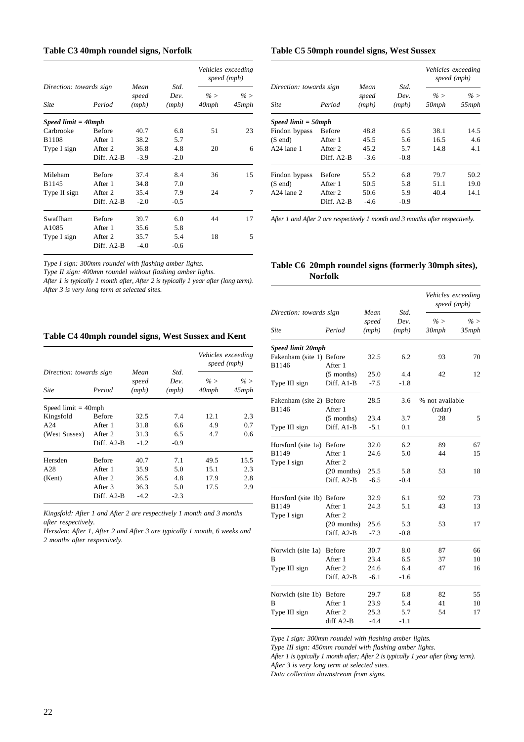### Table C3 40mph roundel signs, Norfolk

| Direction: towards sign | | Mean | Std. | Vehicles exceeding speed (mph) | |
|---|---|---|---|---|---|
| Site | Period | speed (mph) | Dev. (mph) | % > 40mph | % > 45mph |
| ***Speed limit = 40mph*** | | | | | |
| Carbrooke | Before | 40.7 | 6.8 | 51 | 23 |
| B1108 | After 1 | 38.2 | 5.7 | | |
| Type I sign | After 2 | 36.8 | 4.8 | 20 | 6 |
| | Diff. A2-B | -3.9 | -2.0 | | |
| Mileham | Before | 37.4 | 8.4 | 36 | 15 |
| B1145 | After 1 | 34.8 | 7.0 | | |
| Type II sign | After 2 | 35.4 | 7.9 | 24 | 7 |
| | Diff. A2-B | -2.0 | -0.5 | | |
| Swaffham | Before | 39.7 | 6.0 | 44 | 17 |
| A1085 | After 1 | 35.6 | 5.8 | | |
| Type I sign | After 2 | 35.7 | 5.4 | 18 | 5 |
| | Diff. A2-B | -4.0 | -0.6 | | |

*Type I sign: 300mm roundel with flashing amber lights.*
*Type II sign: 400mm roundel without flashing amber lights.*
*After 1 is typically 1 month after, After 2 is typically 1 year after (long term).*
*After 3 is very long term at selected sites.*

### Table C4 40mph roundel signs, West Sussex and Kent

| Direction: towards sign | | Mean | Std. | Vehicles exceeding speed (mph) | |
|---|---|---|---|---|---|
| Site | Period | speed (mph) | Dev. (mph) | % > 40mph | % > 45mph |
| Speed limit = 40mph | | | | | |
| Kingsfold | Before | 32.5 | 7.4 | 12.1 | 2.3 |
| A24 | After 1 | 31.8 | 6.6 | 4.9 | 0.7 |
| (West Sussex) | After 2 | 31.3 | 6.5 | 4.7 | 0.6 |
| | Diff. A2-B | -1.2 | -0.9 | | |
| Hersden | Before | 40.7 | 7.1 | 49.5 | 15.5 |
| A28 | After 1 | 35.9 | 5.0 | 15.1 | 2.3 |
| (Kent) | After 2 | 36.5 | 4.8 | 17.9 | 2.8 |
| | After 3 | 36.3 | 5.0 | 17.5 | 2.9 |
| | Diff. A2-B | -4.2 | -2.3 | | |

*Kingsfold: After 1 and After 2 are respectively 1 month and 3 months after respectively.*
*Hersden: After 1, After 2 and After 3 are typically 1 month, 6 weeks and 2 months after respectively.*

### Table C5 50mph roundel signs, West Sussex

| Direction: towards sign | | Mean | Std. | Vehicles exceeding speed (mph) | |
|---|---|---|---|---|---|
| Site | Period | speed (mph) | Dev. (mph) | % > 50mph | % > 55mph |
| ***Speed limit = 50mph*** | | | | | |
| Findon bypass | Before | 48.8 | 6.5 | 38.1 | 14.5 |
| (S end) | After 1 | 45.5 | 5.6 | 16.5 | 4.6 |
| A24 lane 1 | After 2 | 45.2 | 5.7 | 14.8 | 4.1 |
| | Diff. A2-B | -3.6 | -0.8 | | |
| Findon bypass | Before | 55.2 | 6.8 | 79.7 | 50.2 |
| (S end) | After 1 | 50.5 | 5.8 | 51.1 | 19.0 |
| A24 lane 2 | After 2 | 50.6 | 5.9 | 40.4 | 14.1 |
| | Diff. A2-B | -4.6 | -0.9 | | |

*After 1 and After 2 are respectively 1 month and 3 months after respectively.*

### Table C6 20mph roundel signs (formerly 30mph sites), Norfolk

| Direction: towards sign | | Mean | Std. | Vehicles exceeding speed (mph) | |
|---|---|---|---|---|---|
| Site | Period | speed (mph) | Dev. (mph) | % > 30mph | % > 35mph |
| ***Speed limit 20mph*** | | | | | |
| Fakenham (site 1) | Before | 32.5 | 6.2 | 93 | 70 |
| B1146 | After 1 | | | | |
| | (5 months) | 25.0 | 4.4 | 42 | 12 |
| Type III sign | Diff. A1-B | -7.5 | -1.8 | | |
| Fakenham (site 2) | Before | 28.5 | 3.6 | % not available (radar) | |
| B1146 | After 1 | | | | |
| | (5 months) | 23.4 | 3.7 | 28 | 5 |
| Type III sign | Diff. A1-B | -5.1 | 0.1 | | |
| Horsford (site 1a) | Before | 32.0 | 6.2 | 89 | 67 |
| B1149 | After 1 | 24.6 | 5.0 | 44 | 15 |
| Type I sign | After 2 | | | | |
| | (20 months) | 25.5 | 5.8 | 53 | 18 |
| | Diff. A2-B | -6.5 | -0.4 | | |
| Horsford (site 1b) | Before | 32.9 | 6.1 | 92 | 73 |
| B1149 | After 1 | 24.3 | 5.1 | 43 | 13 |
| Type I sign | After 2 | | | | |
| | (20 months) | 25.6 | 5.3 | 53 | 17 |
| | Diff. A2-B | -7.3 | -0.8 | | |
| Norwich (site 1a) | Before | 30.7 | 8.0 | 87 | 66 |
| B | After 1 | 23.4 | 6.5 | 37 | 10 |
| Type III sign | After 2 | 24.6 | 6.4 | 47 | 16 |
| | Diff. A2-B | -6.1 | -1.6 | | |
| Norwich (site 1b) | Before | 29.7 | 6.8 | 82 | 55 |
| B | After 1 | 23.9 | 5.4 | 41 | 10 |
| Type III sign | After 2 | 25.3 | 5.7 | 54 | 17 |
| | diff A2-B | -4.4 | -1.1 | | |

*Type I sign: 300mm roundel with flashing amber lights.*
*Type III sign: 450mm roundel with flashing amber lights.*
*After 1 is typically 1 month after; After 2 is typically 1 year after (long term).*
*After 3 is very long term at selected sites.*
*Data collection downstream from signs.*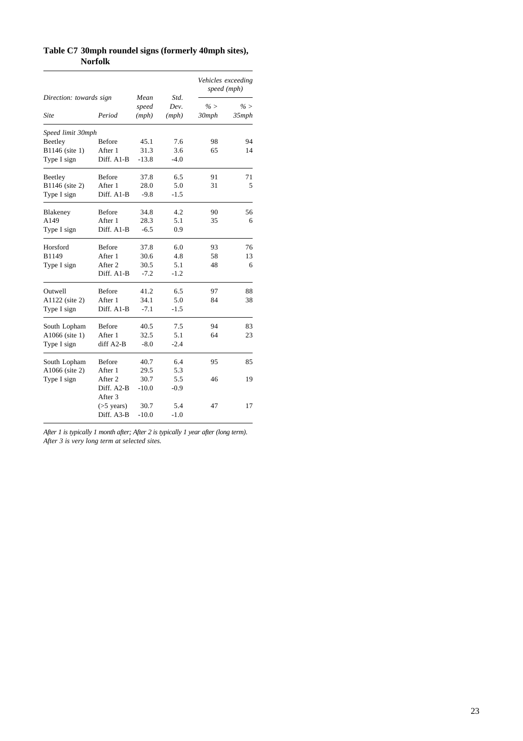**Table C7 30mph roundel signs (formerly 40mph sites), Norfolk**

| *Direction: towards sign* | | *Mean speed* | *Std. Dev.* | *Vehicles exceeding speed (mph)* | |
|---|---|---|---|---|---|
| *Site* | *Period* | *(mph)* | *(mph)* | *% > 30mph* | *% > 35mph* |
| *Speed limit 30mph* | | | | | |
| Beetley | Before | 45.1 | 7.6 | 98 | 94 |
| B1146 (site 1) | After 1 | 31.3 | 3.6 | 65 | 14 |
| Type I sign | Diff. A1-B | -13.8 | -4.0 | | |
| Beetley | Before | 37.8 | 6.5 | 91 | 71 |
| B1146 (site 2) | After 1 | 28.0 | 5.0 | 31 | 5 |
| Type I sign | Diff. A1-B | -9.8 | -1.5 | | |
| Blakeney | Before | 34.8 | 4.2 | 90 | 56 |
| A149 | After 1 | 28.3 | 5.1 | 35 | 6 |
| Type I sign | Diff. A1-B | -6.5 | 0.9 | | |
| Horsford | Before | 37.8 | 6.0 | 93 | 76 |
| B1149 | After 1 | 30.6 | 4.8 | 58 | 13 |
| Type I sign | After 2 | 30.5 | 5.1 | 48 | 6 |
| | Diff. A1-B | -7.2 | -1.2 | | |
| Outwell | Before | 41.2 | 6.5 | 97 | 88 |
| A1122 (site 2) | After 1 | 34.1 | 5.0 | 84 | 38 |
| Type I sign | Diff. A1-B | -7.1 | -1.5 | | |
| South Lopham | Before | 40.5 | 7.5 | 94 | 83 |
| A1066 (site 1) | After 1 | 32.5 | 5.1 | 64 | 23 |
| Type I sign | diff A2-B | -8.0 | -2.4 | | |
| South Lopham | Before | 40.7 | 6.4 | 95 | 85 |
| A1066 (site 2) | After 1 | 29.5 | 5.3 | | |
| Type I sign | After 2 | 30.7 | 5.5 | 46 | 19 |
| | Diff. A2-B | -10.0 | -0.9 | | |
| | After 3 (>5 years) | 30.7 | 5.4 | 47 | 17 |
| | Diff. A3-B | -10.0 | -1.0 | | |

*After 1 is typically 1 month after; After 2 is typically 1 year after (long term). After 3 is very long term at selected sites.*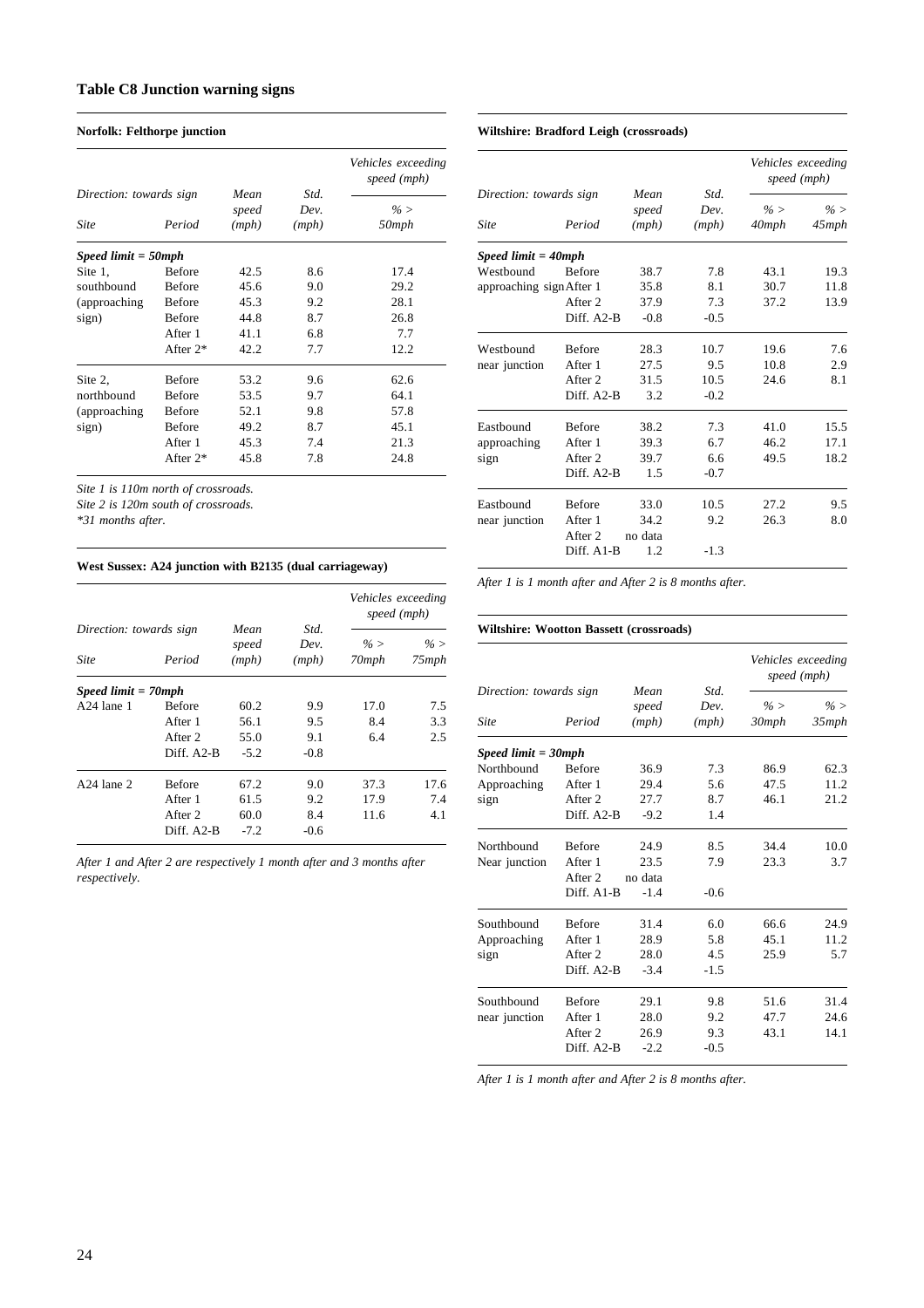### Table C8 Junction warning signs

**Norfolk: Felthorpe junction**

| Direction: towards sign | | Mean speed (mph) | Std. Dev. (mph) | Vehicles exceeding speed (mph) |
|---|---|---|---|---|
| Site | Period | | | % > 50mph |
| ***Speed limit = 50mph*** | | | | |
| Site 1, | Before | 42.5 | 8.6 | 17.4 |
| southbound | Before | 45.6 | 9.0 | 29.2 |
| (approaching | Before | 45.3 | 9.2 | 28.1 |
| sign) | Before | 44.8 | 8.7 | 26.8 |
| | After 1 | 41.1 | 6.8 | 7.7 |
| | After 2* | 42.2 | 7.7 | 12.2 |
| Site 2, | Before | 53.2 | 9.6 | 62.6 |
| northbound | Before | 53.5 | 9.7 | 64.1 |
| (approaching | Before | 52.1 | 9.8 | 57.8 |
| sign) | Before | 49.2 | 8.7 | 45.1 |
| | After 1 | 45.3 | 7.4 | 21.3 |
| | After 2* | 45.8 | 7.8 | 24.8 |

*Site 1 is 110m north of crossroads.*
*Site 2 is 120m south of crossroads.*
*\*31 months after.*

**West Sussex: A24 junction with B2135 (dual carriageway)**

| Direction: towards sign | | Mean speed (mph) | Std. Dev. (mph) | Vehicles exceeding speed (mph) | |
|---|---|---|---|---|---|
| Site | Period | | | % > 70mph | % > 75mph |
| ***Speed limit = 70mph*** | | | | | |
| A24 lane 1 | Before | 60.2 | 9.9 | 17.0 | 7.5 |
| | After 1 | 56.1 | 9.5 | 8.4 | 3.3 |
| | After 2 | 55.0 | 9.1 | 6.4 | 2.5 |
| | Diff. A2-B | -5.2 | -0.8 | | |
| A24 lane 2 | Before | 67.2 | 9.0 | 37.3 | 17.6 |
| | After 1 | 61.5 | 9.2 | 17.9 | 7.4 |
| | After 2 | 60.0 | 8.4 | 11.6 | 4.1 |
| | Diff. A2-B | -7.2 | -0.6 | | |

*After 1 and After 2 are respectively 1 month after and 3 months after respectively.*

**Wiltshire: Bradford Leigh (crossroads)**

| Direction: towards sign | | Mean speed (mph) | Std. Dev. (mph) | Vehicles exceeding speed (mph) | |
|---|---|---|---|---|---|
| Site | Period | | | % > 40mph | % > 45mph |
| ***Speed limit = 40mph*** | | | | | |
| Westbound | Before | 38.7 | 7.8 | 43.1 | 19.3 |
| approaching sign | After 1 | 35.8 | 8.1 | 30.7 | 11.8 |
| | After 2 | 37.9 | 7.3 | 37.2 | 13.9 |
| | Diff. A2-B | -0.8 | -0.5 | | |
| Westbound | Before | 28.3 | 10.7 | 19.6 | 7.6 |
| near junction | After 1 | 27.5 | 9.5 | 10.8 | 2.9 |
| | After 2 | 31.5 | 10.5 | 24.6 | 8.1 |
| | Diff. A2-B | 3.2 | -0.2 | | |
| Eastbound | Before | 38.2 | 7.3 | 41.0 | 15.5 |
| approaching | After 1 | 39.3 | 6.7 | 46.2 | 17.1 |
| sign | After 2 | 39.7 | 6.6 | 49.5 | 18.2 |
| | Diff. A2-B | 1.5 | -0.7 | | |
| Eastbound | Before | 33.0 | 10.5 | 27.2 | 9.5 |
| near junction | After 1 | 34.2 | 9.2 | 26.3 | 8.0 |
| | After 2 | no data | | | |
| | Diff. A1-B | 1.2 | -1.3 | | |

*After 1 is 1 month after and After 2 is 8 months after.*

**Wiltshire: Wootton Bassett (crossroads)**

| Direction: towards sign | | Mean speed (mph) | Std. Dev. (mph) | Vehicles exceeding speed (mph) | |
|---|---|---|---|---|---|
| Site | Period | | | % > 30mph | % > 35mph |
| ***Speed limit = 30mph*** | | | | | |
| Northbound | Before | 36.9 | 7.3 | 86.9 | 62.3 |
| Approaching | After 1 | 29.4 | 5.6 | 47.5 | 11.2 |
| sign | After 2 | 27.7 | 8.7 | 46.1 | 21.2 |
| | Diff. A2-B | -9.2 | 1.4 | | |
| Northbound | Before | 24.9 | 8.5 | 34.4 | 10.0 |
| Near junction | After 1 | 23.5 | 7.9 | 23.3 | 3.7 |
| | After 2 | no data | | | |
| | Diff. A1-B | -1.4 | -0.6 | | |
| Southbound | Before | 31.4 | 6.0 | 66.6 | 24.9 |
| Approaching | After 1 | 28.9 | 5.8 | 45.1 | 11.2 |
| sign | After 2 | 28.0 | 4.5 | 25.9 | 5.7 |
| | Diff. A2-B | -3.4 | -1.5 | | |
| Southbound | Before | 29.1 | 9.8 | 51.6 | 31.4 |
| near junction | After 1 | 28.0 | 9.2 | 47.7 | 24.6 |
| | After 2 | 26.9 | 9.3 | 43.1 | 14.1 |
| | Diff. A2-B | -2.2 | -0.5 | | |

*After 1 is 1 month after and After 2 is 8 months after.*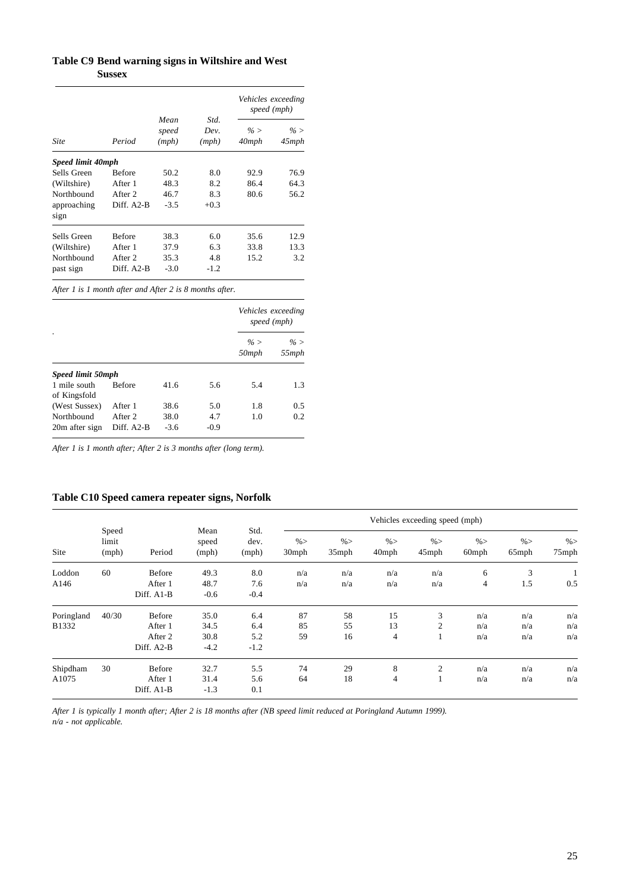## Table C9 Bend warning signs in Wiltshire and West Sussex

| Site | Period | Mean speed (mph) | Std. Dev. (mph) | Vehicles exceeding speed (mph) % > 40mph | % > 45mph |
|---|---|---|---|---|---|
| ***Speed limit 40mph*** | | | | | |
| Sells Green | Before | 50.2 | 8.0 | 92.9 | 76.9 |
| (Wiltshire) | After 1 | 48.3 | 8.2 | 86.4 | 64.3 |
| Northbound | After 2 | 46.7 | 8.3 | 80.6 | 56.2 |
| approaching sign | Diff. A2-B | -3.5 | +0.3 | | |
| Sells Green | Before | 38.3 | 6.0 | 35.6 | 12.9 |
| (Wiltshire) | After 1 | 37.9 | 6.3 | 33.8 | 13.3 |
| Northbound | After 2 | 35.3 | 4.8 | 15.2 | 3.2 |
| past sign | Diff. A2-B | -3.0 | -1.2 | | |

*After 1 is 1 month after and After 2 is 8 months after.*

| | | | | Vehicles exceeding speed (mph) % > 50mph | % > 55mph |
|---|---|---|---|---|---|
| ***Speed limit 50mph*** | | | | | |
| 1 mile south of Kingsfold | Before | 41.6 | 5.6 | 5.4 | 1.3 |
| (West Sussex) | After 1 | 38.6 | 5.0 | 1.8 | 0.5 |
| Northbound | After 2 | 38.0 | 4.7 | 1.0 | 0.2 |
| 20m after sign | Diff. A2-B | -3.6 | -0.9 | | |

*After 1 is 1 month after; After 2 is 3 months after (long term).*

## Table C10 Speed camera repeater signs, Norfolk

| Site | Speed limit (mph) | Period | Mean speed (mph) | Std. dev. (mph) | Vehicles exceeding speed (mph) %> 30mph | %> 35mph | %> 40mph | %> 45mph | %> 60mph | %> 65mph | %> 75mph |
|---|---|---|---|---|---|---|---|---|---|---|---|
| Loddon | 60 | Before | 49.3 | 8.0 | n/a | n/a | n/a | n/a | 6 | 3 | 1 |
| A146 | | After 1 | 48.7 | 7.6 | n/a | n/a | n/a | n/a | 4 | 1.5 | 0.5 |
| | | Diff. A1-B | -0.6 | -0.4 | | | | | | | |
| Poringland | 40/30 | Before | 35.0 | 6.4 | 87 | 58 | 15 | 3 | n/a | n/a | n/a |
| B1332 | | After 1 | 34.5 | 6.4 | 85 | 55 | 13 | 2 | n/a | n/a | n/a |
| | | After 2 | 30.8 | 5.2 | 59 | 16 | 4 | 1 | n/a | n/a | n/a |
| | | Diff. A2-B | -4.2 | -1.2 | | | | | | | |
| Shipdham | 30 | Before | 32.7 | 5.5 | 74 | 29 | 8 | 2 | n/a | n/a | n/a |
| A1075 | | After 1 | 31.4 | 5.6 | 64 | 18 | 4 | 1 | n/a | n/a | n/a |
| | | Diff. A1-B | -1.3 | 0.1 | | | | | | | |

*After 1 is typically 1 month after; After 2 is 18 months after (NB speed limit reduced at Poringland Autumn 1999).*
*n/a - not applicable.*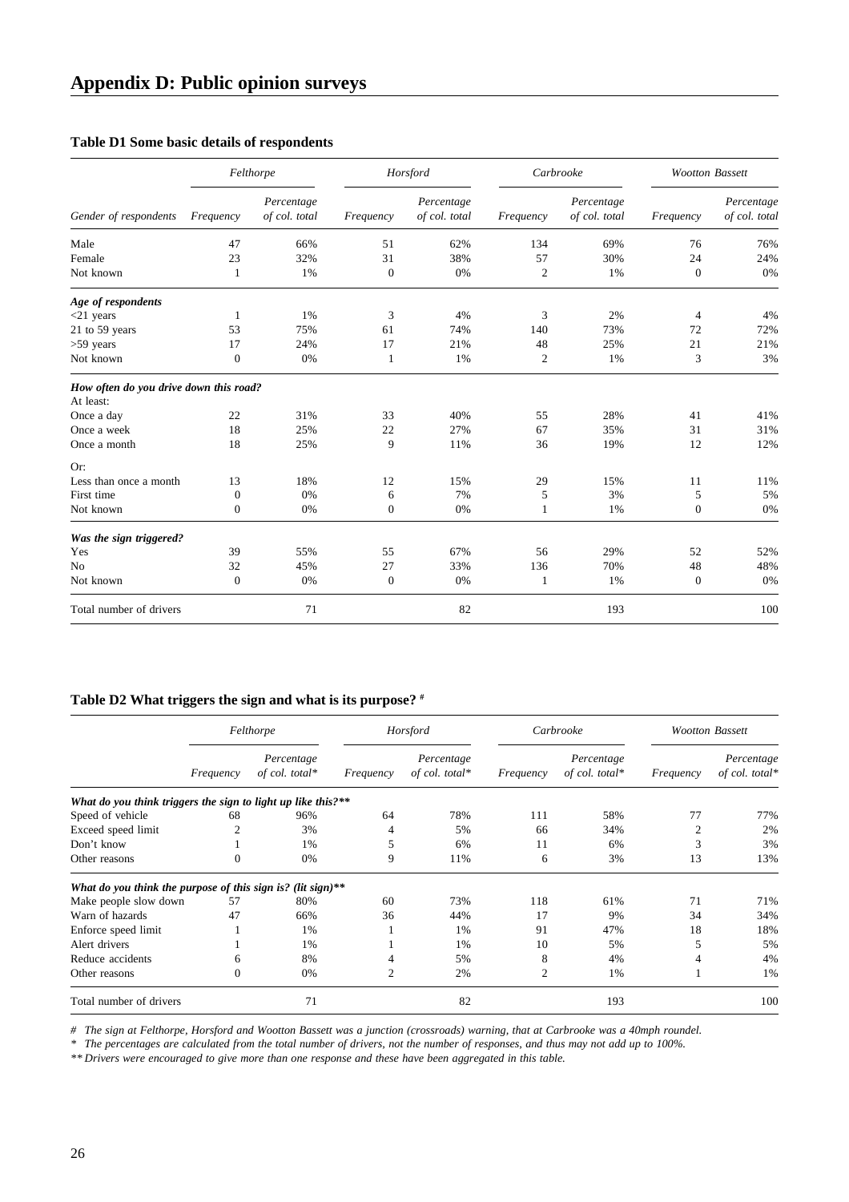# Appendix D: Public opinion surveys

**Table D1 Some basic details of respondents**

| | *Felthorpe* | | *Horsford* | | *Carbrooke* | | *Wootton Bassett* | |
|---|---|---|---|---|---|---|---|---|
| *Gender of respondents* | *Frequency* | *Percentage of col. total* | *Frequency* | *Percentage of col. total* | *Frequency* | *Percentage of col. total* | *Frequency* | *Percentage of col. total* |
| Male | 47 | 66% | 51 | 62% | 134 | 69% | 76 | 76% |
| Female | 23 | 32% | 31 | 38% | 57 | 30% | 24 | 24% |
| Not known | 1 | 1% | 0 | 0% | 2 | 1% | 0 | 0% |
| ***Age of respondents*** | | | | | | | | |
| <21 years | 1 | 1% | 3 | 4% | 3 | 2% | 4 | 4% |
| 21 to 59 years | 53 | 75% | 61 | 74% | 140 | 73% | 72 | 72% |
| >59 years | 17 | 24% | 17 | 21% | 48 | 25% | 21 | 21% |
| Not known | 0 | 0% | 1 | 1% | 2 | 1% | 3 | 3% |
| ***How often do you drive down this road?*** | | | | | | | | |
| At least: | | | | | | | | |
| Once a day | 22 | 31% | 33 | 40% | 55 | 28% | 41 | 41% |
| Once a week | 18 | 25% | 22 | 27% | 67 | 35% | 31 | 31% |
| Once a month | 18 | 25% | 9 | 11% | 36 | 19% | 12 | 12% |
| Or: | | | | | | | | |
| Less than once a month | 13 | 18% | 12 | 15% | 29 | 15% | 11 | 11% |
| First time | 0 | 0% | 6 | 7% | 5 | 3% | 5 | 5% |
| Not known | 0 | 0% | 0 | 0% | 1 | 1% | 0 | 0% |
| ***Was the sign triggered?*** | | | | | | | | |
| Yes | 39 | 55% | 55 | 67% | 56 | 29% | 52 | 52% |
| No | 32 | 45% | 27 | 33% | 136 | 70% | 48 | 48% |
| Not known | 0 | 0% | 0 | 0% | 1 | 1% | 0 | 0% |
| Total number of drivers | | 71 | | 82 | | 193 | | 100 |

**Table D2 What triggers the sign and what is its purpose? #**

| | *Felthorpe* | | *Horsford* | | *Carbrooke* | | *Wootton Bassett* | |
|---|---|---|---|---|---|---|---|---|
| | *Frequency* | *Percentage of col. total** | *Frequency* | *Percentage of col. total** | *Frequency* | *Percentage of col. total** | *Frequency* | *Percentage of col. total** |
| ***What do you think triggers the sign to light up like this?**** | | | | | | | | |
| Speed of vehicle | 68 | 96% | 64 | 78% | 111 | 58% | 77 | 77% |
| Exceed speed limit | 2 | 3% | 4 | 5% | 66 | 34% | 2 | 2% |
| Don't know | 1 | 1% | 5 | 6% | 11 | 6% | 3 | 3% |
| Other reasons | 0 | 0% | 9 | 11% | 6 | 3% | 13 | 13% |
| ***What do you think the purpose of this sign is? (lit sign)**** | | | | | | | | |
| Make people slow down | 57 | 80% | 60 | 73% | 118 | 61% | 71 | 71% |
| Warn of hazards | 47 | 66% | 36 | 44% | 17 | 9% | 34 | 34% |
| Enforce speed limit | 1 | 1% | 1 | 1% | 91 | 47% | 18 | 18% |
| Alert drivers | 1 | 1% | 1 | 1% | 10 | 5% | 5 | 5% |
| Reduce accidents | 6 | 8% | 4 | 5% | 8 | 4% | 4 | 4% |
| Other reasons | 0 | 0% | 2 | 2% | 2 | 1% | 1 | 1% |
| Total number of drivers | | 71 | | 82 | | 193 | | 100 |

*# The sign at Felthorpe, Horsford and Wootton Bassett was a junction (crossroads) warning, that at Carbrooke was a 40mph roundel.*

*\* The percentages are calculated from the total number of drivers, not the number of responses, and thus may not add up to 100%.*

*\*\* Drivers were encouraged to give more than one response and these have been aggregated in this table.*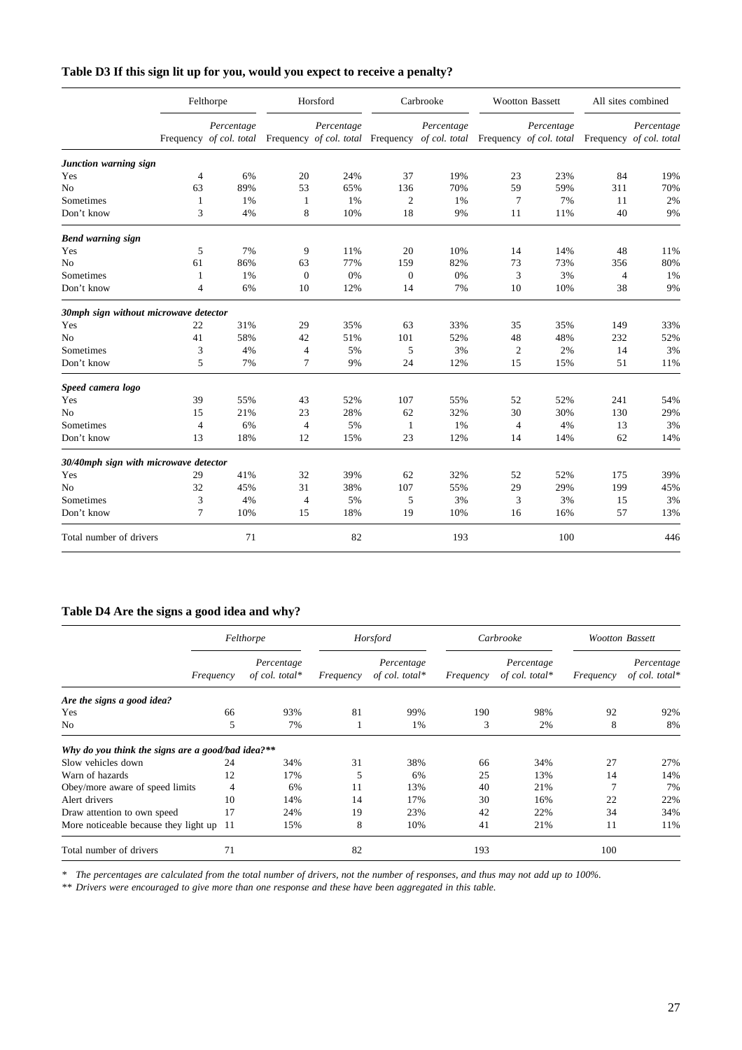**Table D3 If this sign lit up for you, would you expect to receive a penalty?**

| | Felthorpe | | Horsford | | Carbrooke | | Wootton Bassett | | All sites combined | |
|---|---|---|---|---|---|---|---|---|---|---|
| | Frequency | *Percentage of col. total* | Frequency | *Percentage of col. total* | Frequency | *Percentage of col. total* | Frequency | *Percentage of col. total* | Frequency | *Percentage of col. total* |
| ***Junction warning sign*** | | | | | | | | | | |
| Yes | 4 | 6% | 20 | 24% | 37 | 19% | 23 | 23% | 84 | 19% |
| No | 63 | 89% | 53 | 65% | 136 | 70% | 59 | 59% | 311 | 70% |
| Sometimes | 1 | 1% | 1 | 1% | 2 | 1% | 7 | 7% | 11 | 2% |
| Don't know | 3 | 4% | 8 | 10% | 18 | 9% | 11 | 11% | 40 | 9% |
| ***Bend warning sign*** | | | | | | | | | | |
| Yes | 5 | 7% | 9 | 11% | 20 | 10% | 14 | 14% | 48 | 11% |
| No | 61 | 86% | 63 | 77% | 159 | 82% | 73 | 73% | 356 | 80% |
| Sometimes | 1 | 1% | 0 | 0% | 0 | 0% | 3 | 3% | 4 | 1% |
| Don't know | 4 | 6% | 10 | 12% | 14 | 7% | 10 | 10% | 38 | 9% |
| ***30mph sign without microwave detector*** | | | | | | | | | | |
| Yes | 22 | 31% | 29 | 35% | 63 | 33% | 35 | 35% | 149 | 33% |
| No | 41 | 58% | 42 | 51% | 101 | 52% | 48 | 48% | 232 | 52% |
| Sometimes | 3 | 4% | 4 | 5% | 5 | 3% | 2 | 2% | 14 | 3% |
| Don't know | 5 | 7% | 7 | 9% | 24 | 12% | 15 | 15% | 51 | 11% |
| ***Speed camera logo*** | | | | | | | | | | |
| Yes | 39 | 55% | 43 | 52% | 107 | 55% | 52 | 52% | 241 | 54% |
| No | 15 | 21% | 23 | 28% | 62 | 32% | 30 | 30% | 130 | 29% |
| Sometimes | 4 | 6% | 4 | 5% | 1 | 1% | 4 | 4% | 13 | 3% |
| Don't know | 13 | 18% | 12 | 15% | 23 | 12% | 14 | 14% | 62 | 14% |
| ***30/40mph sign with microwave detector*** | | | | | | | | | | |
| Yes | 29 | 41% | 32 | 39% | 62 | 32% | 52 | 52% | 175 | 39% |
| No | 32 | 45% | 31 | 38% | 107 | 55% | 29 | 29% | 199 | 45% |
| Sometimes | 3 | 4% | 4 | 5% | 5 | 3% | 3 | 3% | 15 | 3% |
| Don't know | 7 | 10% | 15 | 18% | 19 | 10% | 16 | 16% | 57 | 13% |
| Total number of drivers | | 71 | | 82 | | 193 | | 100 | | 446 |

**Table D4 Are the signs a good idea and why?**

| | *Felthorpe* | | *Horsford* | | *Carbrooke* | | *Wootton Bassett* | |
|---|---|---|---|---|---|---|---|---|
| | *Frequency* | *Percentage of col. total\** | *Frequency* | *Percentage of col. total\** | *Frequency* | *Percentage of col. total\** | *Frequency* | *Percentage of col. total\** |
| ***Are the signs a good idea?*** | | | | | | | | |
| Yes | 66 | 93% | 81 | 99% | 190 | 98% | 92 | 92% |
| No | 5 | 7% | 1 | 1% | 3 | 2% | 8 | 8% |
| ***Why do you think the signs are a good/bad idea?\*\**** | | | | | | | | |
| Slow vehicles down | 24 | 34% | 31 | 38% | 66 | 34% | 27 | 27% |
| Warn of hazards | 12 | 17% | 5 | 6% | 25 | 13% | 14 | 14% |
| Obey/more aware of speed limits | 4 | 6% | 11 | 13% | 40 | 21% | 7 | 7% |
| Alert drivers | 10 | 14% | 14 | 17% | 30 | 16% | 22 | 22% |
| Draw attention to own speed | 17 | 24% | 19 | 23% | 42 | 22% | 34 | 34% |
| More noticeable because they light up | 11 | 15% | 8 | 10% | 41 | 21% | 11 | 11% |
| Total number of drivers | 71 | | 82 | | 193 | | 100 | |

*\* The percentages are calculated from the total number of drivers, not the number of responses, and thus may not add up to 100%.*

*\*\* Drivers were encouraged to give more than one response and these have been aggregated in this table.*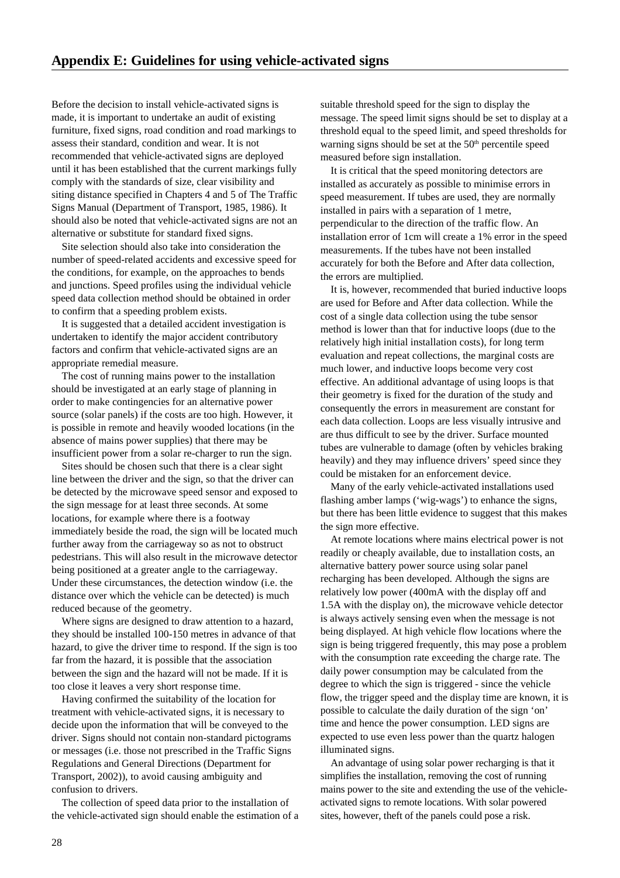# Appendix E: Guidelines for using vehicle-activated signs

Before the decision to install vehicle-activated signs is made, it is important to undertake an audit of existing furniture, fixed signs, road condition and road markings to assess their standard, condition and wear. It is not recommended that vehicle-activated signs are deployed until it has been established that the current markings fully comply with the standards of size, clear visibility and siting distance specified in Chapters 4 and 5 of The Traffic Signs Manual (Department of Transport, 1985, 1986). It should also be noted that vehicle-activated signs are not an alternative or substitute for standard fixed signs.

Site selection should also take into consideration the number of speed-related accidents and excessive speed for the conditions, for example, on the approaches to bends and junctions. Speed profiles using the individual vehicle speed data collection method should be obtained in order to confirm that a speeding problem exists.

It is suggested that a detailed accident investigation is undertaken to identify the major accident contributory factors and confirm that vehicle-activated signs are an appropriate remedial measure.

The cost of running mains power to the installation should be investigated at an early stage of planning in order to make contingencies for an alternative power source (solar panels) if the costs are too high. However, it is possible in remote and heavily wooded locations (in the absence of mains power supplies) that there may be insufficient power from a solar re-charger to run the sign.

Sites should be chosen such that there is a clear sight line between the driver and the sign, so that the driver can be detected by the microwave speed sensor and exposed to the sign message for at least three seconds. At some locations, for example where there is a footway immediately beside the road, the sign will be located much further away from the carriageway so as not to obstruct pedestrians. This will also result in the microwave detector being positioned at a greater angle to the carriageway. Under these circumstances, the detection window (i.e. the distance over which the vehicle can be detected) is much reduced because of the geometry.

Where signs are designed to draw attention to a hazard, they should be installed 100-150 metres in advance of that hazard, to give the driver time to respond. If the sign is too far from the hazard, it is possible that the association between the sign and the hazard will not be made. If it is too close it leaves a very short response time.

Having confirmed the suitability of the location for treatment with vehicle-activated signs, it is necessary to decide upon the information that will be conveyed to the driver. Signs should not contain non-standard pictograms or messages (i.e. those not prescribed in the Traffic Signs Regulations and General Directions (Department for Transport, 2002)), to avoid causing ambiguity and confusion to drivers.

The collection of speed data prior to the installation of the vehicle-activated sign should enable the estimation of a suitable threshold speed for the sign to display the message. The speed limit signs should be set to display at a threshold equal to the speed limit, and speed thresholds for warning signs should be set at the 50th percentile speed measured before sign installation.

It is critical that the speed monitoring detectors are installed as accurately as possible to minimise errors in speed measurement. If tubes are used, they are normally installed in pairs with a separation of 1 metre, perpendicular to the direction of the traffic flow. An installation error of 1cm will create a 1% error in the speed measurements. If the tubes have not been installed accurately for both the Before and After data collection, the errors are multiplied.

It is, however, recommended that buried inductive loops are used for Before and After data collection. While the cost of a single data collection using the tube sensor method is lower than that for inductive loops (due to the relatively high initial installation costs), for long term evaluation and repeat collections, the marginal costs are much lower, and inductive loops become very cost effective. An additional advantage of using loops is that their geometry is fixed for the duration of the study and consequently the errors in measurement are constant for each data collection. Loops are less visually intrusive and are thus difficult to see by the driver. Surface mounted tubes are vulnerable to damage (often by vehicles braking heavily) and they may influence drivers' speed since they could be mistaken for an enforcement device.

Many of the early vehicle-activated installations used flashing amber lamps ('wig-wags') to enhance the signs, but there has been little evidence to suggest that this makes the sign more effective.

At remote locations where mains electrical power is not readily or cheaply available, due to installation costs, an alternative battery power source using solar panel recharging has been developed. Although the signs are relatively low power (400mA with the display off and 1.5A with the display on), the microwave vehicle detector is always actively sensing even when the message is not being displayed. At high vehicle flow locations where the sign is being triggered frequently, this may pose a problem with the consumption rate exceeding the charge rate. The daily power consumption may be calculated from the degree to which the sign is triggered - since the vehicle flow, the trigger speed and the display time are known, it is possible to calculate the daily duration of the sign 'on' time and hence the power consumption. LED signs are expected to use even less power than the quartz halogen illuminated signs.

An advantage of using solar power recharging is that it simplifies the installation, removing the cost of running mains power to the site and extending the use of the vehicle-activated signs to remote locations. With solar powered sites, however, theft of the panels could pose a risk.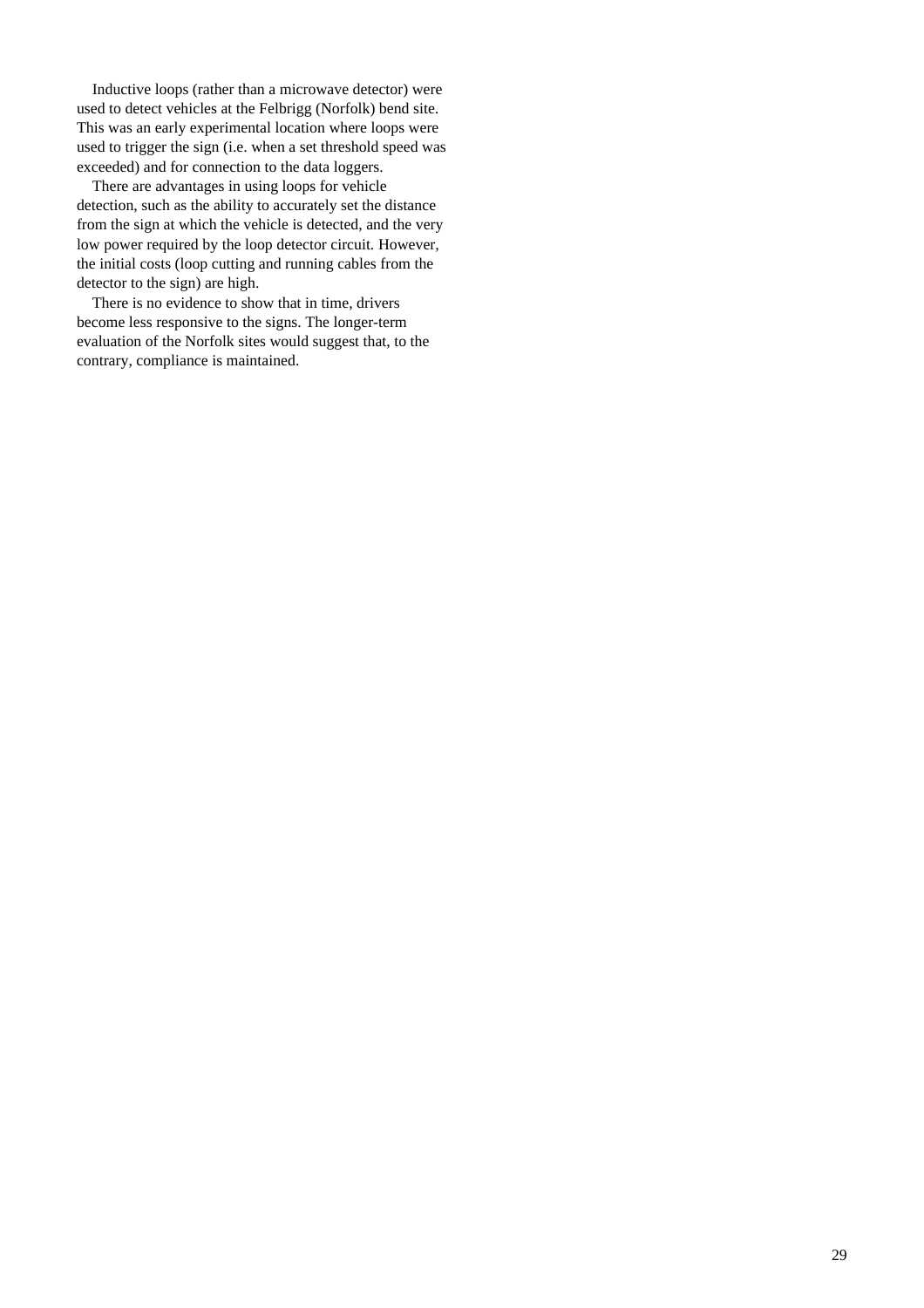Inductive loops (rather than a microwave detector) were used to detect vehicles at the Felbrigg (Norfolk) bend site. This was an early experimental location where loops were used to trigger the sign (i.e. when a set threshold speed was exceeded) and for connection to the data loggers.

There are advantages in using loops for vehicle detection, such as the ability to accurately set the distance from the sign at which the vehicle is detected, and the very low power required by the loop detector circuit. However, the initial costs (loop cutting and running cables from the detector to the sign) are high.

There is no evidence to show that in time, drivers become less responsive to the signs. The longer-term evaluation of the Norfolk sites would suggest that, to the contrary, compliance is maintained.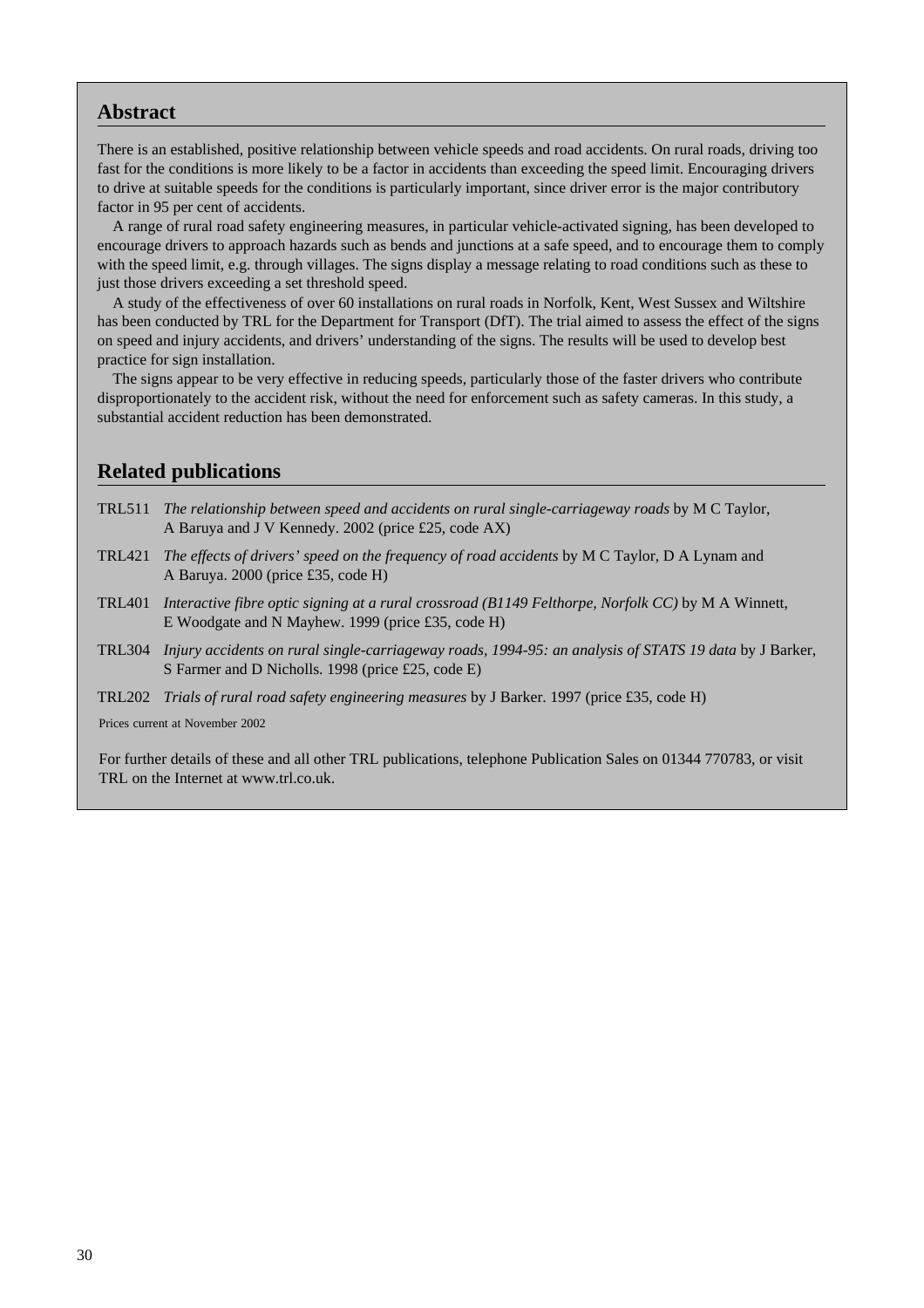## Abstract

There is an established, positive relationship between vehicle speeds and road accidents. On rural roads, driving too fast for the conditions is more likely to be a factor in accidents than exceeding the speed limit. Encouraging drivers to drive at suitable speeds for the conditions is particularly important, since driver error is the major contributory factor in 95 per cent of accidents.

A range of rural road safety engineering measures, in particular vehicle-activated signing, has been developed to encourage drivers to approach hazards such as bends and junctions at a safe speed, and to encourage them to comply with the speed limit, e.g. through villages. The signs display a message relating to road conditions such as these to just those drivers exceeding a set threshold speed.

A study of the effectiveness of over 60 installations on rural roads in Norfolk, Kent, West Sussex and Wiltshire has been conducted by TRL for the Department for Transport (DfT). The trial aimed to assess the effect of the signs on speed and injury accidents, and drivers' understanding of the signs. The results will be used to develop best practice for sign installation.

The signs appear to be very effective in reducing speeds, particularly those of the faster drivers who contribute disproportionately to the accident risk, without the need for enforcement such as safety cameras. In this study, a substantial accident reduction has been demonstrated.

## Related publications

TRL511 *The relationship between speed and accidents on rural single-carriageway roads* by M C Taylor, A Baruya and J V Kennedy. 2002 (price £25, code AX)

TRL421 *The effects of drivers' speed on the frequency of road accidents* by M C Taylor, D A Lynam and A Baruya. 2000 (price £35, code H)

TRL401 *Interactive fibre optic signing at a rural crossroad (B1149 Felthorpe, Norfolk CC)* by M A Winnett, E Woodgate and N Mayhew. 1999 (price £35, code H)

TRL304 *Injury accidents on rural single-carriageway roads, 1994-95: an analysis of STATS 19 data* by J Barker, S Farmer and D Nicholls. 1998 (price £25, code E)

TRL202 *Trials of rural road safety engineering measures* by J Barker. 1997 (price £35, code H)

Prices current at November 2002

For further details of these and all other TRL publications, telephone Publication Sales on 01344 770783, or visit TRL on the Internet at www.trl.co.uk.